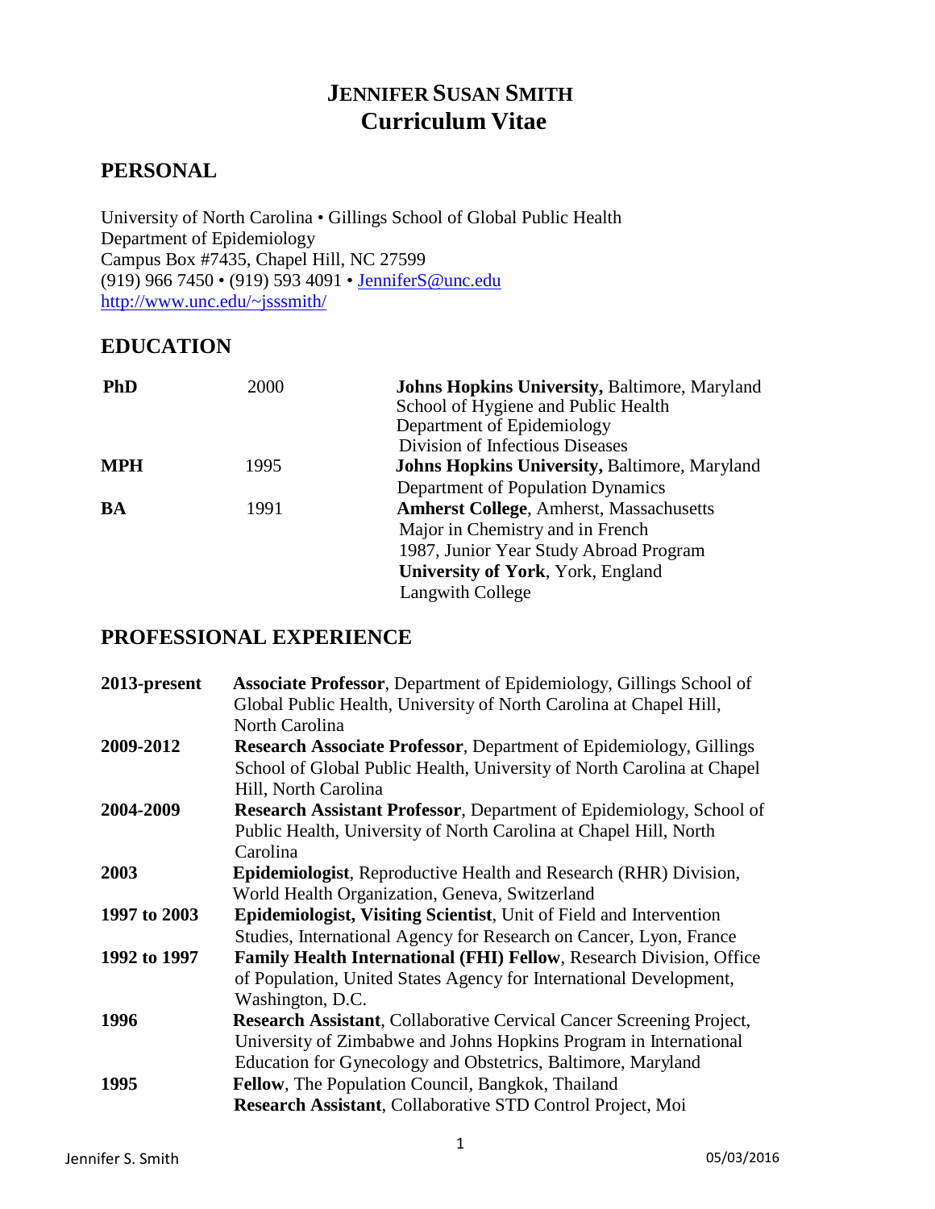# JENNIFER SUSAN SMITH
# Curriculum Vitae

## PERSONAL

University of North Carolina • Gillings School of Global Public Health
Department of Epidemiology
Campus Box #7435, Chapel Hill, NC 27599
(919) 966 7450 • (919) 593 4091 • JenniferS@unc.edu
http://www.unc.edu/~jsssmith/

## EDUCATION

| | | |
|---|---|---|
| **PhD** | 2000 | **Johns Hopkins University,** Baltimore, Maryland<br>School of Hygiene and Public Health<br>Department of Epidemiology<br>Division of Infectious Diseases |
| **MPH** | 1995 | **Johns Hopkins University,** Baltimore, Maryland<br>Department of Population Dynamics |
| **BA** | 1991 | **Amherst College**, Amherst, Massachusetts<br>Major in Chemistry and in French<br>1987, Junior Year Study Abroad Program<br>**University of York**, York, England<br>Langwith College |

## PROFESSIONAL EXPERIENCE

| | |
|---|---|
| **2013-present** | **Associate Professor**, Department of Epidemiology, Gillings School of Global Public Health, University of North Carolina at Chapel Hill, North Carolina |
| **2009-2012** | **Research Associate Professor**, Department of Epidemiology, Gillings School of Global Public Health, University of North Carolina at Chapel Hill, North Carolina |
| **2004-2009** | **Research Assistant Professor**, Department of Epidemiology, School of Public Health, University of North Carolina at Chapel Hill, North Carolina |
| **2003** | **Epidemiologist**, Reproductive Health and Research (RHR) Division, World Health Organization, Geneva, Switzerland |
| **1997 to 2003** | **Epidemiologist, Visiting Scientist**, Unit of Field and Intervention Studies, International Agency for Research on Cancer, Lyon, France |
| **1992 to 1997** | **Family Health International (FHI) Fellow**, Research Division, Office of Population, United States Agency for International Development, Washington, D.C. |
| **1996** | **Research Assistant**, Collaborative Cervical Cancer Screening Project, University of Zimbabwe and Johns Hopkins Program in International Education for Gynecology and Obstetrics, Baltimore, Maryland |
| **1995** | **Fellow**, The Population Council, Bangkok, Thailand<br>**Research Assistant**, Collaborative STD Control Project, Moi |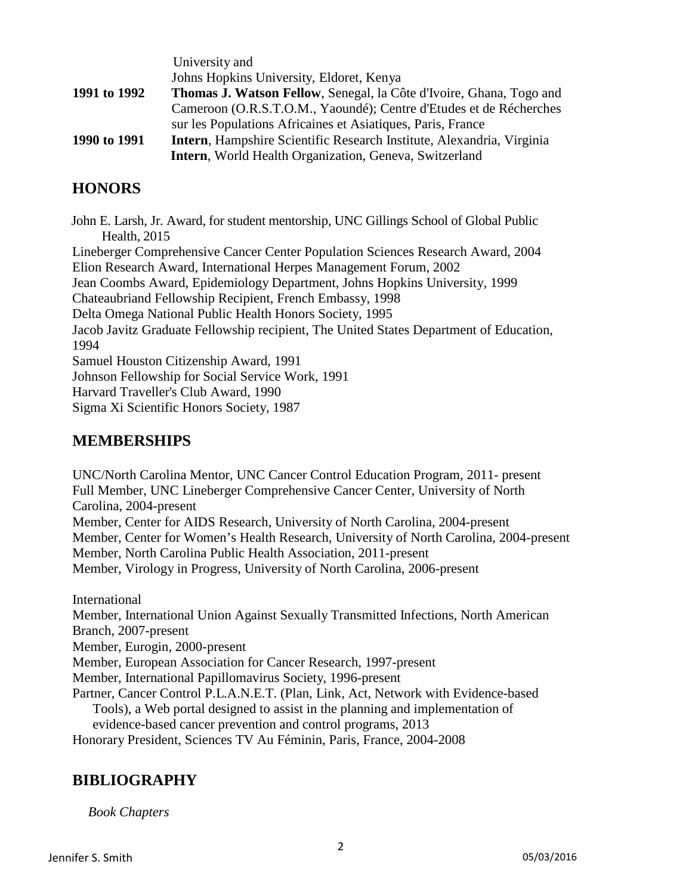| | |
|---|---|
| | University and Johns Hopkins University, Eldoret, Kenya |
| **1991 to 1992** | **Thomas J. Watson Fellow**, Senegal, la Côte d'Ivoire, Ghana, Togo and Cameroon (O.R.S.T.O.M., Yaoundé); Centre d'Etudes et de Récherches sur les Populations Africaines et Asiatiques, Paris, France |
| **1990 to 1991** | **Intern**, Hampshire Scientific Research Institute, Alexandria, Virginia |
| | **Intern**, World Health Organization, Geneva, Switzerland |

## HONORS

John E. Larsh, Jr. Award, for student mentorship, UNC Gillings School of Global Public Health, 2015
Lineberger Comprehensive Cancer Center Population Sciences Research Award, 2004
Elion Research Award, International Herpes Management Forum, 2002
Jean Coombs Award, Epidemiology Department, Johns Hopkins University, 1999
Chateaubriand Fellowship Recipient, French Embassy, 1998
Delta Omega National Public Health Honors Society, 1995
Jacob Javitz Graduate Fellowship recipient, The United States Department of Education, 1994
Samuel Houston Citizenship Award, 1991
Johnson Fellowship for Social Service Work, 1991
Harvard Traveller's Club Award, 1990
Sigma Xi Scientific Honors Society, 1987

## MEMBERSHIPS

UNC/North Carolina Mentor, UNC Cancer Control Education Program, 2011- present
Full Member, UNC Lineberger Comprehensive Cancer Center, University of North Carolina, 2004-present
Member, Center for AIDS Research, University of North Carolina, 2004-present
Member, Center for Women's Health Research, University of North Carolina, 2004-present
Member, North Carolina Public Health Association, 2011-present
Member, Virology in Progress, University of North Carolina, 2006-present

International
Member, International Union Against Sexually Transmitted Infections, North American Branch, 2007-present
Member, Eurogin, 2000-present
Member, European Association for Cancer Research, 1997-present
Member, International Papillomavirus Society, 1996-present
Partner, Cancer Control P.L.A.N.E.T. (Plan, Link, Act, Network with Evidence-based Tools), a Web portal designed to assist in the planning and implementation of evidence-based cancer prevention and control programs, 2013
Honorary President, Sciences TV Au Féminin, Paris, France, 2004-2008

## BIBLIOGRAPHY

*Book Chapters*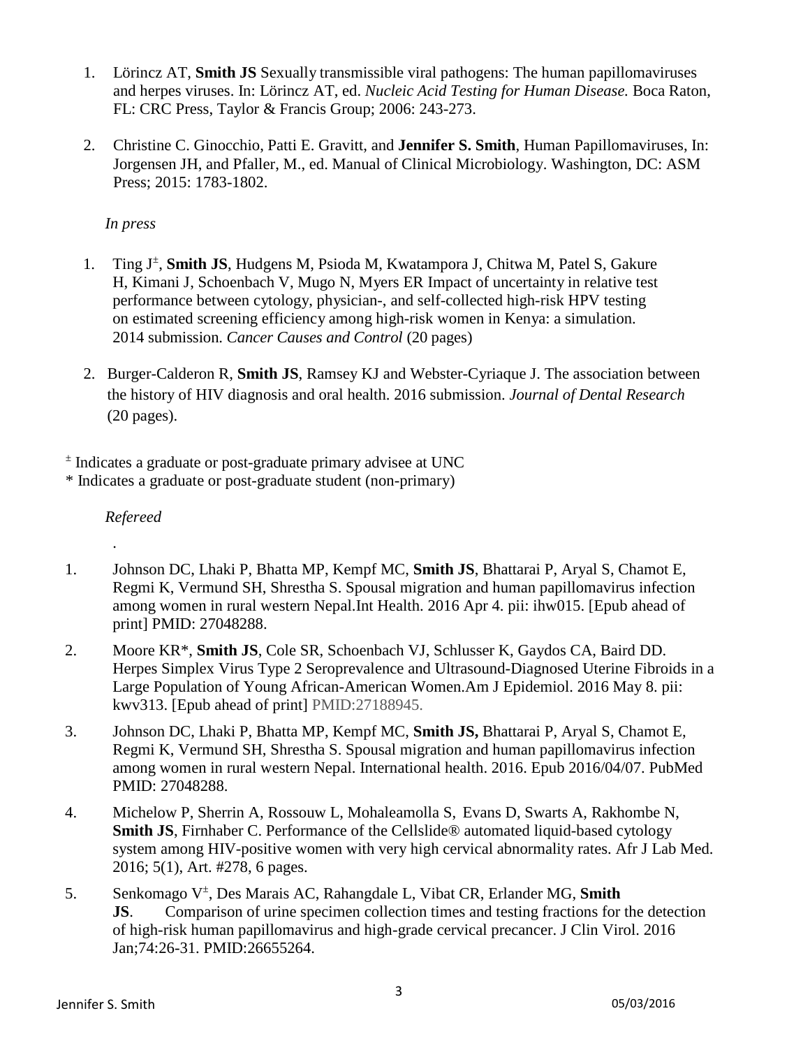1. Lörincz AT, **Smith JS** Sexually transmissible viral pathogens: The human papillomaviruses and herpes viruses. In: Lörincz AT, ed. *Nucleic Acid Testing for Human Disease.* Boca Raton, FL: CRC Press, Taylor & Francis Group; 2006: 243-273.

2. Christine C. Ginocchio, Patti E. Gravitt, and **Jennifer S. Smith**, Human Papillomaviruses, In: Jorgensen JH, and Pfaller, M., ed. Manual of Clinical Microbiology. Washington, DC: ASM Press; 2015: 1783-1802.

*In press*

1. Ting J±, **Smith JS**, Hudgens M, Psioda M, Kwatampora J, Chitwa M, Patel S, Gakure H, Kimani J, Schoenbach V, Mugo N, Myers ER Impact of uncertainty in relative test performance between cytology, physician-, and self-collected high-risk HPV testing on estimated screening efficiency among high-risk women in Kenya: a simulation. 2014 submission. *Cancer Causes and Control* (20 pages)

2. Burger-Calderon R, **Smith JS**, Ramsey KJ and Webster-Cyriaque J. The association between the history of HIV diagnosis and oral health. 2016 submission. *Journal of Dental Research* (20 pages).

± Indicates a graduate or post-graduate primary advisee at UNC
* Indicates a graduate or post-graduate student (non-primary)

*Refereed*

.

1. Johnson DC, Lhaki P, Bhatta MP, Kempf MC, **Smith JS**, Bhattarai P, Aryal S, Chamot E, Regmi K, Vermund SH, Shrestha S. Spousal migration and human papillomavirus infection among women in rural western Nepal.Int Health. 2016 Apr 4. pii: ihw015. [Epub ahead of print] PMID: 27048288.

2. Moore KR*, **Smith JS**, Cole SR, Schoenbach VJ, Schlusser K, Gaydos CA, Baird DD. Herpes Simplex Virus Type 2 Seroprevalence and Ultrasound-Diagnosed Uterine Fibroids in a Large Population of Young African-American Women.Am J Epidemiol. 2016 May 8. pii: kwv313. [Epub ahead of print] PMID:27188945.

3. Johnson DC, Lhaki P, Bhatta MP, Kempf MC, **Smith JS,** Bhattarai P, Aryal S, Chamot E, Regmi K, Vermund SH, Shrestha S. Spousal migration and human papillomavirus infection among women in rural western Nepal. International health. 2016. Epub 2016/04/07. PubMed PMID: 27048288.

4. Michelow P, Sherrin A, Rossouw L, Mohaleamolla S, Evans D, Swarts A, Rakhombe N, **Smith JS**, Firnhaber C. Performance of the Cellslide® automated liquid-based cytology system among HIV-positive women with very high cervical abnormality rates. Afr J Lab Med. 2016; 5(1), Art. #278, 6 pages.

5. Senkomago V±, Des Marais AC, Rahangdale L, Vibat CR, Erlander MG, **Smith JS**. Comparison of urine specimen collection times and testing fractions for the detection of high-risk human papillomavirus and high-grade cervical precancer. J Clin Virol. 2016 Jan;74:26-31. PMID:26655264.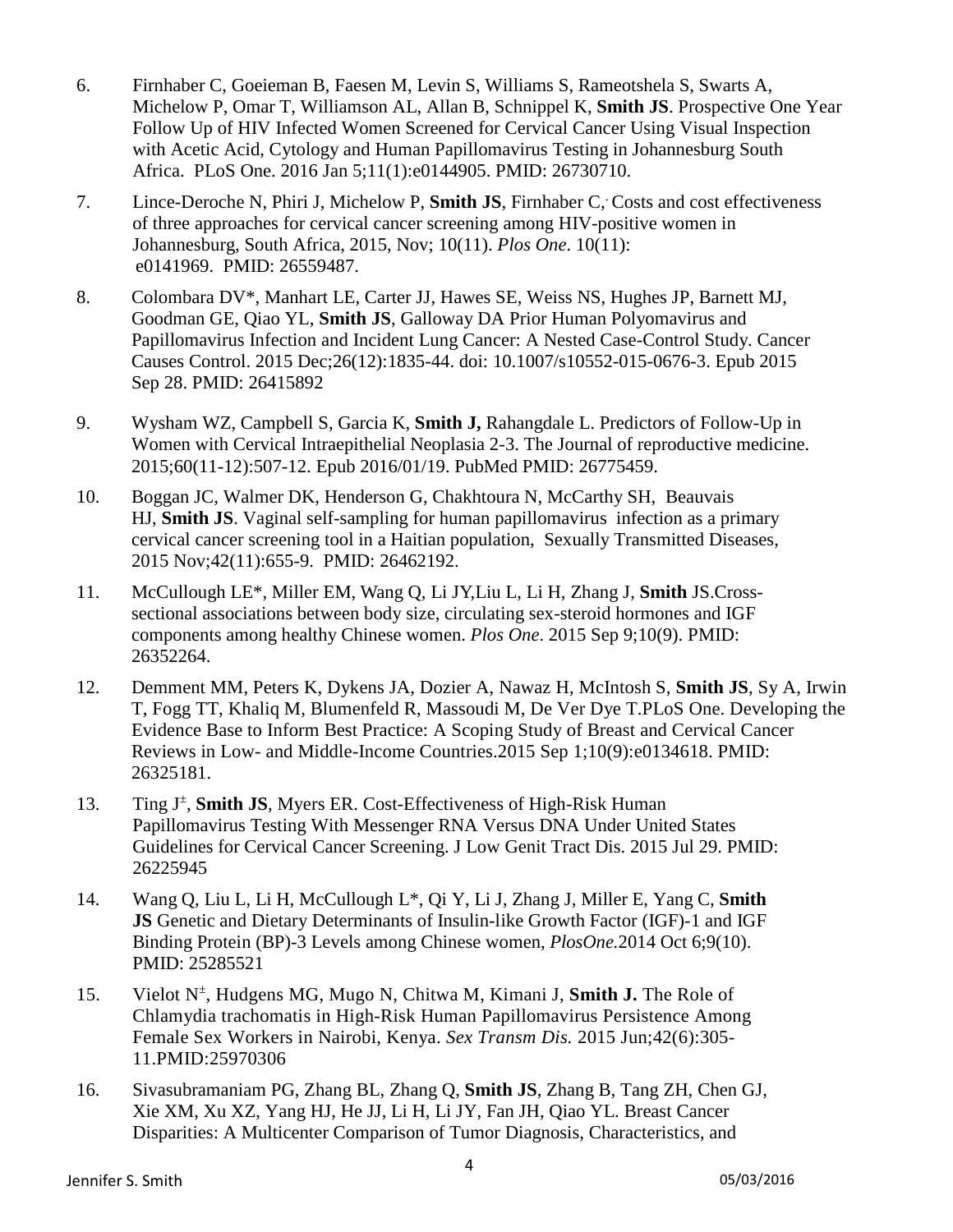6. Firnhaber C, Goeieman B, Faesen M, Levin S, Williams S, Rameotshela S, Swarts A, Michelow P, Omar T, Williamson AL, Allan B, Schnippel K, **Smith JS**. Prospective One Year Follow Up of HIV Infected Women Screened for Cervical Cancer Using Visual Inspection with Acetic Acid, Cytology and Human Papillomavirus Testing in Johannesburg South Africa. PLoS One. 2016 Jan 5;11(1):e0144905. PMID: 26730710.

7. Lince-Deroche N, Phiri J, Michelow P, **Smith JS**, Firnhaber C, Costs and cost effectiveness of three approaches for cervical cancer screening among HIV-positive women in Johannesburg, South Africa, 2015, Nov; 10(11). *Plos One*. 10(11): e0141969. PMID: 26559487.

8. Colombara DV*, Manhart LE, Carter JJ, Hawes SE, Weiss NS, Hughes JP, Barnett MJ, Goodman GE, Qiao YL, **Smith JS**, Galloway DA Prior Human Polyomavirus and Papillomavirus Infection and Incident Lung Cancer: A Nested Case-Control Study. Cancer Causes Control. 2015 Dec;26(12):1835-44. doi: 10.1007/s10552-015-0676-3. Epub 2015 Sep 28. PMID: 26415892

9. Wysham WZ, Campbell S, Garcia K, **Smith J,** Rahangdale L. Predictors of Follow-Up in Women with Cervical Intraepithelial Neoplasia 2-3. The Journal of reproductive medicine. 2015;60(11-12):507-12. Epub 2016/01/19. PubMed PMID: 26775459.

10. Boggan JC, Walmer DK, Henderson G, Chakhtoura N, McCarthy SH, Beauvais HJ, **Smith JS**. Vaginal self-sampling for human papillomavirus infection as a primary cervical cancer screening tool in a Haitian population, Sexually Transmitted Diseases, 2015 Nov;42(11):655-9. PMID: 26462192.

11. McCullough LE*, Miller EM, Wang Q, Li JY,Liu L, Li H, Zhang J, **Smith** JS.Cross-sectional associations between body size, circulating sex-steroid hormones and IGF components among healthy Chinese women. *Plos One*. 2015 Sep 9;10(9). PMID: 26352264.

12. Demment MM, Peters K, Dykens JA, Dozier A, Nawaz H, McIntosh S, **Smith JS**, Sy A, Irwin T, Fogg TT, Khaliq M, Blumenfeld R, Massoudi M, De Ver Dye T.PLoS One. Developing the Evidence Base to Inform Best Practice: A Scoping Study of Breast and Cervical Cancer Reviews in Low- and Middle-Income Countries.2015 Sep 1;10(9):e0134618. PMID: 26325181.

13. Ting J[±], **Smith JS**, Myers ER. Cost-Effectiveness of High-Risk Human Papillomavirus Testing With Messenger RNA Versus DNA Under United States Guidelines for Cervical Cancer Screening. J Low Genit Tract Dis. 2015 Jul 29. PMID: 26225945

14. Wang Q, Liu L, Li H, McCullough L*, Qi Y, Li J, Zhang J, Miller E, Yang C, **Smith JS** Genetic and Dietary Determinants of Insulin-like Growth Factor (IGF)-1 and IGF Binding Protein (BP)-3 Levels among Chinese women, *PlosOne.*2014 Oct 6;9(10). PMID: 25285521

15. Vielot N[±], Hudgens MG, Mugo N, Chitwa M, Kimani J, **Smith J.** The Role of Chlamydia trachomatis in High-Risk Human Papillomavirus Persistence Among Female Sex Workers in Nairobi, Kenya. *Sex Transm Dis.* 2015 Jun;42(6):305-11.PMID:25970306

16. Sivasubramaniam PG, Zhang BL, Zhang Q, **Smith JS**, Zhang B, Tang ZH, Chen GJ, Xie XM, Xu XZ, Yang HJ, He JJ, Li H, Li JY, Fan JH, Qiao YL. Breast Cancer Disparities: A Multicenter Comparison of Tumor Diagnosis, Characteristics, and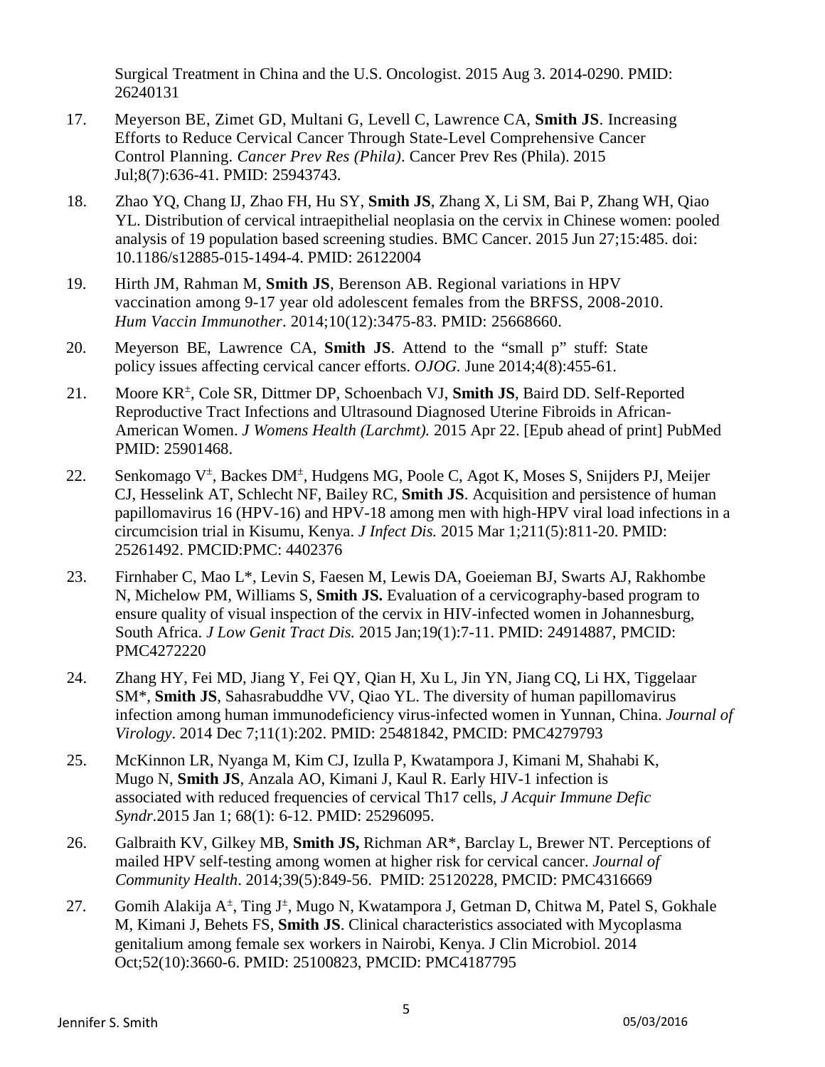Surgical Treatment in China and the U.S. Oncologist. 2015 Aug 3. 2014-0290. PMID: 26240131

17. Meyerson BE, Zimet GD, Multani G, Levell C, Lawrence CA, **Smith JS**. Increasing Efforts to Reduce Cervical Cancer Through State-Level Comprehensive Cancer Control Planning. *Cancer Prev Res (Phila)*. Cancer Prev Res (Phila). 2015 Jul;8(7):636-41. PMID: 25943743.

18. Zhao YQ, Chang IJ, Zhao FH, Hu SY, **Smith JS**, Zhang X, Li SM, Bai P, Zhang WH, Qiao YL. Distribution of cervical intraepithelial neoplasia on the cervix in Chinese women: pooled analysis of 19 population based screening studies. BMC Cancer. 2015 Jun 27;15:485. doi: 10.1186/s12885-015-1494-4. PMID: 26122004

19. Hirth JM, Rahman M, **Smith JS**, Berenson AB. Regional variations in HPV vaccination among 9-17 year old adolescent females from the BRFSS, 2008-2010. *Hum Vaccin Immunother*. 2014;10(12):3475-83. PMID: 25668660.

20. Meyerson BE, Lawrence CA, **Smith JS**. Attend to the "small p" stuff: State policy issues affecting cervical cancer efforts. *OJOG*. June 2014;4(8):455-61.

21. Moore KR[±], Cole SR, Dittmer DP, Schoenbach VJ, **Smith JS**, Baird DD. Self-Reported Reproductive Tract Infections and Ultrasound Diagnosed Uterine Fibroids in African-American Women. *J Womens Health (Larchmt).* 2015 Apr 22. [Epub ahead of print] PubMed PMID: 25901468.

22. Senkomago V[±], Backes DM[±], Hudgens MG, Poole C, Agot K, Moses S, Snijders PJ, Meijer CJ, Hesselink AT, Schlecht NF, Bailey RC, **Smith JS**. Acquisition and persistence of human papillomavirus 16 (HPV-16) and HPV-18 among men with high-HPV viral load infections in a circumcision trial in Kisumu, Kenya. *J Infect Dis.* 2015 Mar 1;211(5):811-20. PMID: 25261492. PMCID:PMC: 4402376

23. Firnhaber C, Mao L*, Levin S, Faesen M, Lewis DA, Goeieman BJ, Swarts AJ, Rakhombe N, Michelow PM, Williams S, **Smith JS.** Evaluation of a cervicography-based program to ensure quality of visual inspection of the cervix in HIV-infected women in Johannesburg, South Africa. *J Low Genit Tract Dis.* 2015 Jan;19(1):7-11. PMID: 24914887, PMCID: PMC4272220

24. Zhang HY, Fei MD, Jiang Y, Fei QY, Qian H, Xu L, Jin YN, Jiang CQ, Li HX, Tiggelaar SM*, **Smith JS**, Sahasrabuddhe VV, Qiao YL. The diversity of human papillomavirus infection among human immunodeficiency virus-infected women in Yunnan, China. *Journal of Virology*. 2014 Dec 7;11(1):202. PMID: 25481842, PMCID: PMC4279793

25. McKinnon LR, Nyanga M, Kim CJ, Izulla P, Kwatampora J, Kimani M, Shahabi K, Mugo N, **Smith JS**, Anzala AO, Kimani J, Kaul R. Early HIV-1 infection is associated with reduced frequencies of cervical Th17 cells, *J Acquir Immune Defic Syndr*.2015 Jan 1; 68(1): 6-12. PMID: 25296095.

26. Galbraith KV, Gilkey MB, **Smith JS,** Richman AR*, Barclay L, Brewer NT. Perceptions of mailed HPV self-testing among women at higher risk for cervical cancer. *Journal of Community Health*. 2014;39(5):849-56. PMID: 25120228, PMCID: PMC4316669

27. Gomih Alakija A[±], Ting J[±], Mugo N, Kwatampora J, Getman D, Chitwa M, Patel S, Gokhale M, Kimani J, Behets FS, **Smith JS**. Clinical characteristics associated with Mycoplasma genitalium among female sex workers in Nairobi, Kenya. J Clin Microbiol. 2014 Oct;52(10):3660-6. PMID: 25100823, PMCID: PMC4187795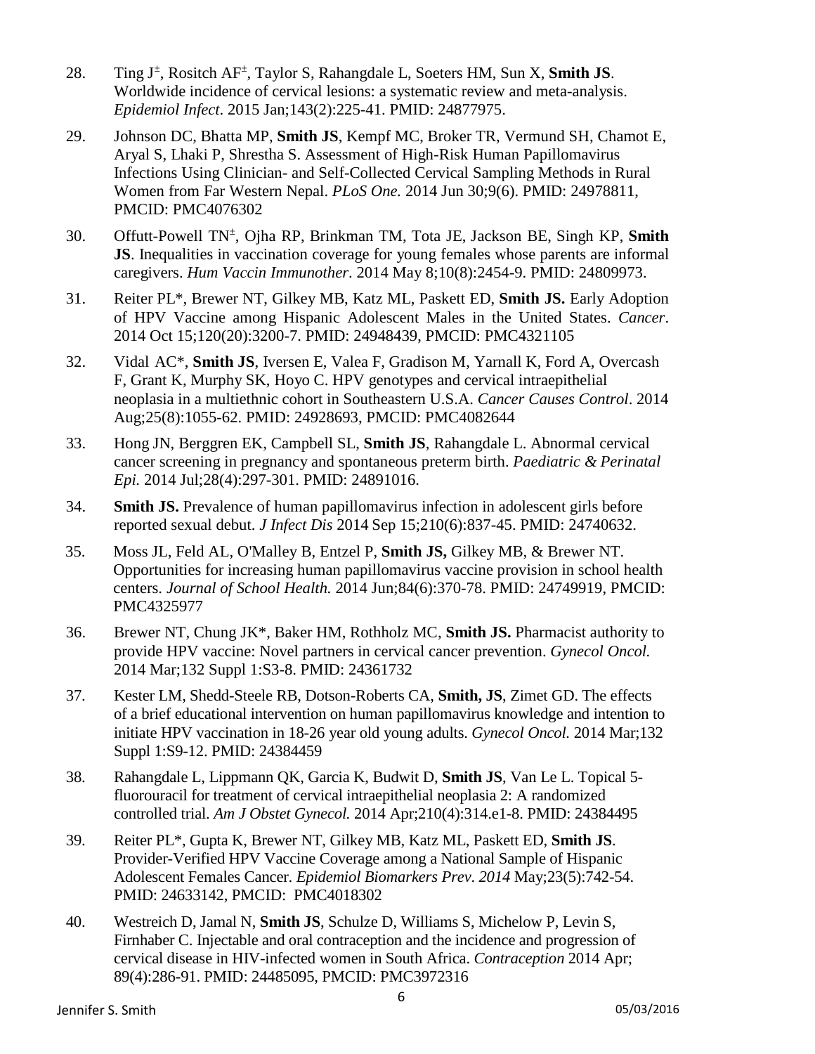28. Ting J[±], Rositch AF[±], Taylor S, Rahangdale L, Soeters HM, Sun X, **Smith JS**. Worldwide incidence of cervical lesions: a systematic review and meta-analysis. *Epidemiol Infect*. 2015 Jan;143(2):225-41. PMID: 24877975.

29. Johnson DC, Bhatta MP, **Smith JS**, Kempf MC, Broker TR, Vermund SH, Chamot E, Aryal S, Lhaki P, Shrestha S. Assessment of High-Risk Human Papillomavirus Infections Using Clinician- and Self-Collected Cervical Sampling Methods in Rural Women from Far Western Nepal. *PLoS One.* 2014 Jun 30;9(6). PMID: 24978811, PMCID: PMC4076302

30. Offutt-Powell TN[±], Ojha RP, Brinkman TM, Tota JE, Jackson BE, Singh KP, **Smith JS**. Inequalities in vaccination coverage for young females whose parents are informal caregivers. *Hum Vaccin Immunother*. 2014 May 8;10(8):2454-9. PMID: 24809973.

31. Reiter PL*, Brewer NT, Gilkey MB, Katz ML, Paskett ED, **Smith JS.** Early Adoption of HPV Vaccine among Hispanic Adolescent Males in the United States. *Cancer*. 2014 Oct 15;120(20):3200-7. PMID: 24948439, PMCID: PMC4321105

32. Vidal AC*, **Smith JS**, Iversen E, Valea F, Gradison M, Yarnall K, Ford A, Overcash F, Grant K, Murphy SK, Hoyo C. HPV genotypes and cervical intraepithelial neoplasia in a multiethnic cohort in Southeastern U.S.A. *Cancer Causes Control*. 2014 Aug;25(8):1055-62. PMID: 24928693, PMCID: PMC4082644

33. Hong JN, Berggren EK, Campbell SL, **Smith JS**, Rahangdale L. Abnormal cervical cancer screening in pregnancy and spontaneous preterm birth. *Paediatric & Perinatal Epi.* 2014 Jul;28(4):297-301. PMID: 24891016.

34. **Smith JS.** Prevalence of human papillomavirus infection in adolescent girls before reported sexual debut. *J Infect Dis* 2014 Sep 15;210(6):837-45. PMID: 24740632.

35. Moss JL, Feld AL, O'Malley B, Entzel P, **Smith JS,** Gilkey MB, & Brewer NT. Opportunities for increasing human papillomavirus vaccine provision in school health centers. *Journal of School Health.* 2014 Jun;84(6):370-78. PMID: 24749919, PMCID: PMC4325977

36. Brewer NT, Chung JK*, Baker HM, Rothholz MC, **Smith JS.** Pharmacist authority to provide HPV vaccine: Novel partners in cervical cancer prevention. *Gynecol Oncol.* 2014 Mar;132 Suppl 1:S3-8. PMID: 24361732

37. Kester LM, Shedd-Steele RB, Dotson-Roberts CA, **Smith, JS**, Zimet GD. The effects of a brief educational intervention on human papillomavirus knowledge and intention to initiate HPV vaccination in 18-26 year old young adults. *Gynecol Oncol.* 2014 Mar;132 Suppl 1:S9-12. PMID: 24384459

38. Rahangdale L, Lippmann QK, Garcia K, Budwit D, **Smith JS**, Van Le L. Topical 5-fluorouracil for treatment of cervical intraepithelial neoplasia 2: A randomized controlled trial. *Am J Obstet Gynecol.* 2014 Apr;210(4):314.e1-8. PMID: 24384495

39. Reiter PL*, Gupta K, Brewer NT, Gilkey MB, Katz ML, Paskett ED, **Smith JS**. Provider-Verified HPV Vaccine Coverage among a National Sample of Hispanic Adolescent Females Cancer. *Epidemiol Biomarkers Prev. 2014* May;23(5):742-54. PMID: 24633142, PMCID: PMC4018302

40. Westreich D, Jamal N, **Smith JS**, Schulze D, Williams S, Michelow P, Levin S, Firnhaber C. Injectable and oral contraception and the incidence and progression of cervical disease in HIV-infected women in South Africa. *Contraception* 2014 Apr; 89(4):286-91. PMID: 24485095, PMCID: PMC3972316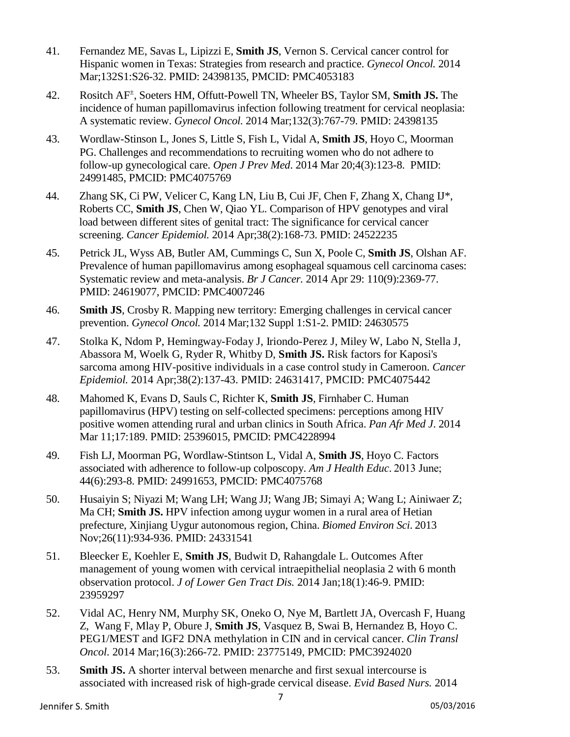41. Fernandez ME, Savas L, Lipizzi E, **Smith JS**, Vernon S. Cervical cancer control for Hispanic women in Texas: Strategies from research and practice. *Gynecol Oncol.* 2014 Mar;132S1:S26-32. PMID: 24398135, PMCID: PMC4053183

42. Rositch AF[±], Soeters HM, Offutt-Powell TN, Wheeler BS, Taylor SM, **Smith JS.** The incidence of human papillomavirus infection following treatment for cervical neoplasia: A systematic review. *Gynecol Oncol.* 2014 Mar;132(3):767-79. PMID: 24398135

43. Wordlaw-Stinson L, Jones S, Little S, Fish L, Vidal A, **Smith JS**, Hoyo C, Moorman PG. Challenges and recommendations to recruiting women who do not adhere to follow-up gynecological care. *Open J Prev Med*. 2014 Mar 20;4(3):123-8. PMID: 24991485, PMCID: PMC4075769

44. Zhang SK, Ci PW, Velicer C, Kang LN, Liu B, Cui JF, Chen F, Zhang X, Chang IJ*, Roberts CC, **Smith JS**, Chen W, Qiao YL. Comparison of HPV genotypes and viral load between different sites of genital tract: The significance for cervical cancer screening. *Cancer Epidemiol.* 2014 Apr;38(2):168-73. PMID: 24522235

45. Petrick JL, Wyss AB, Butler AM, Cummings C, Sun X, Poole C, **Smith JS**, Olshan AF. Prevalence of human papillomavirus among esophageal squamous cell carcinoma cases: Systematic review and meta-analysis. *Br J Cancer.* 2014 Apr 29: 110(9):2369-77. PMID: 24619077, PMCID: PMC4007246

46. **Smith JS**, Crosby R. Mapping new territory: Emerging challenges in cervical cancer prevention. *Gynecol Oncol.* 2014 Mar;132 Suppl 1:S1-2. PMID: 24630575

47. Stolka K, Ndom P, Hemingway-Foday J, Iriondo-Perez J, Miley W, Labo N, Stella J, Abassora M, Woelk G, Ryder R, Whitby D, **Smith JS.** Risk factors for Kaposi's sarcoma among HIV-positive individuals in a case control study in Cameroon. *Cancer Epidemiol.* 2014 Apr;38(2):137-43. PMID: 24631417, PMCID: PMC4075442

48. Mahomed K, Evans D, Sauls C, Richter K, **Smith JS**, Firnhaber C. Human papillomavirus (HPV) testing on self-collected specimens: perceptions among HIV positive women attending rural and urban clinics in South Africa. *Pan Afr Med J*. 2014 Mar 11;17:189. PMID: 25396015, PMCID: PMC4228994

49. Fish LJ, Moorman PG, Wordlaw-Stintson L, Vidal A, **Smith JS**, Hoyo C. Factors associated with adherence to follow-up colposcopy. *Am J Health Educ*. 2013 June; 44(6):293-8. PMID: 24991653, PMCID: PMC4075768

50. Husaiyin S; Niyazi M; Wang LH; Wang JJ; Wang JB; Simayi A; Wang L; Ainiwaer Z; Ma CH; **Smith JS.** HPV infection among uygur women in a rural area of Hetian prefecture, Xinjiang Uygur autonomous region, China. *Biomed Environ Sci*. 2013 Nov;26(11):934-936. PMID: 24331541

51. Bleecker E, Koehler E, **Smith JS**, Budwit D, Rahangdale L. Outcomes After management of young women with cervical intraepithelial neoplasia 2 with 6 month observation protocol. *J of Lower Gen Tract Dis.* 2014 Jan;18(1):46-9. PMID: 23959297

52. Vidal AC, Henry NM, Murphy SK, Oneko O, Nye M, Bartlett JA, Overcash F, Huang Z, Wang F, Mlay P, Obure J, **Smith JS**, Vasquez B, Swai B, Hernandez B, Hoyo C. PEG1/MEST and IGF2 DNA methylation in CIN and in cervical cancer. *Clin Transl Oncol.* 2014 Mar;16(3):266-72. PMID: 23775149, PMCID: PMC3924020

53. **Smith JS.** A shorter interval between menarche and first sexual intercourse is associated with increased risk of high-grade cervical disease. *Evid Based Nurs.* 2014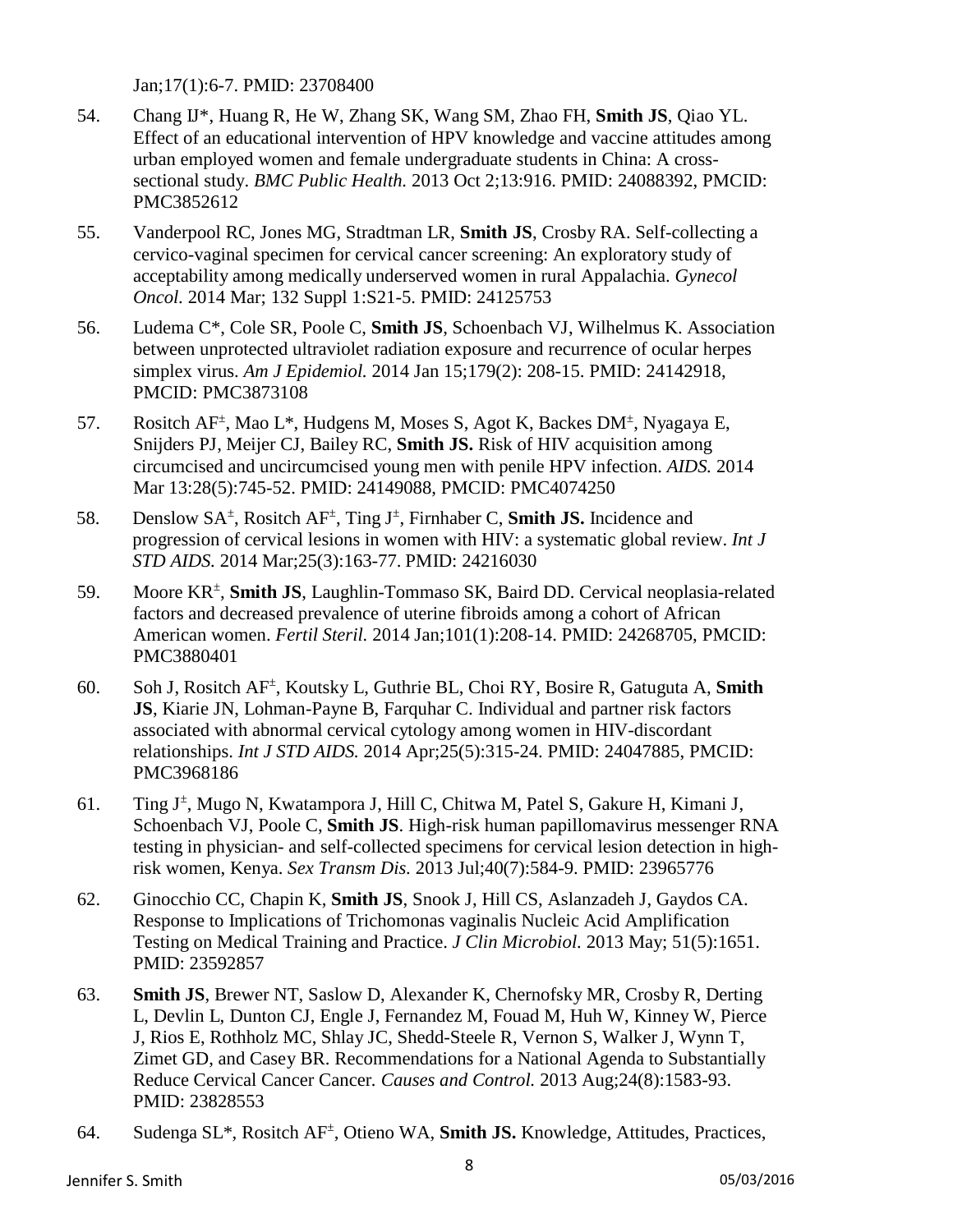Jan;17(1):6-7. PMID: 23708400

54. Chang IJ*, Huang R, He W, Zhang SK, Wang SM, Zhao FH, **Smith JS**, Qiao YL. Effect of an educational intervention of HPV knowledge and vaccine attitudes among urban employed women and female undergraduate students in China: A cross-sectional study. *BMC Public Health.* 2013 Oct 2;13:916. PMID: 24088392, PMCID: PMC3852612

55. Vanderpool RC, Jones MG, Stradtman LR, **Smith JS**, Crosby RA. Self-collecting a cervico-vaginal specimen for cervical cancer screening: An exploratory study of acceptability among medically underserved women in rural Appalachia. *Gynecol Oncol.* 2014 Mar; 132 Suppl 1:S21-5. PMID: 24125753

56. Ludema C*, Cole SR, Poole C, **Smith JS**, Schoenbach VJ, Wilhelmus K. Association between unprotected ultraviolet radiation exposure and recurrence of ocular herpes simplex virus. *Am J Epidemiol.* 2014 Jan 15;179(2): 208-15. PMID: 24142918, PMCID: PMC3873108

57. Rositch AF±, Mao L*, Hudgens M, Moses S, Agot K, Backes DM±, Nyagaya E, Snijders PJ, Meijer CJ, Bailey RC, **Smith JS.** Risk of HIV acquisition among circumcised and uncircumcised young men with penile HPV infection. *AIDS.* 2014 Mar 13:28(5):745-52. PMID: 24149088, PMCID: PMC4074250

58. Denslow SA±, Rositch AF±, Ting J±, Firnhaber C, **Smith JS.** Incidence and progression of cervical lesions in women with HIV: a systematic global review. *Int J STD AIDS.* 2014 Mar;25(3):163-77. PMID: 24216030

59. Moore KR±, **Smith JS**, Laughlin-Tommaso SK, Baird DD. Cervical neoplasia-related factors and decreased prevalence of uterine fibroids among a cohort of African American women. *Fertil Steril.* 2014 Jan;101(1):208-14. PMID: 24268705, PMCID: PMC3880401

60. Soh J, Rositch AF±, Koutsky L, Guthrie BL, Choi RY, Bosire R, Gatuguta A, **Smith JS**, Kiarie JN, Lohman-Payne B, Farquhar C. Individual and partner risk factors associated with abnormal cervical cytology among women in HIV-discordant relationships. *Int J STD AIDS.* 2014 Apr;25(5):315-24. PMID: 24047885, PMCID: PMC3968186

61. Ting J±, Mugo N, Kwatampora J, Hill C, Chitwa M, Patel S, Gakure H, Kimani J, Schoenbach VJ, Poole C, **Smith JS**. High-risk human papillomavirus messenger RNA testing in physician- and self-collected specimens for cervical lesion detection in high-risk women, Kenya. *Sex Transm Dis.* 2013 Jul;40(7):584-9. PMID: 23965776

62. Ginocchio CC, Chapin K, **Smith JS**, Snook J, Hill CS, Aslanzadeh J, Gaydos CA. Response to Implications of Trichomonas vaginalis Nucleic Acid Amplification Testing on Medical Training and Practice. *J Clin Microbiol.* 2013 May; 51(5):1651. PMID: 23592857

63. **Smith JS**, Brewer NT, Saslow D, Alexander K, Chernofsky MR, Crosby R, Derting L, Devlin L, Dunton CJ, Engle J, Fernandez M, Fouad M, Huh W, Kinney W, Pierce J, Rios E, Rothholz MC, Shlay JC, Shedd-Steele R, Vernon S, Walker J, Wynn T, Zimet GD, and Casey BR. Recommendations for a National Agenda to Substantially Reduce Cervical Cancer Cancer. *Causes and Control.* 2013 Aug;24(8):1583-93. PMID: 23828553

64. Sudenga SL*, Rositch AF±, Otieno WA, **Smith JS.** Knowledge, Attitudes, Practices,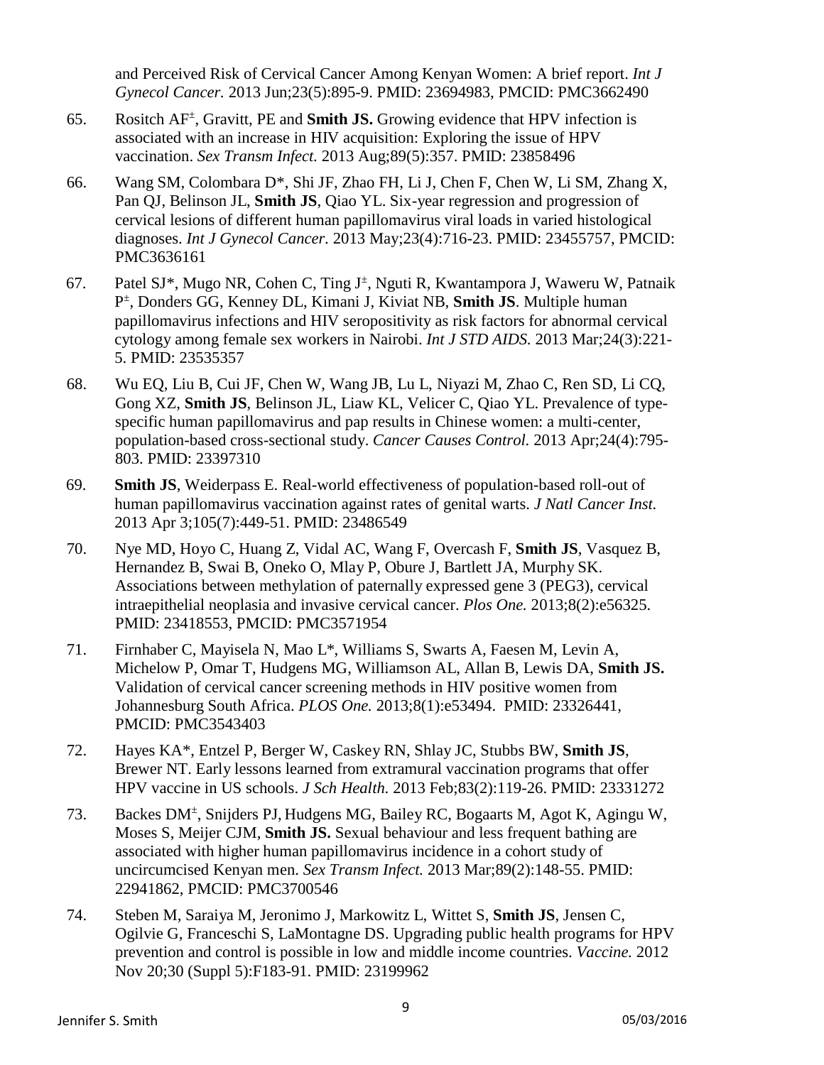and Perceived Risk of Cervical Cancer Among Kenyan Women: A brief report. *Int J Gynecol Cancer.* 2013 Jun;23(5):895-9. PMID: 23694983, PMCID: PMC3662490

65. Rositch AF±, Gravitt, PE and **Smith JS.** Growing evidence that HPV infection is associated with an increase in HIV acquisition: Exploring the issue of HPV vaccination. *Sex Transm Infect.* 2013 Aug;89(5):357. PMID: 23858496

66. Wang SM, Colombara D*, Shi JF, Zhao FH, Li J, Chen F, Chen W, Li SM, Zhang X, Pan QJ, Belinson JL, **Smith JS**, Qiao YL. Six-year regression and progression of cervical lesions of different human papillomavirus viral loads in varied histological diagnoses. *Int J Gynecol Cancer.* 2013 May;23(4):716-23. PMID: 23455757, PMCID: PMC3636161

67. Patel SJ*, Mugo NR, Cohen C, Ting J±, Nguti R, Kwantampora J, Waweru W, Patnaik P±, Donders GG, Kenney DL, Kimani J, Kiviat NB, **Smith JS**. Multiple human papillomavirus infections and HIV seropositivity as risk factors for abnormal cervical cytology among female sex workers in Nairobi. *Int J STD AIDS.* 2013 Mar;24(3):221-5. PMID: 23535357

68. Wu EQ, Liu B, Cui JF, Chen W, Wang JB, Lu L, Niyazi M, Zhao C, Ren SD, Li CQ, Gong XZ, **Smith JS**, Belinson JL, Liaw KL, Velicer C, Qiao YL. Prevalence of type-specific human papillomavirus and pap results in Chinese women: a multi-center, population-based cross-sectional study. *Cancer Causes Control.* 2013 Apr;24(4):795-803. PMID: 23397310

69. **Smith JS**, Weiderpass E. Real-world effectiveness of population-based roll-out of human papillomavirus vaccination against rates of genital warts. *J Natl Cancer Inst.* 2013 Apr 3;105(7):449-51. PMID: 23486549

70. Nye MD, Hoyo C, Huang Z, Vidal AC, Wang F, Overcash F, **Smith JS**, Vasquez B, Hernandez B, Swai B, Oneko O, Mlay P, Obure J, Bartlett JA, Murphy SK. Associations between methylation of paternally expressed gene 3 (PEG3), cervical intraepithelial neoplasia and invasive cervical cancer. *Plos One.* 2013;8(2):e56325. PMID: 23418553, PMCID: PMC3571954

71. Firnhaber C, Mayisela N, Mao L*, Williams S, Swarts A, Faesen M, Levin A, Michelow P, Omar T, Hudgens MG, Williamson AL, Allan B, Lewis DA, **Smith JS.** Validation of cervical cancer screening methods in HIV positive women from Johannesburg South Africa. *PLOS One.* 2013;8(1):e53494. PMID: 23326441, PMCID: PMC3543403

72. Hayes KA*, Entzel P, Berger W, Caskey RN, Shlay JC, Stubbs BW, **Smith JS**, Brewer NT. Early lessons learned from extramural vaccination programs that offer HPV vaccine in US schools. *J Sch Health.* 2013 Feb;83(2):119-26. PMID: 23331272

73. Backes DM±, Snijders PJ, Hudgens MG, Bailey RC, Bogaarts M, Agot K, Agingu W, Moses S, Meijer CJM, **Smith JS.** Sexual behaviour and less frequent bathing are associated with higher human papillomavirus incidence in a cohort study of uncircumcised Kenyan men. *Sex Transm Infect.* 2013 Mar;89(2):148-55. PMID: 22941862, PMCID: PMC3700546

74. Steben M, Saraiya M, Jeronimo J, Markowitz L, Wittet S, **Smith JS**, Jensen C, Ogilvie G, Franceschi S, LaMontagne DS. Upgrading public health programs for HPV prevention and control is possible in low and middle income countries. *Vaccine.* 2012 Nov 20;30 (Suppl 5):F183-91. PMID: 23199962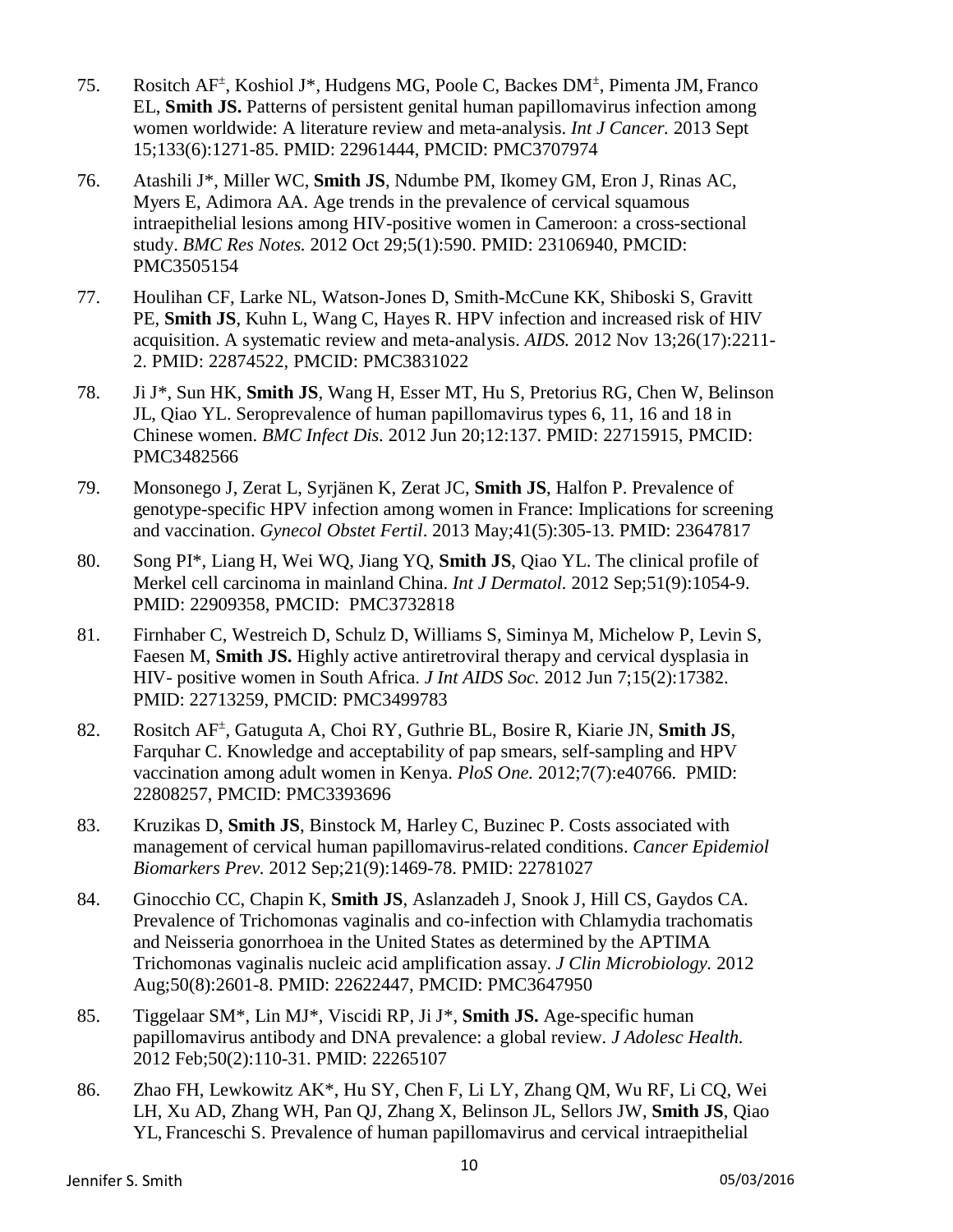75. Rositch AF[±], Koshiol J*, Hudgens MG, Poole C, Backes DM[±], Pimenta JM, Franco EL, **Smith JS.** Patterns of persistent genital human papillomavirus infection among women worldwide: A literature review and meta-analysis. *Int J Cancer.* 2013 Sept 15;133(6):1271-85. PMID: 22961444, PMCID: PMC3707974

76. Atashili J*, Miller WC, **Smith JS**, Ndumbe PM, Ikomey GM, Eron J, Rinas AC, Myers E, Adimora AA. Age trends in the prevalence of cervical squamous intraepithelial lesions among HIV-positive women in Cameroon: a cross-sectional study. *BMC Res Notes.* 2012 Oct 29;5(1):590. PMID: 23106940, PMCID: PMC3505154

77. Houlihan CF, Larke NL, Watson-Jones D, Smith-McCune KK, Shiboski S, Gravitt PE, **Smith JS**, Kuhn L, Wang C, Hayes R. HPV infection and increased risk of HIV acquisition. A systematic review and meta-analysis. *AIDS.* 2012 Nov 13;26(17):2211-2. PMID: 22874522, PMCID: PMC3831022

78. Ji J*, Sun HK, **Smith JS**, Wang H, Esser MT, Hu S, Pretorius RG, Chen W, Belinson JL, Qiao YL. Seroprevalence of human papillomavirus types 6, 11, 16 and 18 in Chinese women. *BMC Infect Dis.* 2012 Jun 20;12:137. PMID: 22715915, PMCID: PMC3482566

79. Monsonego J, Zerat L, Syrjänen K, Zerat JC, **Smith JS**, Halfon P. Prevalence of genotype-specific HPV infection among women in France: Implications for screening and vaccination. *Gynecol Obstet Fertil*. 2013 May;41(5):305-13. PMID: 23647817

80. Song PI*, Liang H, Wei WQ, Jiang YQ, **Smith JS**, Qiao YL. The clinical profile of Merkel cell carcinoma in mainland China. *Int J Dermatol.* 2012 Sep;51(9):1054-9. PMID: 22909358, PMCID: PMC3732818

81. Firnhaber C, Westreich D, Schulz D, Williams S, Siminya M, Michelow P, Levin S, Faesen M, **Smith JS.** Highly active antiretroviral therapy and cervical dysplasia in HIV- positive women in South Africa. *J Int AIDS Soc.* 2012 Jun 7;15(2):17382. PMID: 22713259, PMCID: PMC3499783

82. Rositch AF[±], Gatuguta A, Choi RY, Guthrie BL, Bosire R, Kiarie JN, **Smith JS**, Farquhar C. Knowledge and acceptability of pap smears, self-sampling and HPV vaccination among adult women in Kenya. *PloS One.* 2012;7(7):e40766. PMID: 22808257, PMCID: PMC3393696

83. Kruzikas D, **Smith JS**, Binstock M, Harley C, Buzinec P. Costs associated with management of cervical human papillomavirus-related conditions. *Cancer Epidemiol Biomarkers Prev.* 2012 Sep;21(9):1469-78. PMID: 22781027

84. Ginocchio CC, Chapin K, **Smith JS**, Aslanzadeh J, Snook J, Hill CS, Gaydos CA. Prevalence of Trichomonas vaginalis and co-infection with Chlamydia trachomatis and Neisseria gonorrhoea in the United States as determined by the APTIMA Trichomonas vaginalis nucleic acid amplification assay. *J Clin Microbiology.* 2012 Aug;50(8):2601-8. PMID: 22622447, PMCID: PMC3647950

85. Tiggelaar SM*, Lin MJ*, Viscidi RP, Ji J*, **Smith JS.** Age-specific human papillomavirus antibody and DNA prevalence: a global review. *J Adolesc Health.* 2012 Feb;50(2):110-31. PMID: 22265107

86. Zhao FH, Lewkowitz AK*, Hu SY, Chen F, Li LY, Zhang QM, Wu RF, Li CQ, Wei LH, Xu AD, Zhang WH, Pan QJ, Zhang X, Belinson JL, Sellors JW, **Smith JS**, Qiao YL, Franceschi S. Prevalence of human papillomavirus and cervical intraepithelial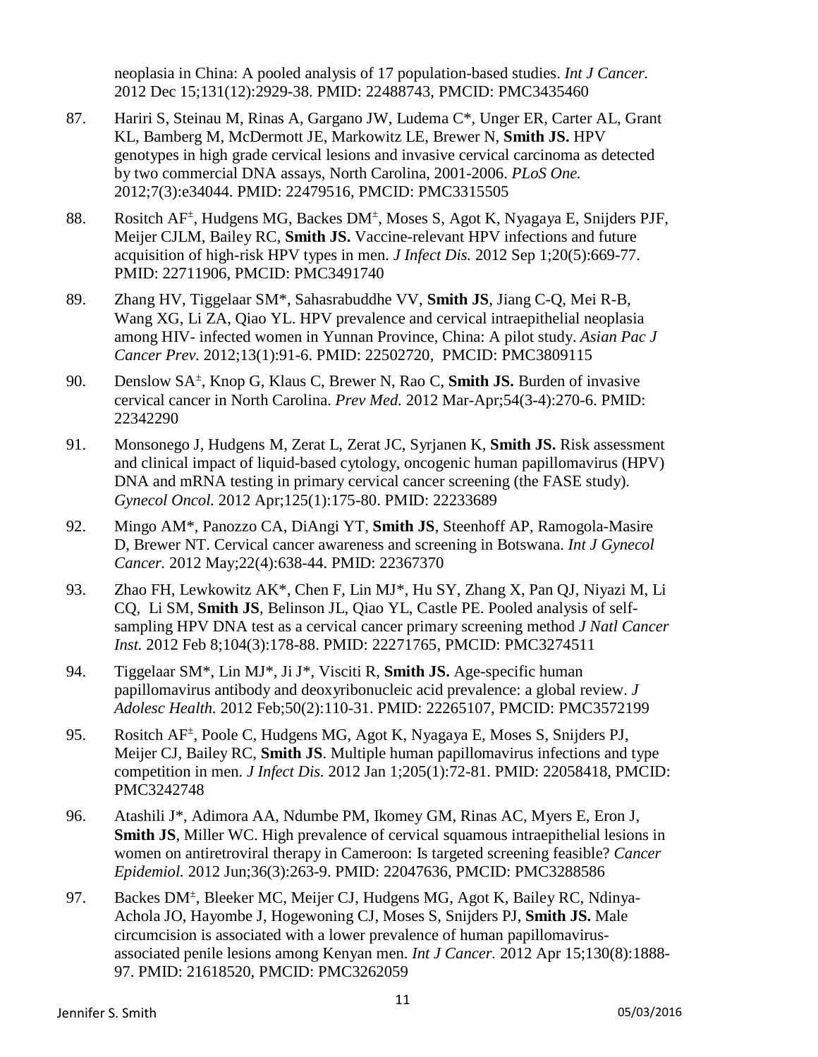neoplasia in China: A pooled analysis of 17 population-based studies. *Int J Cancer.* 2012 Dec 15;131(12):2929-38. PMID: 22488743, PMCID: PMC3435460

87. Hariri S, Steinau M, Rinas A, Gargano JW, Ludema C*, Unger ER, Carter AL, Grant KL, Bamberg M, McDermott JE, Markowitz LE, Brewer N, **Smith JS.** HPV genotypes in high grade cervical lesions and invasive cervical carcinoma as detected by two commercial DNA assays, North Carolina, 2001-2006. *PLoS One.* 2012;7(3):e34044. PMID: 22479516, PMCID: PMC3315505

88. Rositch AF±, Hudgens MG, Backes DM±, Moses S, Agot K, Nyagaya E, Snijders PJF, Meijer CJLM, Bailey RC, **Smith JS.** Vaccine-relevant HPV infections and future acquisition of high-risk HPV types in men. *J Infect Dis.* 2012 Sep 1;20(5):669-77. PMID: 22711906, PMCID: PMC3491740

89. Zhang HV, Tiggelaar SM*, Sahasrabuddhe VV, **Smith JS**, Jiang C-Q, Mei R-B, Wang XG, Li ZA, Qiao YL. HPV prevalence and cervical intraepithelial neoplasia among HIV- infected women in Yunnan Province, China: A pilot study. *Asian Pac J Cancer Prev.* 2012;13(1):91-6. PMID: 22502720, PMCID: PMC3809115

90. Denslow SA±, Knop G, Klaus C, Brewer N, Rao C, **Smith JS.** Burden of invasive cervical cancer in North Carolina. *Prev Med.* 2012 Mar-Apr;54(3-4):270-6. PMID: 22342290

91. Monsonego J, Hudgens M, Zerat L, Zerat JC, Syrjanen K, **Smith JS.** Risk assessment and clinical impact of liquid-based cytology, oncogenic human papillomavirus (HPV) DNA and mRNA testing in primary cervical cancer screening (the FASE study). *Gynecol Oncol.* 2012 Apr;125(1):175-80. PMID: 22233689

92. Mingo AM*, Panozzo CA, DiAngi YT, **Smith JS**, Steenhoff AP, Ramogola-Masire D, Brewer NT. Cervical cancer awareness and screening in Botswana. *Int J Gynecol Cancer.* 2012 May;22(4):638-44. PMID: 22367370

93. Zhao FH, Lewkowitz AK*, Chen F, Lin MJ*, Hu SY, Zhang X, Pan QJ, Niyazi M, Li CQ, Li SM, **Smith JS**, Belinson JL, Qiao YL, Castle PE. Pooled analysis of self-sampling HPV DNA test as a cervical cancer primary screening method *J Natl Cancer Inst.* 2012 Feb 8;104(3):178-88. PMID: 22271765, PMCID: PMC3274511

94. Tiggelaar SM*, Lin MJ*, Ji J*, Visciti R, **Smith JS.** Age-specific human papillomavirus antibody and deoxyribonucleic acid prevalence: a global review. *J Adolesc Health.* 2012 Feb;50(2):110-31. PMID: 22265107, PMCID: PMC3572199

95. Rositch AF±, Poole C, Hudgens MG, Agot K, Nyagaya E, Moses S, Snijders PJ, Meijer CJ, Bailey RC, **Smith JS**. Multiple human papillomavirus infections and type competition in men. *J Infect Dis.* 2012 Jan 1;205(1):72-81. PMID: 22058418, PMCID: PMC3242748

96. Atashili J*, Adimora AA, Ndumbe PM, Ikomey GM, Rinas AC, Myers E, Eron J, **Smith JS**, Miller WC. High prevalence of cervical squamous intraepithelial lesions in women on antiretroviral therapy in Cameroon: Is targeted screening feasible? *Cancer Epidemiol.* 2012 Jun;36(3):263-9. PMID: 22047636, PMCID: PMC3288586

97. Backes DM±, Bleeker MC, Meijer CJ, Hudgens MG, Agot K, Bailey RC, Ndinya-Achola JO, Hayombe J, Hogewoning CJ, Moses S, Snijders PJ, **Smith JS.** Male circumcision is associated with a lower prevalence of human papillomavirus-associated penile lesions among Kenyan men. *Int J Cancer.* 2012 Apr 15;130(8):1888-97. PMID: 21618520, PMCID: PMC3262059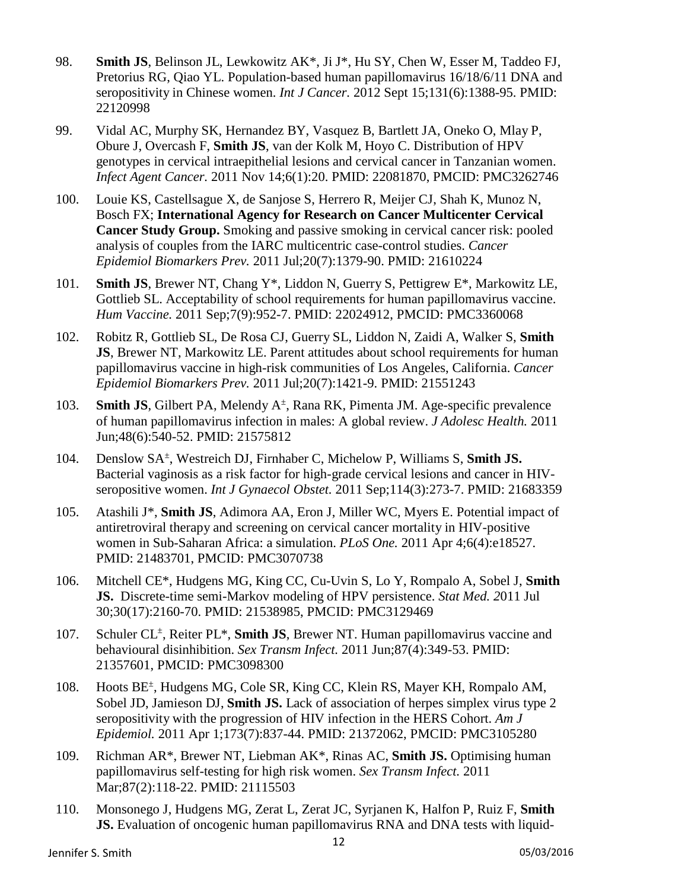98. **Smith JS**, Belinson JL, Lewkowitz AK*, Ji J*, Hu SY, Chen W, Esser M, Taddeo FJ, Pretorius RG, Qiao YL. Population-based human papillomavirus 16/18/6/11 DNA and seropositivity in Chinese women. *Int J Cancer.* 2012 Sept 15;131(6):1388-95. PMID: 22120998

99. Vidal AC, Murphy SK, Hernandez BY, Vasquez B, Bartlett JA, Oneko O, Mlay P, Obure J, Overcash F, **Smith JS**, van der Kolk M, Hoyo C. Distribution of HPV genotypes in cervical intraepithelial lesions and cervical cancer in Tanzanian women. *Infect Agent Cancer.* 2011 Nov 14;6(1):20. PMID: 22081870, PMCID: PMC3262746

100. Louie KS, Castellsague X, de Sanjose S, Herrero R, Meijer CJ, Shah K, Munoz N, Bosch FX; **International Agency for Research on Cancer Multicenter Cervical Cancer Study Group.** Smoking and passive smoking in cervical cancer risk: pooled analysis of couples from the IARC multicentric case-control studies. *Cancer Epidemiol Biomarkers Prev.* 2011 Jul;20(7):1379-90. PMID: 21610224

101. **Smith JS**, Brewer NT, Chang Y*, Liddon N, Guerry S, Pettigrew E*, Markowitz LE, Gottlieb SL. Acceptability of school requirements for human papillomavirus vaccine. *Hum Vaccine.* 2011 Sep;7(9):952-7. PMID: 22024912, PMCID: PMC3360068

102. Robitz R, Gottlieb SL, De Rosa CJ, Guerry SL, Liddon N, Zaidi A, Walker S, **Smith JS**, Brewer NT, Markowitz LE. Parent attitudes about school requirements for human papillomavirus vaccine in high-risk communities of Los Angeles, California. *Cancer Epidemiol Biomarkers Prev.* 2011 Jul;20(7):1421-9. PMID: 21551243

103. **Smith JS**, Gilbert PA, Melendy A±, Rana RK, Pimenta JM. Age-specific prevalence of human papillomavirus infection in males: A global review. *J Adolesc Health.* 2011 Jun;48(6):540-52. PMID: 21575812

104. Denslow SA±, Westreich DJ, Firnhaber C, Michelow P, Williams S, **Smith JS.** Bacterial vaginosis as a risk factor for high-grade cervical lesions and cancer in HIV-seropositive women. *Int J Gynaecol Obstet.* 2011 Sep;114(3):273-7. PMID: 21683359

105. Atashili J*, **Smith JS**, Adimora AA, Eron J, Miller WC, Myers E. Potential impact of antiretroviral therapy and screening on cervical cancer mortality in HIV-positive women in Sub-Saharan Africa: a simulation. *PLoS One.* 2011 Apr 4;6(4):e18527. PMID: 21483701, PMCID: PMC3070738

106. Mitchell CE*, Hudgens MG, King CC, Cu-Uvin S, Lo Y, Rompalo A, Sobel J, **Smith JS.** Discrete-time semi-Markov modeling of HPV persistence. *Stat Med. 2*011 Jul 30;30(17):2160-70. PMID: 21538985, PMCID: PMC3129469

107. Schuler CL±, Reiter PL*, **Smith JS**, Brewer NT. Human papillomavirus vaccine and behavioural disinhibition. *Sex Transm Infect.* 2011 Jun;87(4):349-53. PMID: 21357601, PMCID: PMC3098300

108. Hoots BE±, Hudgens MG, Cole SR, King CC, Klein RS, Mayer KH, Rompalo AM, Sobel JD, Jamieson DJ, **Smith JS.** Lack of association of herpes simplex virus type 2 seropositivity with the progression of HIV infection in the HERS Cohort. *Am J Epidemiol.* 2011 Apr 1;173(7):837-44. PMID: 21372062, PMCID: PMC3105280

109. Richman AR*, Brewer NT, Liebman AK*, Rinas AC, **Smith JS.** Optimising human papillomavirus self-testing for high risk women. *Sex Transm Infect.* 2011 Mar;87(2):118-22. PMID: 21115503

110. Monsonego J, Hudgens MG, Zerat L, Zerat JC, Syrjanen K, Halfon P, Ruiz F, **Smith JS.** Evaluation of oncogenic human papillomavirus RNA and DNA tests with liquid-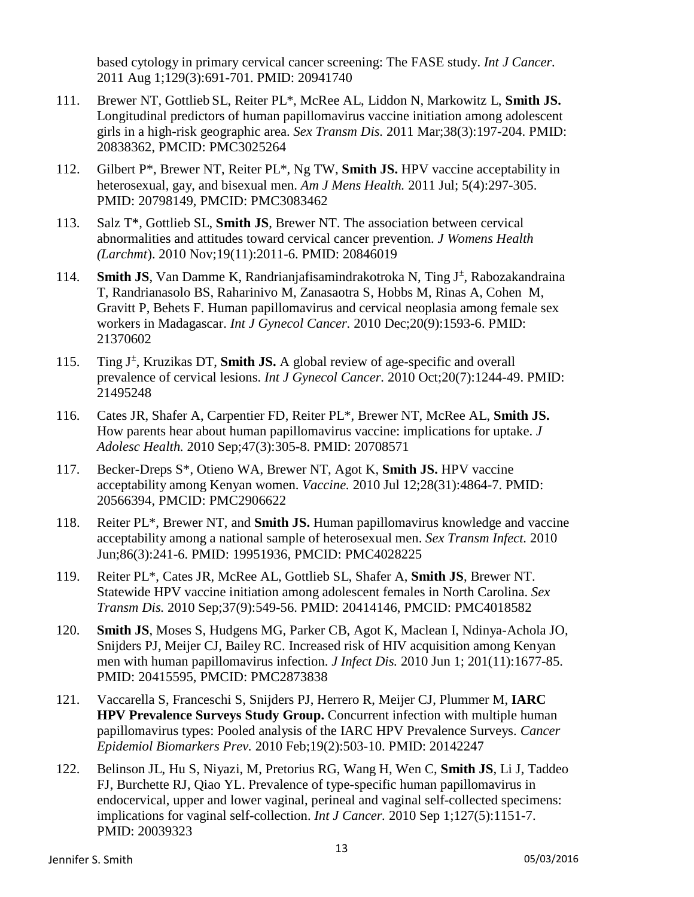based cytology in primary cervical cancer screening: The FASE study. *Int J Cancer.* 2011 Aug 1;129(3):691-701. PMID: 20941740

111. Brewer NT, Gottlieb SL, Reiter PL*, McRee AL, Liddon N, Markowitz L, **Smith JS.** Longitudinal predictors of human papillomavirus vaccine initiation among adolescent girls in a high-risk geographic area. *Sex Transm Dis.* 2011 Mar;38(3):197-204. PMID: 20838362, PMCID: PMC3025264

112. Gilbert P*, Brewer NT, Reiter PL*, Ng TW, **Smith JS.** HPV vaccine acceptability in heterosexual, gay, and bisexual men. *Am J Mens Health.* 2011 Jul; 5(4):297-305. PMID: 20798149, PMCID: PMC3083462

113. Salz T*, Gottlieb SL, **Smith JS**, Brewer NT. The association between cervical abnormalities and attitudes toward cervical cancer prevention. *J Womens Health (Larchmt*). 2010 Nov;19(11):2011-6. PMID: 20846019

114. **Smith JS**, Van Damme K, Randrianjafisamindrakotroka N, Ting J±, Rabozakandraina T, Randrianasolo BS, Raharinivo M, Zanasaotra S, Hobbs M, Rinas A, Cohen M, Gravitt P, Behets F. Human papillomavirus and cervical neoplasia among female sex workers in Madagascar. *Int J Gynecol Cancer.* 2010 Dec;20(9):1593-6. PMID: 21370602

115. Ting J±, Kruzikas DT, **Smith JS.** A global review of age-specific and overall prevalence of cervical lesions. *Int J Gynecol Cancer.* 2010 Oct;20(7):1244-49. PMID: 21495248

116. Cates JR, Shafer A, Carpentier FD, Reiter PL*, Brewer NT, McRee AL, **Smith JS.** How parents hear about human papillomavirus vaccine: implications for uptake. *J Adolesc Health.* 2010 Sep;47(3):305-8. PMID: 20708571

117. Becker-Dreps S*, Otieno WA, Brewer NT, Agot K, **Smith JS.** HPV vaccine acceptability among Kenyan women. *Vaccine.* 2010 Jul 12;28(31):4864-7. PMID: 20566394, PMCID: PMC2906622

118. Reiter PL*, Brewer NT, and **Smith JS.** Human papillomavirus knowledge and vaccine acceptability among a national sample of heterosexual men. *Sex Transm Infect.* 2010 Jun;86(3):241-6. PMID: 19951936, PMCID: PMC4028225

119. Reiter PL*, Cates JR, McRee AL, Gottlieb SL, Shafer A, **Smith JS**, Brewer NT. Statewide HPV vaccine initiation among adolescent females in North Carolina. *Sex Transm Dis.* 2010 Sep;37(9):549-56. PMID: 20414146, PMCID: PMC4018582

120. **Smith JS**, Moses S, Hudgens MG, Parker CB, Agot K, Maclean I, Ndinya-Achola JO, Snijders PJ, Meijer CJ, Bailey RC. Increased risk of HIV acquisition among Kenyan men with human papillomavirus infection. *J Infect Dis.* 2010 Jun 1; 201(11):1677-85. PMID: 20415595, PMCID: PMC2873838

121. Vaccarella S, Franceschi S, Snijders PJ, Herrero R, Meijer CJ, Plummer M, **IARC HPV Prevalence Surveys Study Group.** Concurrent infection with multiple human papillomavirus types: Pooled analysis of the IARC HPV Prevalence Surveys. *Cancer Epidemiol Biomarkers Prev.* 2010 Feb;19(2):503-10. PMID: 20142247

122. Belinson JL, Hu S, Niyazi, M, Pretorius RG, Wang H, Wen C, **Smith JS**, Li J, Taddeo FJ, Burchette RJ, Qiao YL. Prevalence of type-specific human papillomavirus in endocervical, upper and lower vaginal, perineal and vaginal self-collected specimens: implications for vaginal self-collection. *Int J Cancer.* 2010 Sep 1;127(5):1151-7. PMID: 20039323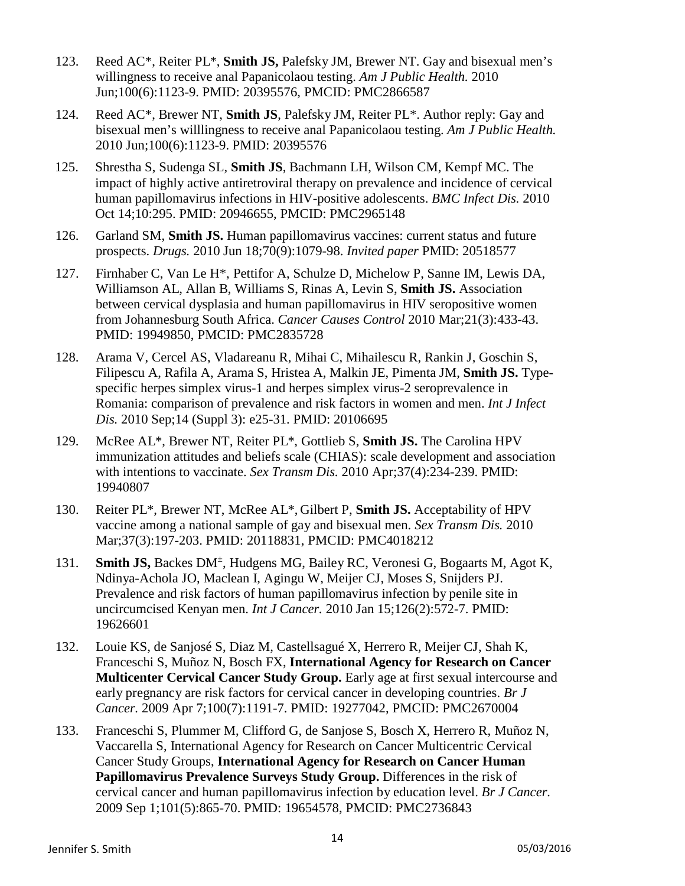123. Reed AC*, Reiter PL*, **Smith JS,** Palefsky JM, Brewer NT. Gay and bisexual men's willingness to receive anal Papanicolaou testing. *Am J Public Health.* 2010 Jun;100(6):1123-9. PMID: 20395576, PMCID: PMC2866587

124. Reed AC*, Brewer NT, **Smith JS**, Palefsky JM, Reiter PL*. Author reply: Gay and bisexual men's willlingness to receive anal Papanicolaou testing. *Am J Public Health.* 2010 Jun;100(6):1123-9. PMID: 20395576

125. Shrestha S, Sudenga SL, **Smith JS**, Bachmann LH, Wilson CM, Kempf MC. The impact of highly active antiretroviral therapy on prevalence and incidence of cervical human papillomavirus infections in HIV-positive adolescents. *BMC Infect Dis.* 2010 Oct 14;10:295. PMID: 20946655, PMCID: PMC2965148

126. Garland SM, **Smith JS.** Human papillomavirus vaccines: current status and future prospects. *Drugs.* 2010 Jun 18;70(9):1079-98. *Invited paper* PMID: 20518577

127. Firnhaber C, Van Le H*, Pettifor A, Schulze D, Michelow P, Sanne IM, Lewis DA, Williamson AL, Allan B, Williams S, Rinas A, Levin S, **Smith JS.** Association between cervical dysplasia and human papillomavirus in HIV seropositive women from Johannesburg South Africa. *Cancer Causes Control* 2010 Mar;21(3):433-43. PMID: 19949850, PMCID: PMC2835728

128. Arama V, Cercel AS, Vladareanu R, Mihai C, Mihailescu R, Rankin J, Goschin S, Filipescu A, Rafila A, Arama S, Hristea A, Malkin JE, Pimenta JM, **Smith JS.** Type-specific herpes simplex virus-1 and herpes simplex virus-2 seroprevalence in Romania: comparison of prevalence and risk factors in women and men. *Int J Infect Dis.* 2010 Sep;14 (Suppl 3): e25-31. PMID: 20106695

129. McRee AL*, Brewer NT, Reiter PL*, Gottlieb S, **Smith JS.** The Carolina HPV immunization attitudes and beliefs scale (CHIAS): scale development and association with intentions to vaccinate. *Sex Transm Dis.* 2010 Apr;37(4):234-239. PMID: 19940807

130. Reiter PL*, Brewer NT, McRee AL*, Gilbert P, **Smith JS.** Acceptability of HPV vaccine among a national sample of gay and bisexual men. *Sex Transm Dis.* 2010 Mar;37(3):197-203. PMID: 20118831, PMCID: PMC4018212

131. **Smith JS,** Backes DM[±], Hudgens MG, Bailey RC, Veronesi G, Bogaarts M, Agot K, Ndinya-Achola JO, Maclean I, Agingu W, Meijer CJ, Moses S, Snijders PJ. Prevalence and risk factors of human papillomavirus infection by penile site in uncircumcised Kenyan men. *Int J Cancer.* 2010 Jan 15;126(2):572-7. PMID: 19626601

132. Louie KS, de Sanjosé S, Diaz M, Castellsagué X, Herrero R, Meijer CJ, Shah K, Franceschi S, Muñoz N, Bosch FX, **International Agency for Research on Cancer Multicenter Cervical Cancer Study Group.** Early age at first sexual intercourse and early pregnancy are risk factors for cervical cancer in developing countries. *Br J Cancer.* 2009 Apr 7;100(7):1191-7. PMID: 19277042, PMCID: PMC2670004

133. Franceschi S, Plummer M, Clifford G, de Sanjose S, Bosch X, Herrero R, Muñoz N, Vaccarella S, International Agency for Research on Cancer Multicentric Cervical Cancer Study Groups, **International Agency for Research on Cancer Human Papillomavirus Prevalence Surveys Study Group.** Differences in the risk of cervical cancer and human papillomavirus infection by education level. *Br J Cancer.* 2009 Sep 1;101(5):865-70. PMID: 19654578, PMCID: PMC2736843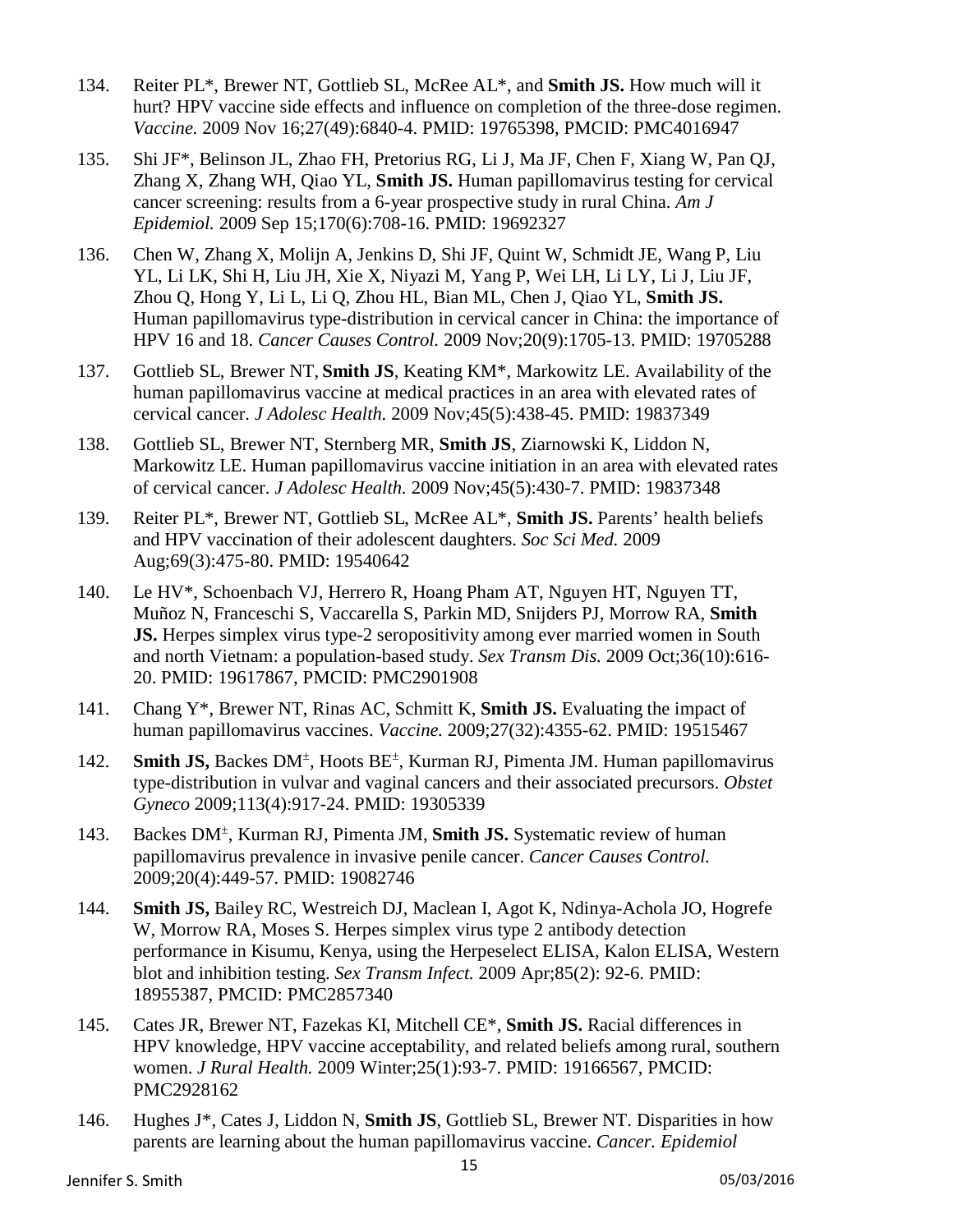134. Reiter PL*, Brewer NT, Gottlieb SL, McRee AL*, and **Smith JS.** How much will it hurt? HPV vaccine side effects and influence on completion of the three-dose regimen. *Vaccine.* 2009 Nov 16;27(49):6840-4. PMID: 19765398, PMCID: PMC4016947

135. Shi JF*, Belinson JL, Zhao FH, Pretorius RG, Li J, Ma JF, Chen F, Xiang W, Pan QJ, Zhang X, Zhang WH, Qiao YL, **Smith JS.** Human papillomavirus testing for cervical cancer screening: results from a 6-year prospective study in rural China. *Am J Epidemiol.* 2009 Sep 15;170(6):708-16. PMID: 19692327

136. Chen W, Zhang X, Molijn A, Jenkins D, Shi JF, Quint W, Schmidt JE, Wang P, Liu YL, Li LK, Shi H, Liu JH, Xie X, Niyazi M, Yang P, Wei LH, Li LY, Li J, Liu JF, Zhou Q, Hong Y, Li L, Li Q, Zhou HL, Bian ML, Chen J, Qiao YL, **Smith JS.** Human papillomavirus type-distribution in cervical cancer in China: the importance of HPV 16 and 18. *Cancer Causes Control.* 2009 Nov;20(9):1705-13. PMID: 19705288

137. Gottlieb SL, Brewer NT, **Smith JS**, Keating KM*, Markowitz LE. Availability of the human papillomavirus vaccine at medical practices in an area with elevated rates of cervical cancer. *J Adolesc Health.* 2009 Nov;45(5):438-45. PMID: 19837349

138. Gottlieb SL, Brewer NT, Sternberg MR, **Smith JS**, Ziarnowski K, Liddon N, Markowitz LE. Human papillomavirus vaccine initiation in an area with elevated rates of cervical cancer. *J Adolesc Health.* 2009 Nov;45(5):430-7. PMID: 19837348

139. Reiter PL*, Brewer NT, Gottlieb SL, McRee AL*, **Smith JS.** Parents' health beliefs and HPV vaccination of their adolescent daughters. *Soc Sci Med.* 2009 Aug;69(3):475-80. PMID: 19540642

140. Le HV*, Schoenbach VJ, Herrero R, Hoang Pham AT, Nguyen HT, Nguyen TT, Muñoz N, Franceschi S, Vaccarella S, Parkin MD, Snijders PJ, Morrow RA, **Smith JS.** Herpes simplex virus type-2 seropositivity among ever married women in South and north Vietnam: a population-based study. *Sex Transm Dis.* 2009 Oct;36(10):616-20. PMID: 19617867, PMCID: PMC2901908

141. Chang Y*, Brewer NT, Rinas AC, Schmitt K, **Smith JS.** Evaluating the impact of human papillomavirus vaccines. *Vaccine.* 2009;27(32):4355-62. PMID: 19515467

142. **Smith JS,** Backes DM±, Hoots BE±, Kurman RJ, Pimenta JM. Human papillomavirus type-distribution in vulvar and vaginal cancers and their associated precursors. *Obstet Gyneco* 2009;113(4):917-24. PMID: 19305339

143. Backes DM±, Kurman RJ, Pimenta JM, **Smith JS.** Systematic review of human papillomavirus prevalence in invasive penile cancer. *Cancer Causes Control.* 2009;20(4):449-57. PMID: 19082746

144. **Smith JS,** Bailey RC, Westreich DJ, Maclean I, Agot K, Ndinya-Achola JO, Hogrefe W, Morrow RA, Moses S. Herpes simplex virus type 2 antibody detection performance in Kisumu, Kenya, using the Herpeselect ELISA, Kalon ELISA, Western blot and inhibition testing. *Sex Transm Infect.* 2009 Apr;85(2): 92-6. PMID: 18955387, PMCID: PMC2857340

145. Cates JR, Brewer NT, Fazekas KI, Mitchell CE*, **Smith JS.** Racial differences in HPV knowledge, HPV vaccine acceptability, and related beliefs among rural, southern women. *J Rural Health.* 2009 Winter;25(1):93-7. PMID: 19166567, PMCID: PMC2928162

146. Hughes J*, Cates J, Liddon N, **Smith JS**, Gottlieb SL, Brewer NT. Disparities in how parents are learning about the human papillomavirus vaccine. *Cancer. Epidemiol*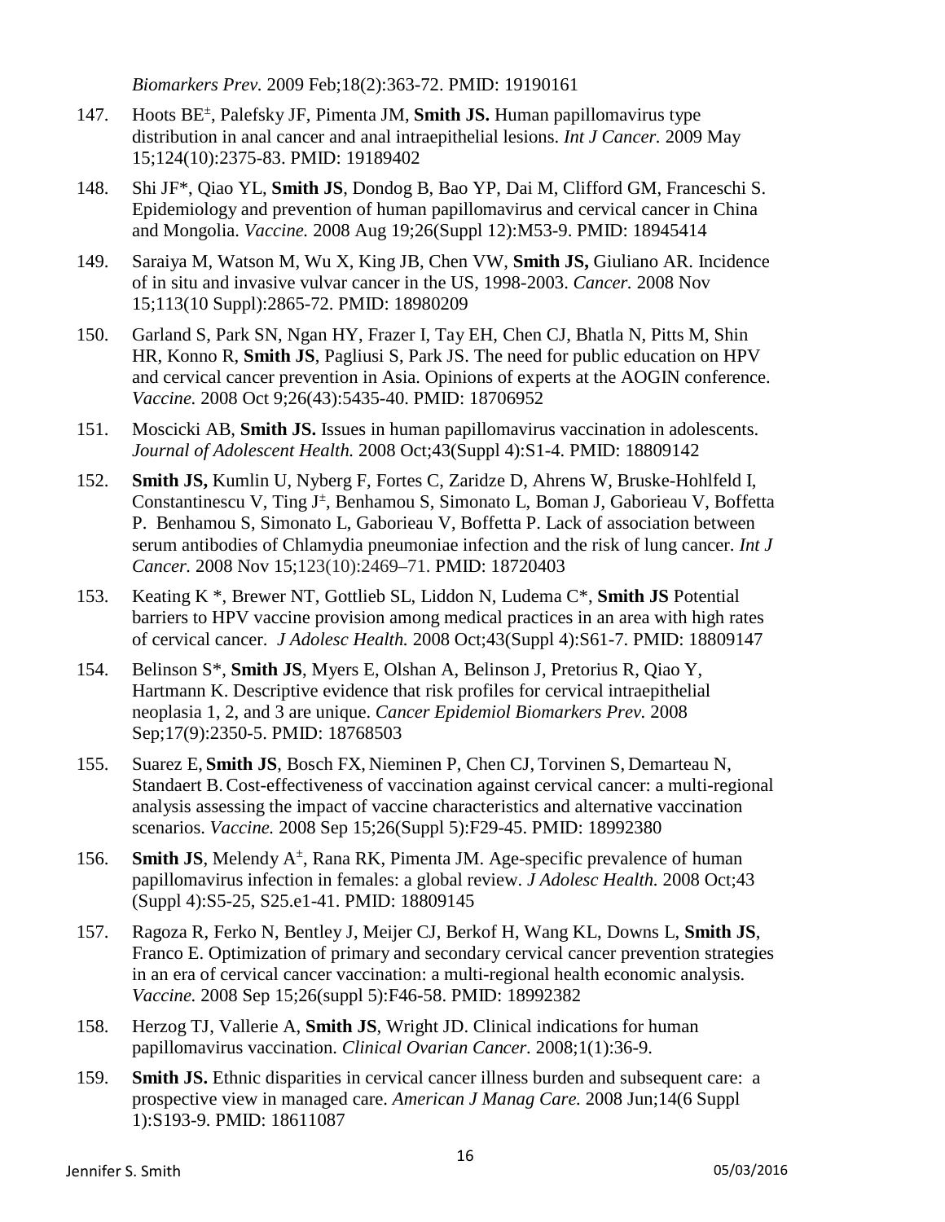*Biomarkers Prev.* 2009 Feb;18(2):363-72. PMID: 19190161

147. Hoots BE[±], Palefsky JF, Pimenta JM, **Smith JS.** Human papillomavirus type distribution in anal cancer and anal intraepithelial lesions. *Int J Cancer.* 2009 May 15;124(10):2375-83. PMID: 19189402

148. Shi JF*, Qiao YL, **Smith JS**, Dondog B, Bao YP, Dai M, Clifford GM, Franceschi S. Epidemiology and prevention of human papillomavirus and cervical cancer in China and Mongolia. *Vaccine.* 2008 Aug 19;26(Suppl 12):M53-9. PMID: 18945414

149. Saraiya M, Watson M, Wu X, King JB, Chen VW, **Smith JS,** Giuliano AR. Incidence of in situ and invasive vulvar cancer in the US, 1998-2003. *Cancer.* 2008 Nov 15;113(10 Suppl):2865-72. PMID: 18980209

150. Garland S, Park SN, Ngan HY, Frazer I, Tay EH, Chen CJ, Bhatla N, Pitts M, Shin HR, Konno R, **Smith JS**, Pagliusi S, Park JS. The need for public education on HPV and cervical cancer prevention in Asia. Opinions of experts at the AOGIN conference. *Vaccine.* 2008 Oct 9;26(43):5435-40. PMID: 18706952

151. Moscicki AB, **Smith JS.** Issues in human papillomavirus vaccination in adolescents. *Journal of Adolescent Health.* 2008 Oct;43(Suppl 4):S1-4. PMID: 18809142

152. **Smith JS,** Kumlin U, Nyberg F, Fortes C, Zaridze D, Ahrens W, Bruske-Hohlfeld I, Constantinescu V, Ting J[±], Benhamou S, Simonato L, Boman J, Gaborieau V, Boffetta P. Benhamou S, Simonato L, Gaborieau V, Boffetta P. Lack of association between serum antibodies of Chlamydia pneumoniae infection and the risk of lung cancer. *Int J Cancer.* 2008 Nov 15;123(10):2469–71. PMID: 18720403

153. Keating K *, Brewer NT, Gottlieb SL, Liddon N, Ludema C*, **Smith JS** Potential barriers to HPV vaccine provision among medical practices in an area with high rates of cervical cancer. *J Adolesc Health.* 2008 Oct;43(Suppl 4):S61-7. PMID: 18809147

154. Belinson S*, **Smith JS**, Myers E, Olshan A, Belinson J, Pretorius R, Qiao Y, Hartmann K. Descriptive evidence that risk profiles for cervical intraepithelial neoplasia 1, 2, and 3 are unique. *Cancer Epidemiol Biomarkers Prev.* 2008 Sep;17(9):2350-5. PMID: 18768503

155. Suarez E, **Smith JS**, Bosch FX, Nieminen P, Chen CJ, Torvinen S, Demarteau N, Standaert B. Cost-effectiveness of vaccination against cervical cancer: a multi-regional analysis assessing the impact of vaccine characteristics and alternative vaccination scenarios. *Vaccine.* 2008 Sep 15;26(Suppl 5):F29-45. PMID: 18992380

156. **Smith JS**, Melendy A[±], Rana RK, Pimenta JM. Age-specific prevalence of human papillomavirus infection in females: a global review. *J Adolesc Health.* 2008 Oct;43 (Suppl 4):S5-25, S25.e1-41. PMID: 18809145

157. Ragoza R, Ferko N, Bentley J, Meijer CJ, Berkof H, Wang KL, Downs L, **Smith JS**, Franco E. Optimization of primary and secondary cervical cancer prevention strategies in an era of cervical cancer vaccination: a multi-regional health economic analysis. *Vaccine.* 2008 Sep 15;26(suppl 5):F46-58. PMID: 18992382

158. Herzog TJ, Vallerie A, **Smith JS**, Wright JD. Clinical indications for human papillomavirus vaccination. *Clinical Ovarian Cancer.* 2008;1(1):36-9.

159. **Smith JS.** Ethnic disparities in cervical cancer illness burden and subsequent care: a prospective view in managed care. *American J Manag Care.* 2008 Jun;14(6 Suppl 1):S193-9. PMID: 18611087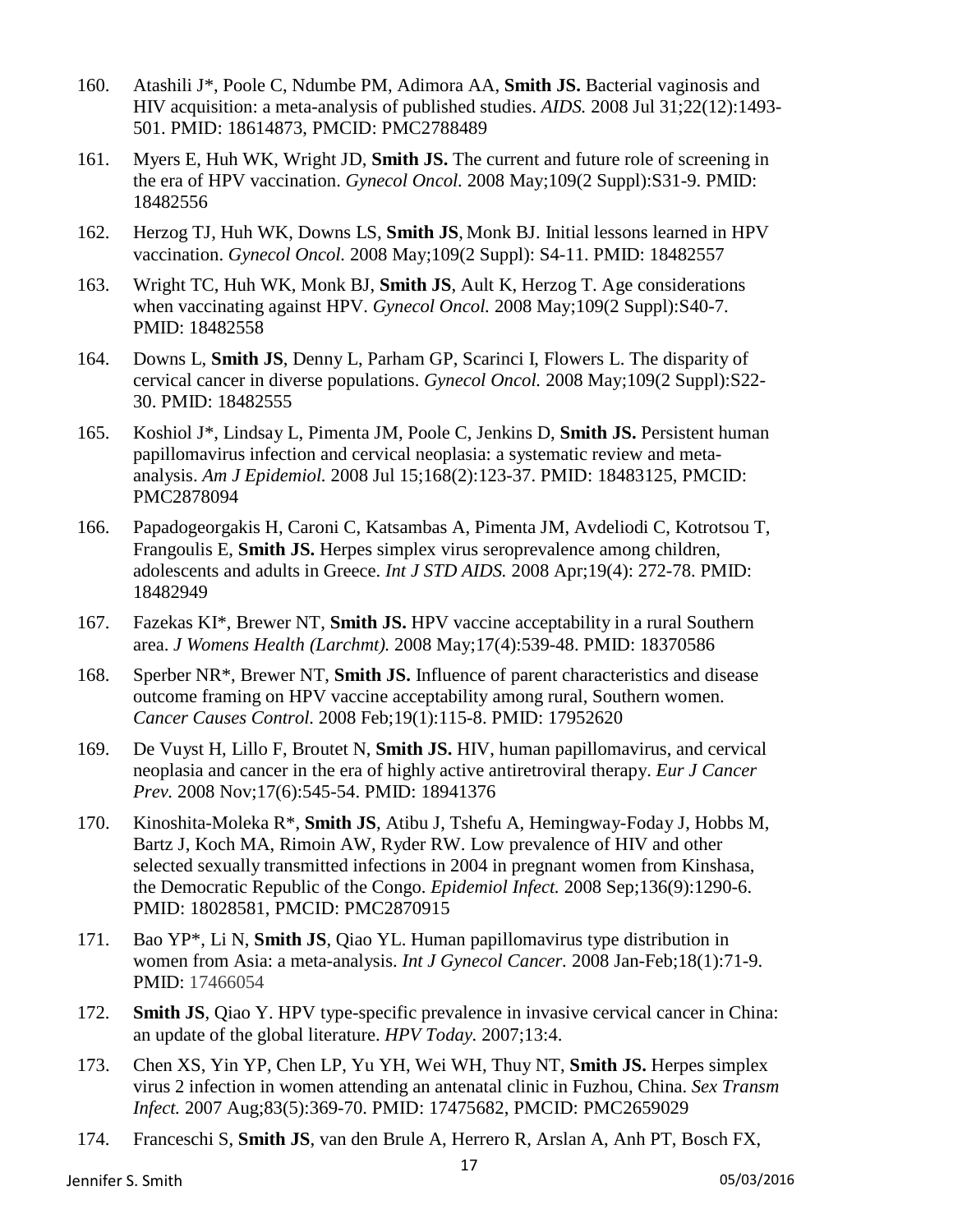160. Atashili J*, Poole C, Ndumbe PM, Adimora AA, **Smith JS.** Bacterial vaginosis and HIV acquisition: a meta-analysis of published studies. *AIDS.* 2008 Jul 31;22(12):1493-501. PMID: 18614873, PMCID: PMC2788489

161. Myers E, Huh WK, Wright JD, **Smith JS.** The current and future role of screening in the era of HPV vaccination. *Gynecol Oncol.* 2008 May;109(2 Suppl):S31-9. PMID: 18482556

162. Herzog TJ, Huh WK, Downs LS, **Smith JS**, Monk BJ. Initial lessons learned in HPV vaccination. *Gynecol Oncol.* 2008 May;109(2 Suppl): S4-11. PMID: 18482557

163. Wright TC, Huh WK, Monk BJ, **Smith JS**, Ault K, Herzog T. Age considerations when vaccinating against HPV. *Gynecol Oncol.* 2008 May;109(2 Suppl):S40-7. PMID: 18482558

164. Downs L, **Smith JS**, Denny L, Parham GP, Scarinci I, Flowers L. The disparity of cervical cancer in diverse populations. *Gynecol Oncol.* 2008 May;109(2 Suppl):S22-30. PMID: 18482555

165. Koshiol J*, Lindsay L, Pimenta JM, Poole C, Jenkins D, **Smith JS.** Persistent human papillomavirus infection and cervical neoplasia: a systematic review and meta-analysis. *Am J Epidemiol.* 2008 Jul 15;168(2):123-37. PMID: 18483125, PMCID: PMC2878094

166. Papadogeorgakis H, Caroni C, Katsambas A, Pimenta JM, Avdeliodi C, Kotrotsou T, Frangoulis E, **Smith JS.** Herpes simplex virus seroprevalence among children, adolescents and adults in Greece. *Int J STD AIDS.* 2008 Apr;19(4): 272-78. PMID: 18482949

167. Fazekas KI*, Brewer NT, **Smith JS.** HPV vaccine acceptability in a rural Southern area. *J Womens Health (Larchmt).* 2008 May;17(4):539-48. PMID: 18370586

168. Sperber NR*, Brewer NT, **Smith JS.** Influence of parent characteristics and disease outcome framing on HPV vaccine acceptability among rural, Southern women. *Cancer Causes Control.* 2008 Feb;19(1):115-8. PMID: 17952620

169. De Vuyst H, Lillo F, Broutet N, **Smith JS.** HIV, human papillomavirus, and cervical neoplasia and cancer in the era of highly active antiretroviral therapy. *Eur J Cancer Prev.* 2008 Nov;17(6):545-54. PMID: 18941376

170. Kinoshita-Moleka R*, **Smith JS**, Atibu J, Tshefu A, Hemingway-Foday J, Hobbs M, Bartz J, Koch MA, Rimoin AW, Ryder RW. Low prevalence of HIV and other selected sexually transmitted infections in 2004 in pregnant women from Kinshasa, the Democratic Republic of the Congo. *Epidemiol Infect.* 2008 Sep;136(9):1290-6. PMID: 18028581, PMCID: PMC2870915

171. Bao YP*, Li N, **Smith JS**, Qiao YL. Human papillomavirus type distribution in women from Asia: a meta-analysis. *Int J Gynecol Cancer.* 2008 Jan-Feb;18(1):71-9. PMID: 17466054

172. **Smith JS**, Qiao Y. HPV type-specific prevalence in invasive cervical cancer in China: an update of the global literature. *HPV Today.* 2007;13:4.

173. Chen XS, Yin YP, Chen LP, Yu YH, Wei WH, Thuy NT, **Smith JS.** Herpes simplex virus 2 infection in women attending an antenatal clinic in Fuzhou, China. *Sex Transm Infect.* 2007 Aug;83(5):369-70. PMID: 17475682, PMCID: PMC2659029

174. Franceschi S, **Smith JS**, van den Brule A, Herrero R, Arslan A, Anh PT, Bosch FX,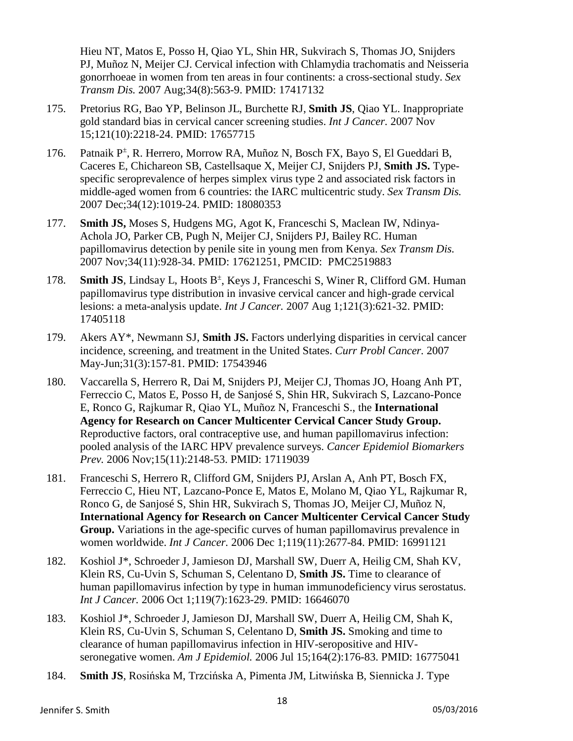Hieu NT, Matos E, Posso H, Qiao YL, Shin HR, Sukvirach S, Thomas JO, Snijders PJ, Muñoz N, Meijer CJ. Cervical infection with Chlamydia trachomatis and Neisseria gonorrhoeae in women from ten areas in four continents: a cross-sectional study. *Sex Transm Dis.* 2007 Aug;34(8):563-9. PMID: 17417132

175. Pretorius RG, Bao YP, Belinson JL, Burchette RJ, **Smith JS**, Qiao YL. Inappropriate gold standard bias in cervical cancer screening studies. *Int J Cancer.* 2007 Nov 15;121(10):2218-24. PMID: 17657715

176. Patnaik P±, R. Herrero, Morrow RA, Muñoz N, Bosch FX, Bayo S, El Gueddari B, Caceres E, Chichareon SB, Castellsaque X, Meijer CJ, Snijders PJ, **Smith JS.** Type-specific seroprevalence of herpes simplex virus type 2 and associated risk factors in middle-aged women from 6 countries: the IARC multicentric study. *Sex Transm Dis.* 2007 Dec;34(12):1019-24. PMID: 18080353

177. **Smith JS,** Moses S, Hudgens MG, Agot K, Franceschi S, Maclean IW, Ndinya-Achola JO, Parker CB, Pugh N, Meijer CJ, Snijders PJ, Bailey RC. Human papillomavirus detection by penile site in young men from Kenya. *Sex Transm Dis.* 2007 Nov;34(11):928-34. PMID: 17621251, PMCID: PMC2519883

178. **Smith JS**, Lindsay L, Hoots B±, Keys J, Franceschi S, Winer R, Clifford GM. Human papillomavirus type distribution in invasive cervical cancer and high-grade cervical lesions: a meta-analysis update. *Int J Cancer.* 2007 Aug 1;121(3):621-32. PMID: 17405118

179. Akers AY*, Newmann SJ, **Smith JS.** Factors underlying disparities in cervical cancer incidence, screening, and treatment in the United States. *Curr Probl Cancer.* 2007 May-Jun;31(3):157-81. PMID: 17543946

180. Vaccarella S, Herrero R, Dai M, Snijders PJ, Meijer CJ, Thomas JO, Hoang Anh PT, Ferreccio C, Matos E, Posso H, de Sanjosé S, Shin HR, Sukvirach S, Lazcano-Ponce E, Ronco G, Rajkumar R, Qiao YL, Muñoz N, Franceschi S., the **International Agency for Research on Cancer Multicenter Cervical Cancer Study Group.** Reproductive factors, oral contraceptive use, and human papillomavirus infection: pooled analysis of the IARC HPV prevalence surveys. *Cancer Epidemiol Biomarkers Prev.* 2006 Nov;15(11):2148-53. PMID: 17119039

181. Franceschi S, Herrero R, Clifford GM, Snijders PJ, Arslan A, Anh PT, Bosch FX, Ferreccio C, Hieu NT, Lazcano-Ponce E, Matos E, Molano M, Qiao YL, Rajkumar R, Ronco G, de Sanjosé S, Shin HR, Sukvirach S, Thomas JO, Meijer CJ, Muñoz N, **International Agency for Research on Cancer Multicenter Cervical Cancer Study Group.** Variations in the age-specific curves of human papillomavirus prevalence in women worldwide. *Int J Cancer.* 2006 Dec 1;119(11):2677-84. PMID: 16991121

182. Koshiol J*, Schroeder J, Jamieson DJ, Marshall SW, Duerr A, Heilig CM, Shah KV, Klein RS, Cu-Uvin S, Schuman S, Celentano D, **Smith JS.** Time to clearance of human papillomavirus infection by type in human immunodeficiency virus serostatus. *Int J Cancer.* 2006 Oct 1;119(7):1623-29. PMID: 16646070

183. Koshiol J*, Schroeder J, Jamieson DJ, Marshall SW, Duerr A, Heilig CM, Shah K, Klein RS, Cu-Uvin S, Schuman S, Celentano D, **Smith JS.** Smoking and time to clearance of human papillomavirus infection in HIV-seropositive and HIV-seronegative women. *Am J Epidemiol.* 2006 Jul 15;164(2):176-83. PMID: 16775041

184. **Smith JS**, Rosińska M, Trzcińska A, Pimenta JM, Litwińska B, Siennicka J. Type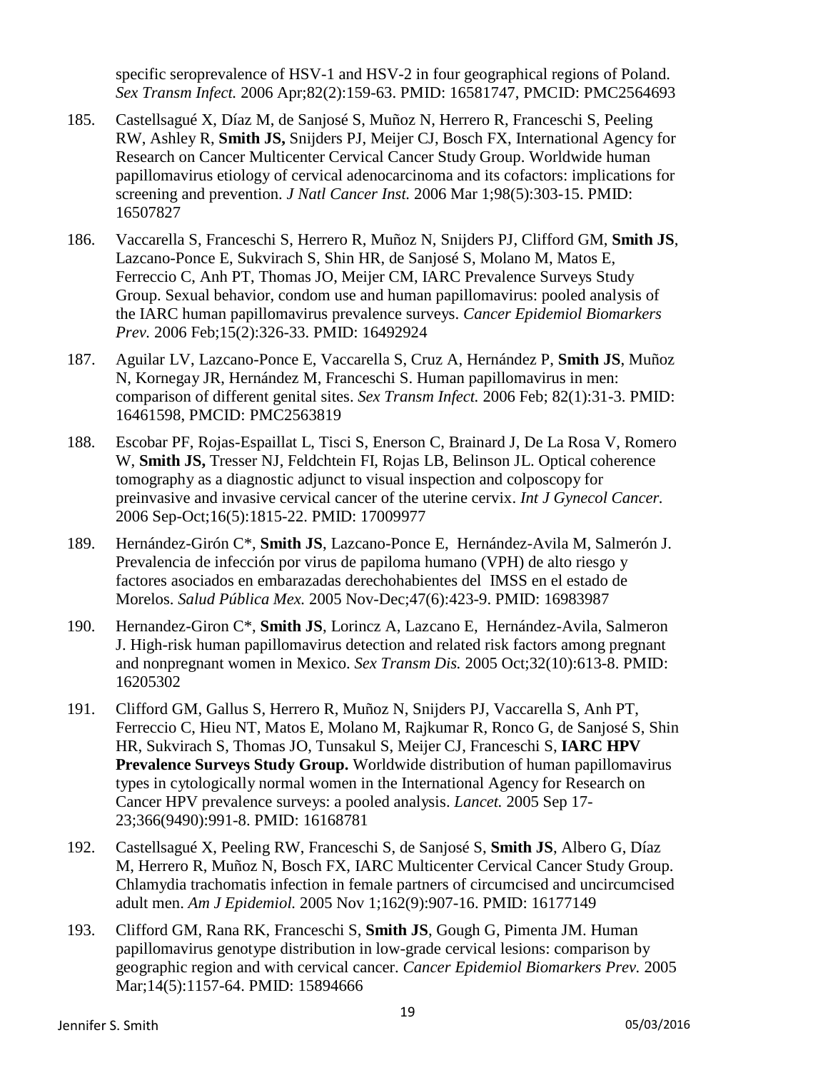specific seroprevalence of HSV-1 and HSV-2 in four geographical regions of Poland. *Sex Transm Infect.* 2006 Apr;82(2):159-63. PMID: 16581747, PMCID: PMC2564693

185. Castellsagué X, Díaz M, de Sanjosé S, Muñoz N, Herrero R, Franceschi S, Peeling RW, Ashley R, **Smith JS,** Snijders PJ, Meijer CJ, Bosch FX, International Agency for Research on Cancer Multicenter Cervical Cancer Study Group. Worldwide human papillomavirus etiology of cervical adenocarcinoma and its cofactors: implications for screening and prevention. *J Natl Cancer Inst.* 2006 Mar 1;98(5):303-15. PMID: 16507827

186. Vaccarella S, Franceschi S, Herrero R, Muñoz N, Snijders PJ, Clifford GM, **Smith JS**, Lazcano-Ponce E, Sukvirach S, Shin HR, de Sanjosé S, Molano M, Matos E, Ferreccio C, Anh PT, Thomas JO, Meijer CM, IARC Prevalence Surveys Study Group. Sexual behavior, condom use and human papillomavirus: pooled analysis of the IARC human papillomavirus prevalence surveys. *Cancer Epidemiol Biomarkers Prev.* 2006 Feb;15(2):326-33. PMID: 16492924

187. Aguilar LV, Lazcano-Ponce E, Vaccarella S, Cruz A, Hernández P, **Smith JS**, Muñoz N, Kornegay JR, Hernández M, Franceschi S. Human papillomavirus in men: comparison of different genital sites. *Sex Transm Infect.* 2006 Feb; 82(1):31-3. PMID: 16461598, PMCID: PMC2563819

188. Escobar PF, Rojas-Espaillat L, Tisci S, Enerson C, Brainard J, De La Rosa V, Romero W, **Smith JS,** Tresser NJ, Feldchtein FI, Rojas LB, Belinson JL. Optical coherence tomography as a diagnostic adjunct to visual inspection and colposcopy for preinvasive and invasive cervical cancer of the uterine cervix. *Int J Gynecol Cancer.* 2006 Sep-Oct;16(5):1815-22. PMID: 17009977

189. Hernández-Girón C*, **Smith JS**, Lazcano-Ponce E, Hernández-Avila M, Salmerón J. Prevalencia de infección por virus de papiloma humano (VPH) de alto riesgo y factores asociados en embarazadas derechohabientes del IMSS en el estado de Morelos. *Salud Pública Mex.* 2005 Nov-Dec;47(6):423-9. PMID: 16983987

190. Hernandez-Giron C*, **Smith JS**, Lorincz A, Lazcano E, Hernández-Avila, Salmeron J. High-risk human papillomavirus detection and related risk factors among pregnant and nonpregnant women in Mexico. *Sex Transm Dis.* 2005 Oct;32(10):613-8. PMID: 16205302

191. Clifford GM, Gallus S, Herrero R, Muñoz N, Snijders PJ, Vaccarella S, Anh PT, Ferreccio C, Hieu NT, Matos E, Molano M, Rajkumar R, Ronco G, de Sanjosé S, Shin HR, Sukvirach S, Thomas JO, Tunsakul S, Meijer CJ, Franceschi S, **IARC HPV Prevalence Surveys Study Group.** Worldwide distribution of human papillomavirus types in cytologically normal women in the International Agency for Research on Cancer HPV prevalence surveys: a pooled analysis. *Lancet.* 2005 Sep 17-23;366(9490):991-8. PMID: 16168781

192. Castellsagué X, Peeling RW, Franceschi S, de Sanjosé S, **Smith JS**, Albero G, Díaz M, Herrero R, Muñoz N, Bosch FX, IARC Multicenter Cervical Cancer Study Group. Chlamydia trachomatis infection in female partners of circumcised and uncircumcised adult men. *Am J Epidemiol.* 2005 Nov 1;162(9):907-16. PMID: 16177149

193. Clifford GM, Rana RK, Franceschi S, **Smith JS**, Gough G, Pimenta JM. Human papillomavirus genotype distribution in low-grade cervical lesions: comparison by geographic region and with cervical cancer. *Cancer Epidemiol Biomarkers Prev.* 2005 Mar;14(5):1157-64. PMID: 15894666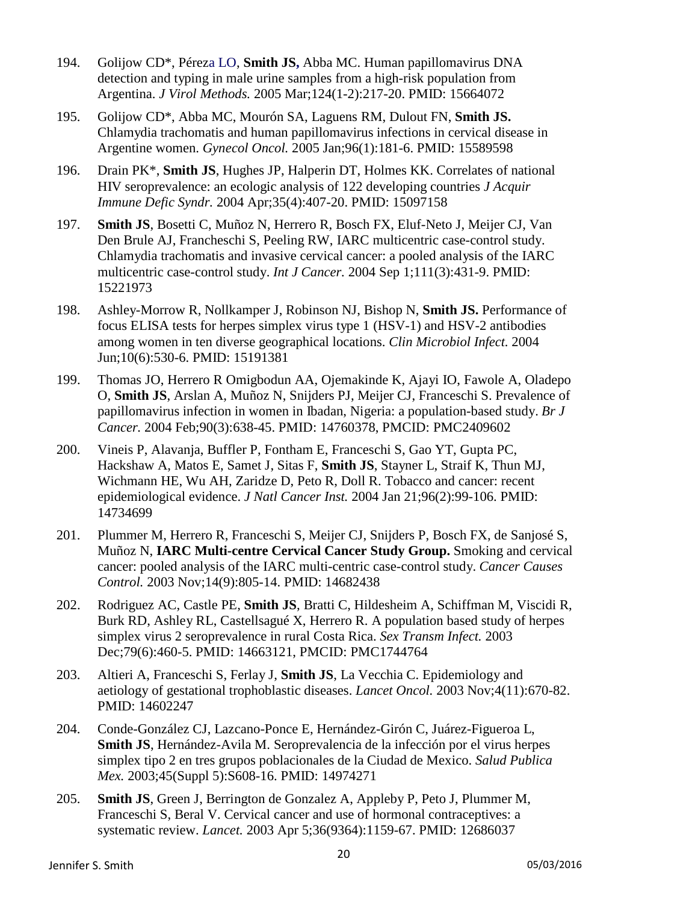194. Golijow CD*, Péreza LO, **Smith JS,** Abba MC. Human papillomavirus DNA detection and typing in male urine samples from a high-risk population from Argentina. *J Virol Methods.* 2005 Mar;124(1-2):217-20. PMID: 15664072

195. Golijow CD*, Abba MC, Mourón SA, Laguens RM, Dulout FN, **Smith JS.** Chlamydia trachomatis and human papillomavirus infections in cervical disease in Argentine women. *Gynecol Oncol.* 2005 Jan;96(1):181-6. PMID: 15589598

196. Drain PK*, **Smith JS**, Hughes JP, Halperin DT, Holmes KK. Correlates of national HIV seroprevalence: an ecologic analysis of 122 developing countries *J Acquir Immune Defic Syndr.* 2004 Apr;35(4):407-20. PMID: 15097158

197. **Smith JS**, Bosetti C, Muñoz N, Herrero R, Bosch FX, Eluf-Neto J, Meijer CJ, Van Den Brule AJ, Franceschi S, Peeling RW, IARC multicentric case-control study. Chlamydia trachomatis and invasive cervical cancer: a pooled analysis of the IARC multicentric case-control study. *Int J Cancer.* 2004 Sep 1;111(3):431-9. PMID: 15221973

198. Ashley-Morrow R, Nollkamper J, Robinson NJ, Bishop N, **Smith JS.** Performance of focus ELISA tests for herpes simplex virus type 1 (HSV-1) and HSV-2 antibodies among women in ten diverse geographical locations. *Clin Microbiol Infect.* 2004 Jun;10(6):530-6. PMID: 15191381

199. Thomas JO, Herrero R Omigbodun AA, Ojemakinde K, Ajayi IO, Fawole A, Oladepo O, **Smith JS**, Arslan A, Muñoz N, Snijders PJ, Meijer CJ, Franceschi S. Prevalence of papillomavirus infection in women in Ibadan, Nigeria: a population-based study. *Br J Cancer.* 2004 Feb;90(3):638-45. PMID: 14760378, PMCID: PMC2409602

200. Vineis P, Alavanja, Buffler P, Fontham E, Franceschi S, Gao YT, Gupta PC, Hackshaw A, Matos E, Samet J, Sitas F, **Smith JS**, Stayner L, Straif K, Thun MJ, Wichmann HE, Wu AH, Zaridze D, Peto R, Doll R. Tobacco and cancer: recent epidemiological evidence. *J Natl Cancer Inst.* 2004 Jan 21;96(2):99-106. PMID: 14734699

201. Plummer M, Herrero R, Franceschi S, Meijer CJ, Snijders P, Bosch FX, de Sanjosé S, Muñoz N, **IARC Multi-centre Cervical Cancer Study Group.** Smoking and cervical cancer: pooled analysis of the IARC multi-centric case-control study. *Cancer Causes Control.* 2003 Nov;14(9):805-14. PMID: 14682438

202. Rodriguez AC, Castle PE, **Smith JS**, Bratti C, Hildesheim A, Schiffman M, Viscidi R, Burk RD, Ashley RL, Castellsagué X, Herrero R. A population based study of herpes simplex virus 2 seroprevalence in rural Costa Rica. *Sex Transm Infect.* 2003 Dec;79(6):460-5. PMID: 14663121, PMCID: PMC1744764

203. Altieri A, Franceschi S, Ferlay J, **Smith JS**, La Vecchia C. Epidemiology and aetiology of gestational trophoblastic diseases. *Lancet Oncol.* 2003 Nov;4(11):670-82. PMID: 14602247

204. Conde-González CJ, Lazcano-Ponce E, Hernández-Girón C, Juárez-Figueroa L, **Smith JS**, Hernández-Avila M. Seroprevalencia de la infección por el virus herpes simplex tipo 2 en tres grupos poblacionales de la Ciudad de Mexico. *Salud Publica Mex.* 2003;45(Suppl 5):S608-16. PMID: 14974271

205. **Smith JS**, Green J, Berrington de Gonzalez A, Appleby P, Peto J, Plummer M, Franceschi S, Beral V. Cervical cancer and use of hormonal contraceptives: a systematic review. *Lancet.* 2003 Apr 5;36(9364):1159-67. PMID: 12686037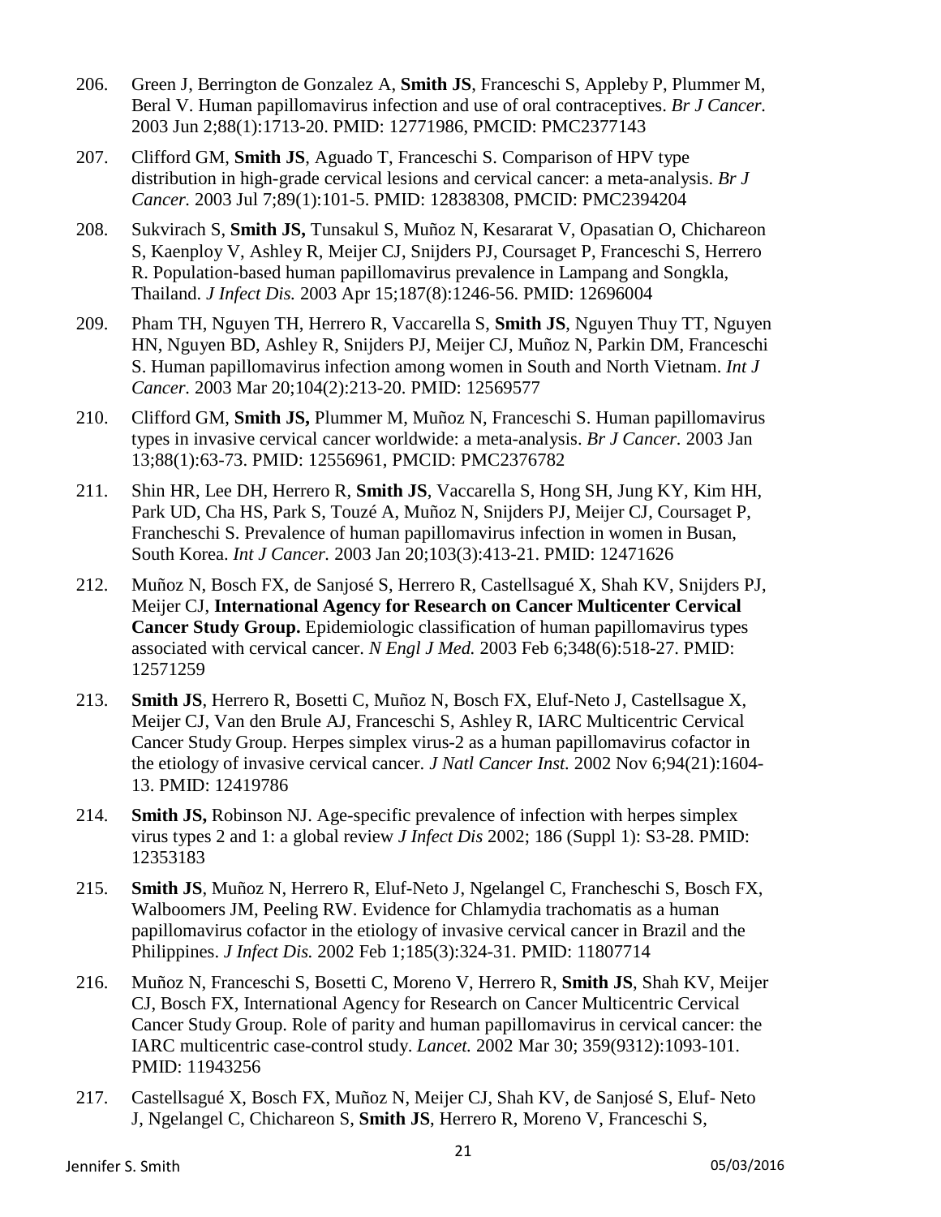206. Green J, Berrington de Gonzalez A, **Smith JS**, Franceschi S, Appleby P, Plummer M, Beral V. Human papillomavirus infection and use of oral contraceptives. *Br J Cancer.* 2003 Jun 2;88(1):1713-20. PMID: 12771986, PMCID: PMC2377143

207. Clifford GM, **Smith JS**, Aguado T, Franceschi S. Comparison of HPV type distribution in high-grade cervical lesions and cervical cancer: a meta-analysis. *Br J Cancer.* 2003 Jul 7;89(1):101-5. PMID: 12838308, PMCID: PMC2394204

208. Sukvirach S, **Smith JS,** Tunsakul S, Muñoz N, Kesararat V, Opasatian O, Chichareon S, Kaenploy V, Ashley R, Meijer CJ, Snijders PJ, Coursaget P, Franceschi S, Herrero R. Population-based human papillomavirus prevalence in Lampang and Songkla, Thailand. *J Infect Dis.* 2003 Apr 15;187(8):1246-56. PMID: 12696004

209. Pham TH, Nguyen TH, Herrero R, Vaccarella S, **Smith JS**, Nguyen Thuy TT, Nguyen HN, Nguyen BD, Ashley R, Snijders PJ, Meijer CJ, Muñoz N, Parkin DM, Franceschi S. Human papillomavirus infection among women in South and North Vietnam. *Int J Cancer.* 2003 Mar 20;104(2):213-20. PMID: 12569577

210. Clifford GM, **Smith JS,** Plummer M, Muñoz N, Franceschi S. Human papillomavirus types in invasive cervical cancer worldwide: a meta-analysis. *Br J Cancer.* 2003 Jan 13;88(1):63-73. PMID: 12556961, PMCID: PMC2376782

211. Shin HR, Lee DH, Herrero R, **Smith JS**, Vaccarella S, Hong SH, Jung KY, Kim HH, Park UD, Cha HS, Park S, Touzé A, Muñoz N, Snijders PJ, Meijer CJ, Coursaget P, Francheschi S. Prevalence of human papillomavirus infection in women in Busan, South Korea. *Int J Cancer.* 2003 Jan 20;103(3):413-21. PMID: 12471626

212. Muñoz N, Bosch FX, de Sanjosé S, Herrero R, Castellsagué X, Shah KV, Snijders PJ, Meijer CJ, **International Agency for Research on Cancer Multicenter Cervical Cancer Study Group.** Epidemiologic classification of human papillomavirus types associated with cervical cancer. *N Engl J Med.* 2003 Feb 6;348(6):518-27. PMID: 12571259

213. **Smith JS**, Herrero R, Bosetti C, Muñoz N, Bosch FX, Eluf-Neto J, Castellsague X, Meijer CJ, Van den Brule AJ, Franceschi S, Ashley R, IARC Multicentric Cervical Cancer Study Group. Herpes simplex virus-2 as a human papillomavirus cofactor in the etiology of invasive cervical cancer. *J Natl Cancer Inst.* 2002 Nov 6;94(21):1604-13. PMID: 12419786

214. **Smith JS,** Robinson NJ. Age-specific prevalence of infection with herpes simplex virus types 2 and 1: a global review *J Infect Dis* 2002; 186 (Suppl 1): S3-28. PMID: 12353183

215. **Smith JS**, Muñoz N, Herrero R, Eluf-Neto J, Ngelangel C, Francheschi S, Bosch FX, Walboomers JM, Peeling RW. Evidence for Chlamydia trachomatis as a human papillomavirus cofactor in the etiology of invasive cervical cancer in Brazil and the Philippines. *J Infect Dis.* 2002 Feb 1;185(3):324-31. PMID: 11807714

216. Muñoz N, Franceschi S, Bosetti C, Moreno V, Herrero R, **Smith JS**, Shah KV, Meijer CJ, Bosch FX, International Agency for Research on Cancer Multicentric Cervical Cancer Study Group. Role of parity and human papillomavirus in cervical cancer: the IARC multicentric case-control study. *Lancet.* 2002 Mar 30; 359(9312):1093-101. PMID: 11943256

217. Castellsagué X, Bosch FX, Muñoz N, Meijer CJ, Shah KV, de Sanjosé S, Eluf- Neto J, Ngelangel C, Chichareon S, **Smith JS**, Herrero R, Moreno V, Franceschi S,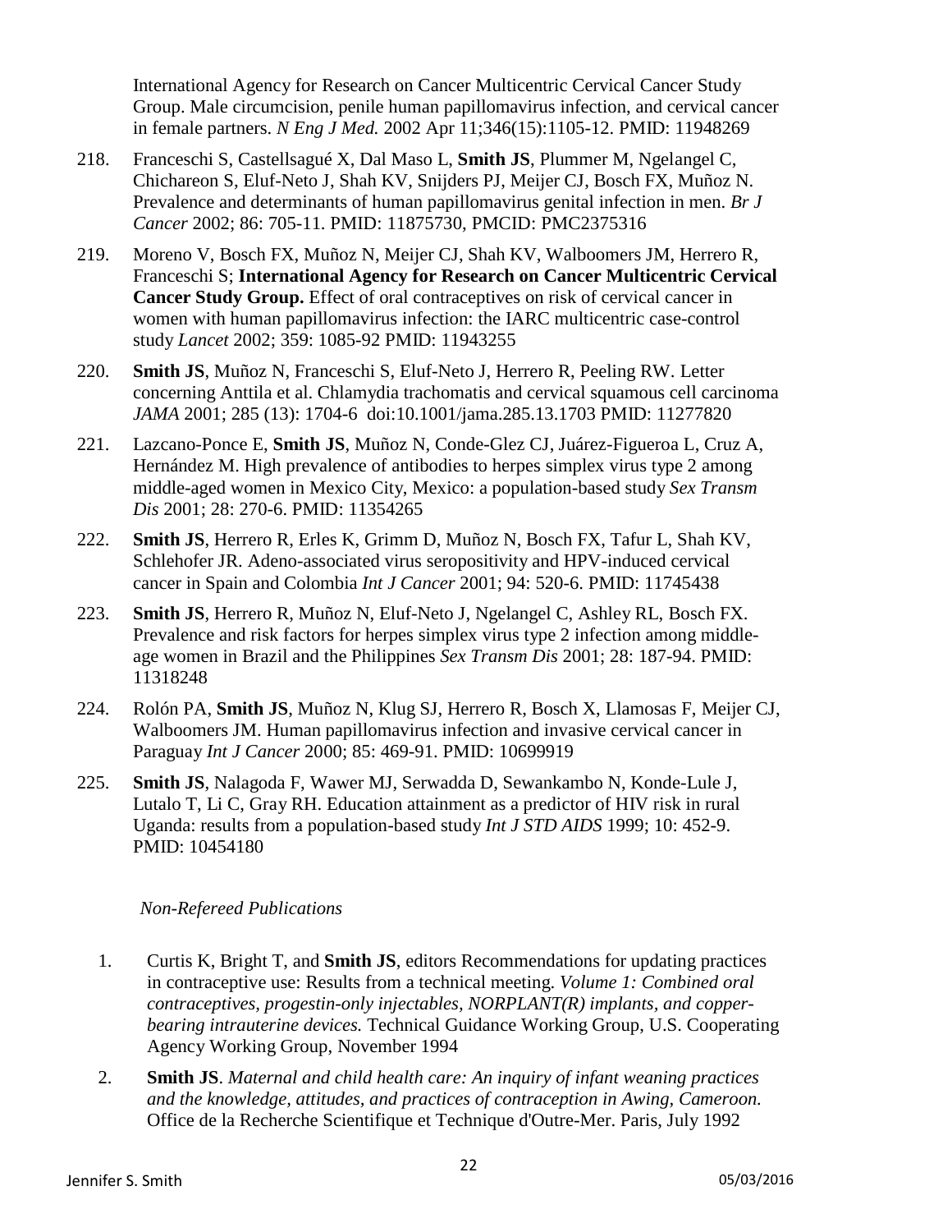International Agency for Research on Cancer Multicentric Cervical Cancer Study Group. Male circumcision, penile human papillomavirus infection, and cervical cancer in female partners. *N Eng J Med.* 2002 Apr 11;346(15):1105-12. PMID: 11948269

218. Franceschi S, Castellsagué X, Dal Maso L, **Smith JS**, Plummer M, Ngelangel C, Chichareon S, Eluf-Neto J, Shah KV, Snijders PJ, Meijer CJ, Bosch FX, Muñoz N. Prevalence and determinants of human papillomavirus genital infection in men. *Br J Cancer* 2002; 86: 705-11. PMID: 11875730, PMCID: PMC2375316

219. Moreno V, Bosch FX, Muñoz N, Meijer CJ, Shah KV, Walboomers JM, Herrero R, Franceschi S; **International Agency for Research on Cancer Multicentric Cervical Cancer Study Group.** Effect of oral contraceptives on risk of cervical cancer in women with human papillomavirus infection: the IARC multicentric case-control study *Lancet* 2002; 359: 1085-92 PMID: 11943255

220. **Smith JS**, Muñoz N, Franceschi S, Eluf-Neto J, Herrero R, Peeling RW. Letter concerning Anttila et al. Chlamydia trachomatis and cervical squamous cell carcinoma *JAMA* 2001; 285 (13): 1704-6 doi:10.1001/jama.285.13.1703 PMID: 11277820

221. Lazcano-Ponce E, **Smith JS**, Muñoz N, Conde-Glez CJ, Juárez-Figueroa L, Cruz A, Hernández M. High prevalence of antibodies to herpes simplex virus type 2 among middle-aged women in Mexico City, Mexico: a population-based study *Sex Transm Dis* 2001; 28: 270-6. PMID: 11354265

222. **Smith JS**, Herrero R, Erles K, Grimm D, Muñoz N, Bosch FX, Tafur L, Shah KV, Schlehofer JR. Adeno-associated virus seropositivity and HPV-induced cervical cancer in Spain and Colombia *Int J Cancer* 2001; 94: 520-6. PMID: 11745438

223. **Smith JS**, Herrero R, Muñoz N, Eluf-Neto J, Ngelangel C, Ashley RL, Bosch FX. Prevalence and risk factors for herpes simplex virus type 2 infection among middle-age women in Brazil and the Philippines *Sex Transm Dis* 2001; 28: 187-94. PMID: 11318248

224. Rolón PA, **Smith JS**, Muñoz N, Klug SJ, Herrero R, Bosch X, Llamosas F, Meijer CJ, Walboomers JM. Human papillomavirus infection and invasive cervical cancer in Paraguay *Int J Cancer* 2000; 85: 469-91. PMID: 10699919

225. **Smith JS**, Nalagoda F, Wawer MJ, Serwadda D, Sewankambo N, Konde-Lule J, Lutalo T, Li C, Gray RH. Education attainment as a predictor of HIV risk in rural Uganda: results from a population-based study *Int J STD AIDS* 1999; 10: 452-9. PMID: 10454180

*Non-Refereed Publications*

1. Curtis K, Bright T, and **Smith JS**, editors Recommendations for updating practices in contraceptive use: Results from a technical meeting. *Volume 1: Combined oral contraceptives, progestin-only injectables, NORPLANT(R) implants, and copper-bearing intrauterine devices.* Technical Guidance Working Group, U.S. Cooperating Agency Working Group, November 1994

2. **Smith JS**. *Maternal and child health care: An inquiry of infant weaning practices and the knowledge, attitudes, and practices of contraception in Awing, Cameroon.* Office de la Recherche Scientifique et Technique d'Outre-Mer. Paris, July 1992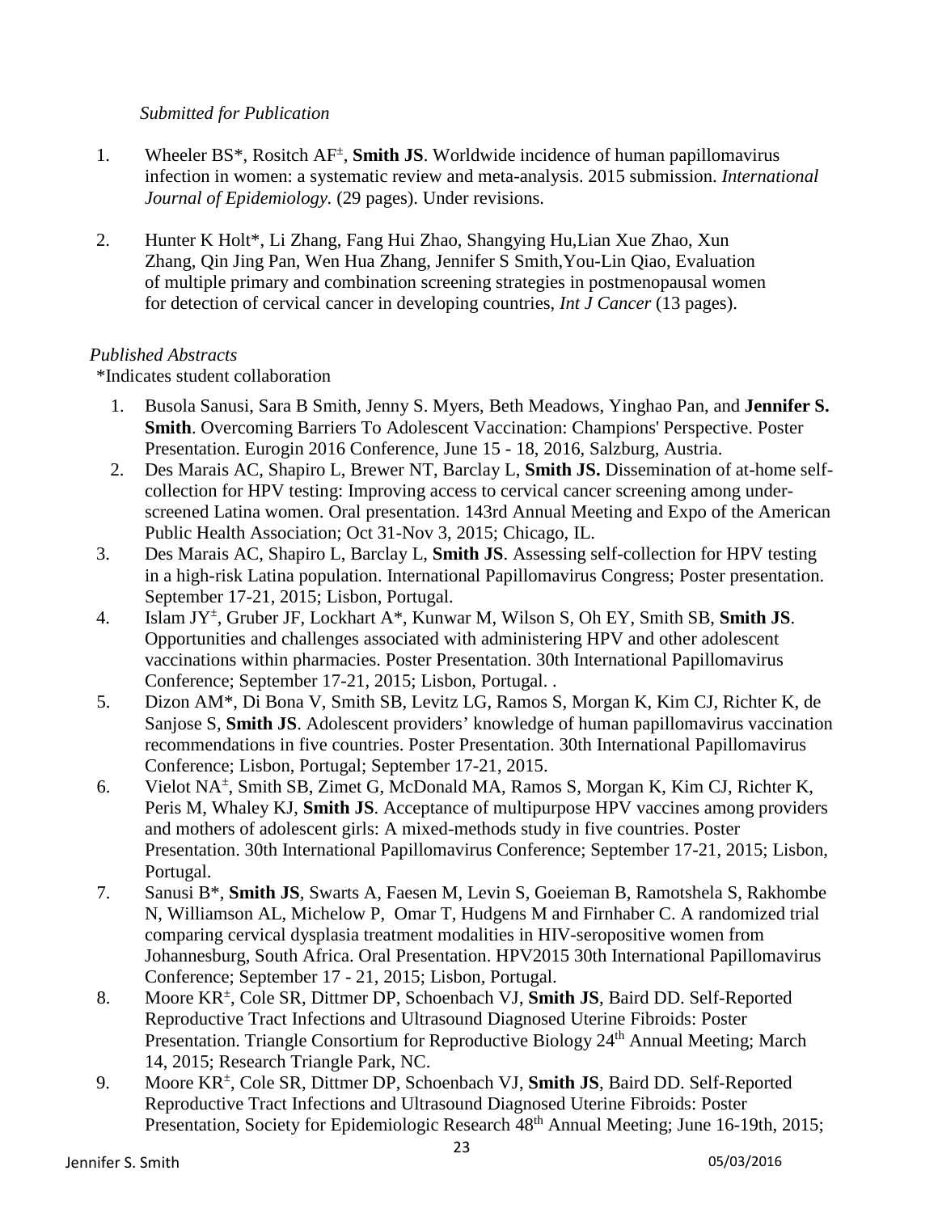*Submitted for Publication*

1. Wheeler BS*, Rositch AF±, **Smith JS**. Worldwide incidence of human papillomavirus infection in women: a systematic review and meta-analysis. 2015 submission. *International Journal of Epidemiology.* (29 pages). Under revisions.

2. Hunter K Holt*, Li Zhang, Fang Hui Zhao, Shangying Hu,Lian Xue Zhao, Xun Zhang, Qin Jing Pan, Wen Hua Zhang, Jennifer S Smith,You-Lin Qiao, Evaluation of multiple primary and combination screening strategies in postmenopausal women for detection of cervical cancer in developing countries, *Int J Cancer* (13 pages).

*Published Abstracts*

*Indicates student collaboration

1. Busola Sanusi, Sara B Smith, Jenny S. Myers, Beth Meadows, Yinghao Pan, and **Jennifer S. Smith**. Overcoming Barriers To Adolescent Vaccination: Champions' Perspective. Poster Presentation. Eurogin 2016 Conference, June 15 - 18, 2016, Salzburg, Austria.
2. Des Marais AC, Shapiro L, Brewer NT, Barclay L, **Smith JS.** Dissemination of at-home self-collection for HPV testing: Improving access to cervical cancer screening among under-screened Latina women. Oral presentation. 143rd Annual Meeting and Expo of the American Public Health Association; Oct 31-Nov 3, 2015; Chicago, IL.
3. Des Marais AC, Shapiro L, Barclay L, **Smith JS**. Assessing self-collection for HPV testing in a high-risk Latina population. International Papillomavirus Congress; Poster presentation. September 17-21, 2015; Lisbon, Portugal.
4. Islam JY±, Gruber JF, Lockhart A*, Kunwar M, Wilson S, Oh EY, Smith SB, **Smith JS**. Opportunities and challenges associated with administering HPV and other adolescent vaccinations within pharmacies. Poster Presentation. 30th International Papillomavirus Conference; September 17-21, 2015; Lisbon, Portugal. .
5. Dizon AM*, Di Bona V, Smith SB, Levitz LG, Ramos S, Morgan K, Kim CJ, Richter K, de Sanjose S, **Smith JS**. Adolescent providers' knowledge of human papillomavirus vaccination recommendations in five countries. Poster Presentation. 30th International Papillomavirus Conference; Lisbon, Portugal; September 17-21, 2015.
6. Vielot NA±, Smith SB, Zimet G, McDonald MA, Ramos S, Morgan K, Kim CJ, Richter K, Peris M, Whaley KJ, **Smith JS**. Acceptance of multipurpose HPV vaccines among providers and mothers of adolescent girls: A mixed-methods study in five countries. Poster Presentation. 30th International Papillomavirus Conference; September 17-21, 2015; Lisbon, Portugal.
7. Sanusi B*, **Smith JS**, Swarts A, Faesen M, Levin S, Goeieman B, Ramotshela S, Rakhombe N, Williamson AL, Michelow P, Omar T, Hudgens M and Firnhaber C. A randomized trial comparing cervical dysplasia treatment modalities in HIV-seropositive women from Johannesburg, South Africa. Oral Presentation. HPV2015 30th International Papillomavirus Conference; September 17 - 21, 2015; Lisbon, Portugal.
8. Moore KR±, Cole SR, Dittmer DP, Schoenbach VJ, **Smith JS**, Baird DD. Self-Reported Reproductive Tract Infections and Ultrasound Diagnosed Uterine Fibroids: Poster Presentation. Triangle Consortium for Reproductive Biology 24th Annual Meeting; March 14, 2015; Research Triangle Park, NC.
9. Moore KR±, Cole SR, Dittmer DP, Schoenbach VJ, **Smith JS**, Baird DD. Self-Reported Reproductive Tract Infections and Ultrasound Diagnosed Uterine Fibroids: Poster Presentation, Society for Epidemiologic Research 48th Annual Meeting; June 16-19th, 2015;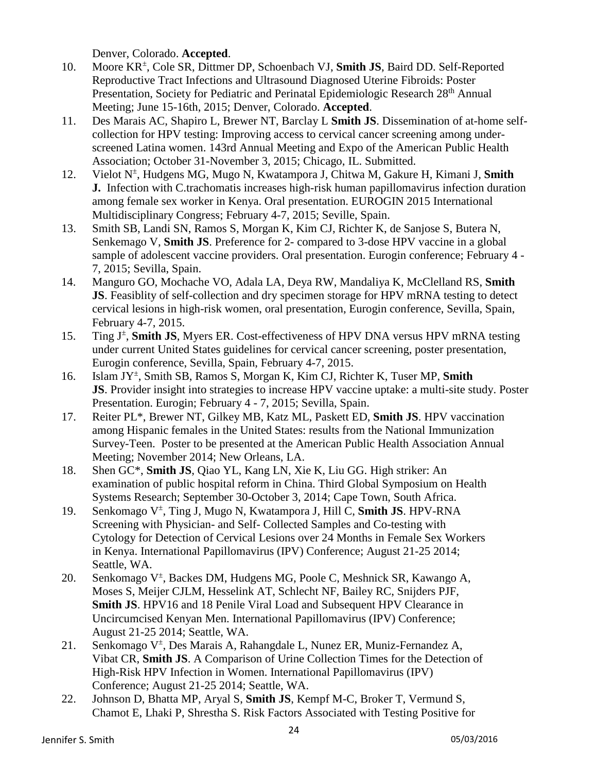Denver, Colorado. **Accepted**.

10. Moore KR±, Cole SR, Dittmer DP, Schoenbach VJ, **Smith JS**, Baird DD. Self-Reported Reproductive Tract Infections and Ultrasound Diagnosed Uterine Fibroids: Poster Presentation, Society for Pediatric and Perinatal Epidemiologic Research 28th Annual Meeting; June 15-16th, 2015; Denver, Colorado. **Accepted**.
11. Des Marais AC, Shapiro L, Brewer NT, Barclay L **Smith JS**. Dissemination of at-home self-collection for HPV testing: Improving access to cervical cancer screening among under-screened Latina women. 143rd Annual Meeting and Expo of the American Public Health Association; October 31-November 3, 2015; Chicago, IL. Submitted.
12. Vielot N±, Hudgens MG, Mugo N, Kwatampora J, Chitwa M, Gakure H, Kimani J, **Smith J.** Infection with C.trachomatis increases high-risk human papillomavirus infection duration among female sex worker in Kenya. Oral presentation. EUROGIN 2015 International Multidisciplinary Congress; February 4-7, 2015; Seville, Spain.
13. Smith SB, Landi SN, Ramos S, Morgan K, Kim CJ, Richter K, de Sanjose S, Butera N, Senkemago V, **Smith JS**. Preference for 2- compared to 3-dose HPV vaccine in a global sample of adolescent vaccine providers. Oral presentation. Eurogin conference; February 4 - 7, 2015; Sevilla, Spain.
14. Manguro GO, Mochache VO, Adala LA, Deya RW, Mandaliya K, McClelland RS, **Smith JS**. Feasiblity of self-collection and dry specimen storage for HPV mRNA testing to detect cervical lesions in high-risk women, oral presentation, Eurogin conference, Sevilla, Spain, February 4-7, 2015.
15. Ting J±, **Smith JS**, Myers ER. Cost-effectiveness of HPV DNA versus HPV mRNA testing under current United States guidelines for cervical cancer screening, poster presentation, Eurogin conference, Sevilla, Spain, February 4-7, 2015.
16. Islam JY±, Smith SB, Ramos S, Morgan K, Kim CJ, Richter K, Tuser MP, **Smith JS**. Provider insight into strategies to increase HPV vaccine uptake: a multi-site study. Poster Presentation. Eurogin; February 4 - 7, 2015; Sevilla, Spain.
17. Reiter PL*, Brewer NT, Gilkey MB, Katz ML, Paskett ED, **Smith JS**. HPV vaccination among Hispanic females in the United States: results from the National Immunization Survey-Teen. Poster to be presented at the American Public Health Association Annual Meeting; November 2014; New Orleans, LA.
18. Shen GC*, **Smith JS**, Qiao YL, Kang LN, Xie K, Liu GG. High striker: An examination of public hospital reform in China. Third Global Symposium on Health Systems Research; September 30-October 3, 2014; Cape Town, South Africa.
19. Senkomago V±, Ting J, Mugo N, Kwatampora J, Hill C, **Smith JS**. HPV-RNA Screening with Physician- and Self- Collected Samples and Co-testing with Cytology for Detection of Cervical Lesions over 24 Months in Female Sex Workers in Kenya. International Papillomavirus (IPV) Conference; August 21-25 2014; Seattle, WA.
20. Senkomago V±, Backes DM, Hudgens MG, Poole C, Meshnick SR, Kawango A, Moses S, Meijer CJLM, Hesselink AT, Schlecht NF, Bailey RC, Snijders PJF, **Smith JS**. HPV16 and 18 Penile Viral Load and Subsequent HPV Clearance in Uncircumcised Kenyan Men. International Papillomavirus (IPV) Conference; August 21-25 2014; Seattle, WA.
21. Senkomago V±, Des Marais A, Rahangdale L, Nunez ER, Muniz-Fernandez A, Vibat CR, **Smith JS**. A Comparison of Urine Collection Times for the Detection of High-Risk HPV Infection in Women. International Papillomavirus (IPV) Conference; August 21-25 2014; Seattle, WA.
22. Johnson D, Bhatta MP, Aryal S, **Smith JS**, Kempf M-C, Broker T, Vermund S, Chamot E, Lhaki P, Shrestha S. Risk Factors Associated with Testing Positive for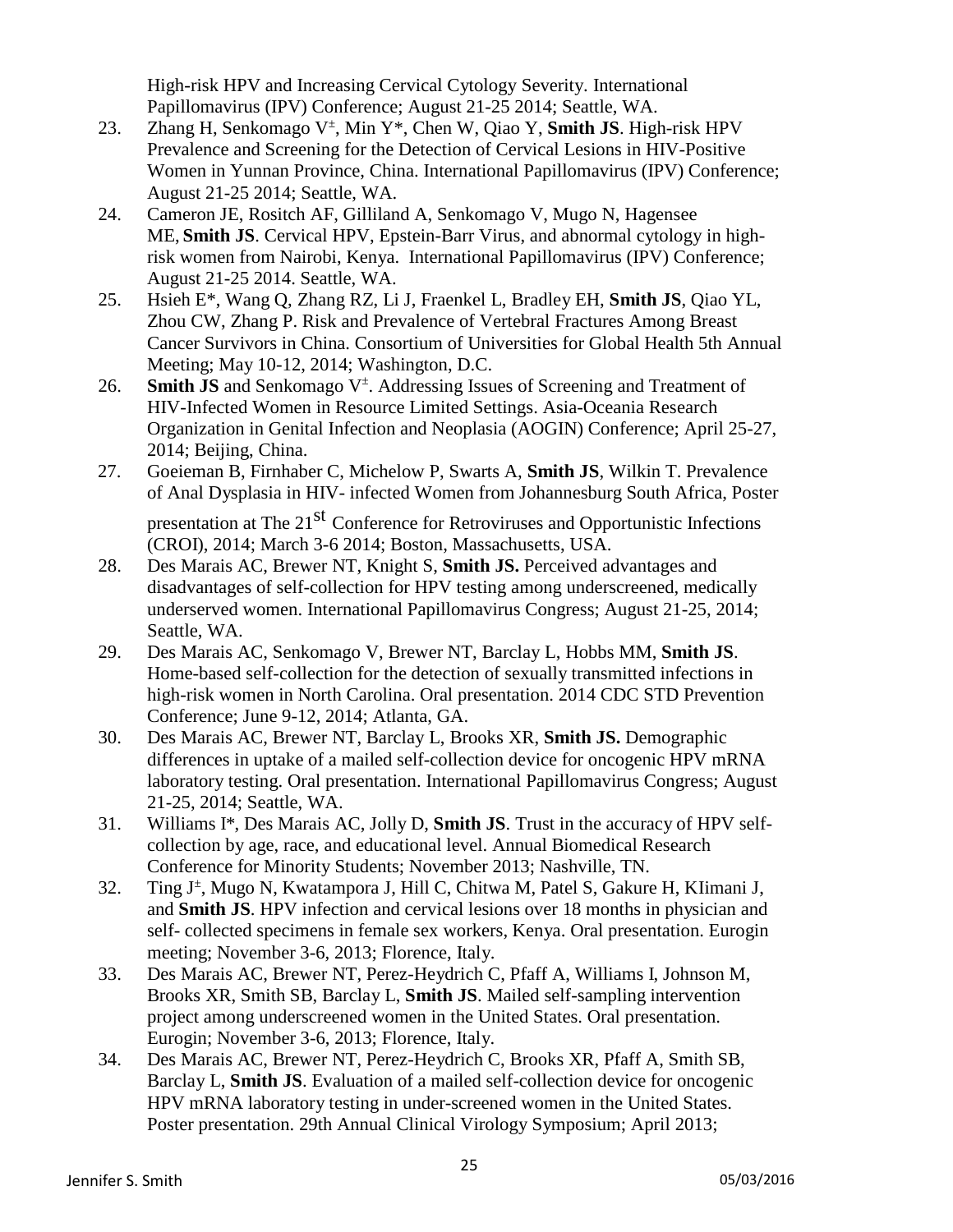High-risk HPV and Increasing Cervical Cytology Severity. International Papillomavirus (IPV) Conference; August 21-25 2014; Seattle, WA.

23. Zhang H, Senkomago V[±], Min Y*, Chen W, Qiao Y, **Smith JS**. High-risk HPV Prevalence and Screening for the Detection of Cervical Lesions in HIV-Positive Women in Yunnan Province, China. International Papillomavirus (IPV) Conference; August 21-25 2014; Seattle, WA.
24. Cameron JE, Rositch AF, Gilliland A, Senkomago V, Mugo N, Hagensee ME, **Smith JS**. Cervical HPV, Epstein-Barr Virus, and abnormal cytology in high-risk women from Nairobi, Kenya. International Papillomavirus (IPV) Conference; August 21-25 2014. Seattle, WA.
25. Hsieh E*, Wang Q, Zhang RZ, Li J, Fraenkel L, Bradley EH, **Smith JS**, Qiao YL, Zhou CW, Zhang P. Risk and Prevalence of Vertebral Fractures Among Breast Cancer Survivors in China. Consortium of Universities for Global Health 5th Annual Meeting; May 10-12, 2014; Washington, D.C.
26. **Smith JS** and Senkomago V[±]. Addressing Issues of Screening and Treatment of HIV-Infected Women in Resource Limited Settings. Asia-Oceania Research Organization in Genital Infection and Neoplasia (AOGIN) Conference; April 25-27, 2014; Beijing, China.
27. Goeieman B, Firnhaber C, Michelow P, Swarts A, **Smith JS**, Wilkin T. Prevalence of Anal Dysplasia in HIV- infected Women from Johannesburg South Africa, Poster presentation at The 21st Conference for Retroviruses and Opportunistic Infections (CROI), 2014; March 3-6 2014; Boston, Massachusetts, USA.
28. Des Marais AC, Brewer NT, Knight S, **Smith JS.** Perceived advantages and disadvantages of self-collection for HPV testing among underscreened, medically underserved women. International Papillomavirus Congress; August 21-25, 2014; Seattle, WA.
29. Des Marais AC, Senkomago V, Brewer NT, Barclay L, Hobbs MM, **Smith JS**. Home-based self-collection for the detection of sexually transmitted infections in high-risk women in North Carolina. Oral presentation. 2014 CDC STD Prevention Conference; June 9-12, 2014; Atlanta, GA.
30. Des Marais AC, Brewer NT, Barclay L, Brooks XR, **Smith JS.** Demographic differences in uptake of a mailed self-collection device for oncogenic HPV mRNA laboratory testing. Oral presentation. International Papillomavirus Congress; August 21-25, 2014; Seattle, WA.
31. Williams I*, Des Marais AC, Jolly D, **Smith JS**. Trust in the accuracy of HPV self-collection by age, race, and educational level. Annual Biomedical Research Conference for Minority Students; November 2013; Nashville, TN.
32. Ting J[±], Mugo N, Kwatampora J, Hill C, Chitwa M, Patel S, Gakure H, KIimani J, and **Smith JS**. HPV infection and cervical lesions over 18 months in physician and self- collected specimens in female sex workers, Kenya. Oral presentation. Eurogin meeting; November 3-6, 2013; Florence, Italy.
33. Des Marais AC, Brewer NT, Perez-Heydrich C, Pfaff A, Williams I, Johnson M, Brooks XR, Smith SB, Barclay L, **Smith JS**. Mailed self-sampling intervention project among underscreened women in the United States. Oral presentation. Eurogin; November 3-6, 2013; Florence, Italy.
34. Des Marais AC, Brewer NT, Perez-Heydrich C, Brooks XR, Pfaff A, Smith SB, Barclay L, **Smith JS**. Evaluation of a mailed self-collection device for oncogenic HPV mRNA laboratory testing in under-screened women in the United States. Poster presentation. 29th Annual Clinical Virology Symposium; April 2013;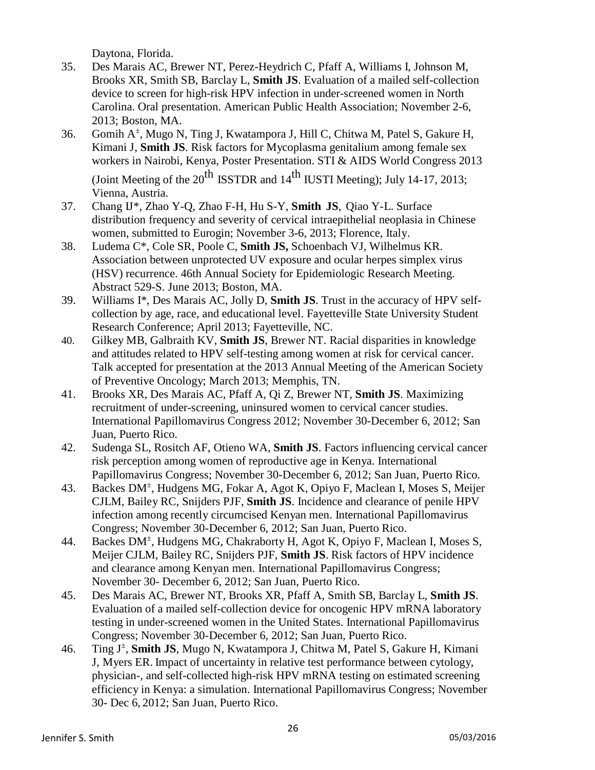Daytona, Florida.

35. Des Marais AC, Brewer NT, Perez-Heydrich C, Pfaff A, Williams I, Johnson M, Brooks XR, Smith SB, Barclay L, **Smith JS**. Evaluation of a mailed self-collection device to screen for high-risk HPV infection in under-screened women in North Carolina. Oral presentation. American Public Health Association; November 2-6, 2013; Boston, MA.
36. Gomih A±, Mugo N, Ting J, Kwatampora J, Hill C, Chitwa M, Patel S, Gakure H, Kimani J, **Smith JS**. Risk factors for Mycoplasma genitalium among female sex workers in Nairobi, Kenya, Poster Presentation. STI & AIDS World Congress 2013 (Joint Meeting of the 20th ISSTDR and 14th IUSTI Meeting); July 14-17, 2013; Vienna, Austria.
37. Chang IJ*, Zhao Y-Q, Zhao F-H, Hu S-Y, **Smith JS**, Qiao Y-L. Surface distribution frequency and severity of cervical intraepithelial neoplasia in Chinese women, submitted to Eurogin; November 3-6, 2013; Florence, Italy.
38. Ludema C*, Cole SR, Poole C, **Smith JS,** Schoenbach VJ, Wilhelmus KR. Association between unprotected UV exposure and ocular herpes simplex virus (HSV) recurrence. 46th Annual Society for Epidemiologic Research Meeting. Abstract 529-S. June 2013; Boston, MA.
39. Williams I*, Des Marais AC, Jolly D, **Smith JS**. Trust in the accuracy of HPV self-collection by age, race, and educational level. Fayetteville State University Student Research Conference; April 2013; Fayetteville, NC.
40. Gilkey MB, Galbraith KV, **Smith JS**, Brewer NT. Racial disparities in knowledge and attitudes related to HPV self-testing among women at risk for cervical cancer. Talk accepted for presentation at the 2013 Annual Meeting of the American Society of Preventive Oncology; March 2013; Memphis, TN.
41. Brooks XR, Des Marais AC, Pfaff A, Qi Z, Brewer NT, **Smith JS**. Maximizing recruitment of under-screening, uninsured women to cervical cancer studies. International Papillomavirus Congress 2012; November 30-December 6, 2012; San Juan, Puerto Rico.
42. Sudenga SL, Rositch AF, Otieno WA, **Smith JS**. Factors influencing cervical cancer risk perception among women of reproductive age in Kenya. International Papillomavirus Congress; November 30-December 6, 2012; San Juan, Puerto Rico.
43. Backes DM±, Hudgens MG, Fokar A, Agot K, Opiyo F, Maclean I, Moses S, Meijer CJLM, Bailey RC, Snijders PJF, **Smith JS**. Incidence and clearance of penile HPV infection among recently circumcised Kenyan men. International Papillomavirus Congress; November 30-December 6, 2012; San Juan, Puerto Rico.
44. Backes DM±, Hudgens MG, Chakraborty H, Agot K, Opiyo F, Maclean I, Moses S, Meijer CJLM, Bailey RC, Snijders PJF, **Smith JS**. Risk factors of HPV incidence and clearance among Kenyan men. International Papillomavirus Congress; November 30- December 6, 2012; San Juan, Puerto Rico.
45. Des Marais AC, Brewer NT, Brooks XR, Pfaff A, Smith SB, Barclay L, **Smith JS**. Evaluation of a mailed self-collection device for oncogenic HPV mRNA laboratory testing in under-screened women in the United States. International Papillomavirus Congress; November 30-December 6, 2012; San Juan, Puerto Rico.
46. Ting J±, **Smith JS**, Mugo N, Kwatampora J, Chitwa M, Patel S, Gakure H, Kimani J, Myers ER. Impact of uncertainty in relative test performance between cytology, physician-, and self-collected high-risk HPV mRNA testing on estimated screening efficiency in Kenya: a simulation. International Papillomavirus Congress; November 30- Dec 6, 2012; San Juan, Puerto Rico.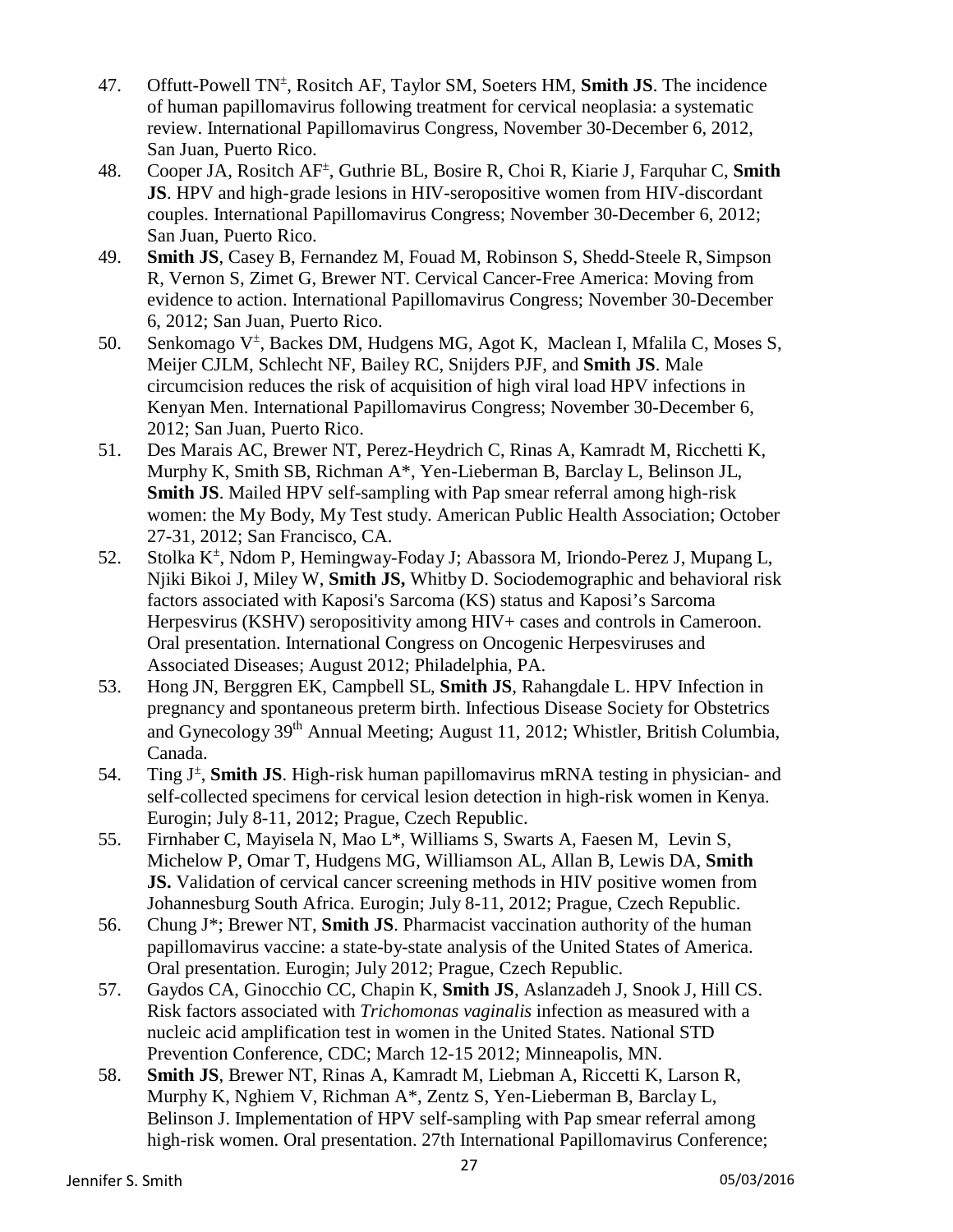47. Offutt-Powell TN±, Rositch AF, Taylor SM, Soeters HM, **Smith JS**. The incidence of human papillomavirus following treatment for cervical neoplasia: a systematic review. International Papillomavirus Congress, November 30-December 6, 2012, San Juan, Puerto Rico.
48. Cooper JA, Rositch AF±, Guthrie BL, Bosire R, Choi R, Kiarie J, Farquhar C, **Smith JS**. HPV and high-grade lesions in HIV-seropositive women from HIV-discordant couples. International Papillomavirus Congress; November 30-December 6, 2012; San Juan, Puerto Rico.
49. **Smith JS**, Casey B, Fernandez M, Fouad M, Robinson S, Shedd-Steele R, Simpson R, Vernon S, Zimet G, Brewer NT. Cervical Cancer-Free America: Moving from evidence to action. International Papillomavirus Congress; November 30-December 6, 2012; San Juan, Puerto Rico.
50. Senkomago V±, Backes DM, Hudgens MG, Agot K, Maclean I, Mfalila C, Moses S, Meijer CJLM, Schlecht NF, Bailey RC, Snijders PJF, and **Smith JS**. Male circumcision reduces the risk of acquisition of high viral load HPV infections in Kenyan Men. International Papillomavirus Congress; November 30-December 6, 2012; San Juan, Puerto Rico.
51. Des Marais AC, Brewer NT, Perez-Heydrich C, Rinas A, Kamradt M, Ricchetti K, Murphy K, Smith SB, Richman A*, Yen-Lieberman B, Barclay L, Belinson JL, **Smith JS**. Mailed HPV self-sampling with Pap smear referral among high-risk women: the My Body, My Test study. American Public Health Association; October 27-31, 2012; San Francisco, CA.
52. Stolka K±, Ndom P, Hemingway-Foday J; Abassora M, Iriondo-Perez J, Mupang L, Njiki Bikoi J, Miley W, **Smith JS,** Whitby D. Sociodemographic and behavioral risk factors associated with Kaposi's Sarcoma (KS) status and Kaposi's Sarcoma Herpesvirus (KSHV) seropositivity among HIV+ cases and controls in Cameroon. Oral presentation. International Congress on Oncogenic Herpesviruses and Associated Diseases; August 2012; Philadelphia, PA.
53. Hong JN, Berggren EK, Campbell SL, **Smith JS**, Rahangdale L. HPV Infection in pregnancy and spontaneous preterm birth. Infectious Disease Society for Obstetrics and Gynecology 39th Annual Meeting; August 11, 2012; Whistler, British Columbia, Canada.
54. Ting J±, **Smith JS**. High-risk human papillomavirus mRNA testing in physician- and self-collected specimens for cervical lesion detection in high-risk women in Kenya. Eurogin; July 8-11, 2012; Prague, Czech Republic.
55. Firnhaber C, Mayisela N, Mao L*, Williams S, Swarts A, Faesen M, Levin S, Michelow P, Omar T, Hudgens MG, Williamson AL, Allan B, Lewis DA, **Smith JS.** Validation of cervical cancer screening methods in HIV positive women from Johannesburg South Africa. Eurogin; July 8-11, 2012; Prague, Czech Republic.
56. Chung J*; Brewer NT, **Smith JS**. Pharmacist vaccination authority of the human papillomavirus vaccine: a state-by-state analysis of the United States of America. Oral presentation. Eurogin; July 2012; Prague, Czech Republic.
57. Gaydos CA, Ginocchio CC, Chapin K, **Smith JS**, Aslanzadeh J, Snook J, Hill CS. Risk factors associated with *Trichomonas vaginalis* infection as measured with a nucleic acid amplification test in women in the United States. National STD Prevention Conference, CDC; March 12-15 2012; Minneapolis, MN.
58. **Smith JS**, Brewer NT, Rinas A, Kamradt M, Liebman A, Riccetti K, Larson R, Murphy K, Nghiem V, Richman A*, Zentz S, Yen-Lieberman B, Barclay L, Belinson J. Implementation of HPV self-sampling with Pap smear referral among high-risk women. Oral presentation. 27th International Papillomavirus Conference;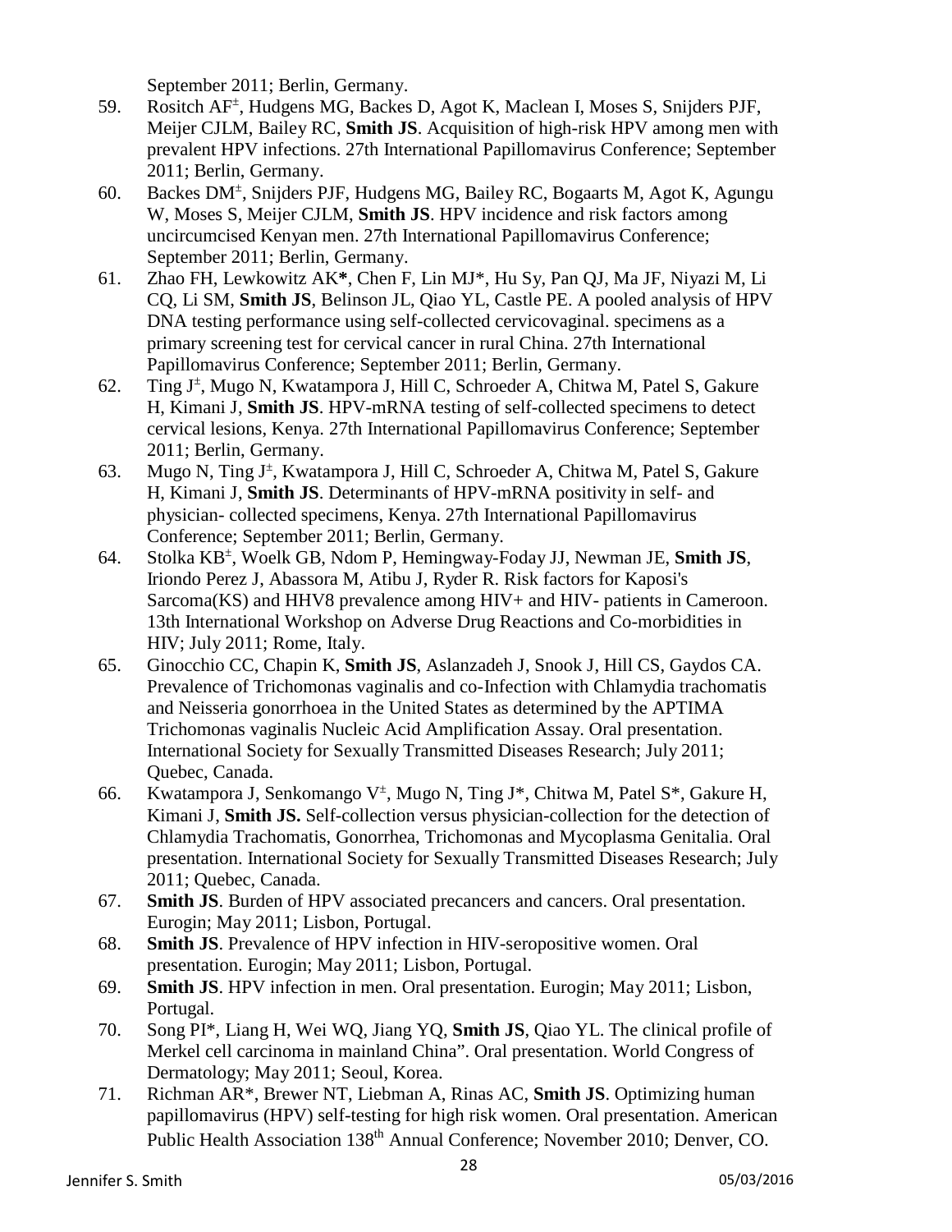September 2011; Berlin, Germany.

59. Rositch AF[±], Hudgens MG, Backes D, Agot K, Maclean I, Moses S, Snijders PJF, Meijer CJLM, Bailey RC, **Smith JS**. Acquisition of high-risk HPV among men with prevalent HPV infections. 27th International Papillomavirus Conference; September 2011; Berlin, Germany.
60. Backes DM[±], Snijders PJF, Hudgens MG, Bailey RC, Bogaarts M, Agot K, Agungu W, Moses S, Meijer CJLM, **Smith JS**. HPV incidence and risk factors among uncircumcised Kenyan men. 27th International Papillomavirus Conference; September 2011; Berlin, Germany.
61. Zhao FH, Lewkowitz AK**\***, Chen F, Lin MJ*, Hu Sy, Pan QJ, Ma JF, Niyazi M, Li CQ, Li SM, **Smith JS**, Belinson JL, Qiao YL, Castle PE. A pooled analysis of HPV DNA testing performance using self-collected cervicovaginal. specimens as a primary screening test for cervical cancer in rural China. 27th International Papillomavirus Conference; September 2011; Berlin, Germany.
62. Ting J[±], Mugo N, Kwatampora J, Hill C, Schroeder A, Chitwa M, Patel S, Gakure H, Kimani J, **Smith JS**. HPV-mRNA testing of self-collected specimens to detect cervical lesions, Kenya. 27th International Papillomavirus Conference; September 2011; Berlin, Germany.
63. Mugo N, Ting J[±], Kwatampora J, Hill C, Schroeder A, Chitwa M, Patel S, Gakure H, Kimani J, **Smith JS**. Determinants of HPV-mRNA positivity in self- and physician- collected specimens, Kenya. 27th International Papillomavirus Conference; September 2011; Berlin, Germany.
64. Stolka KB[±], Woelk GB, Ndom P, Hemingway-Foday JJ, Newman JE, **Smith JS**, Iriondo Perez J, Abassora M, Atibu J, Ryder R. Risk factors for Kaposi's Sarcoma(KS) and HHV8 prevalence among HIV+ and HIV- patients in Cameroon. 13th International Workshop on Adverse Drug Reactions and Co-morbidities in HIV; July 2011; Rome, Italy.
65. Ginocchio CC, Chapin K, **Smith JS**, Aslanzadeh J, Snook J, Hill CS, Gaydos CA. Prevalence of Trichomonas vaginalis and co-Infection with Chlamydia trachomatis and Neisseria gonorrhoea in the United States as determined by the APTIMA Trichomonas vaginalis Nucleic Acid Amplification Assay. Oral presentation. International Society for Sexually Transmitted Diseases Research; July 2011; Quebec, Canada.
66. Kwatampora J, Senkomango V[±], Mugo N, Ting J*, Chitwa M, Patel S*, Gakure H, Kimani J, **Smith JS.** Self-collection versus physician-collection for the detection of Chlamydia Trachomatis, Gonorrhea, Trichomonas and Mycoplasma Genitalia. Oral presentation. International Society for Sexually Transmitted Diseases Research; July 2011; Quebec, Canada.
67. **Smith JS**. Burden of HPV associated precancers and cancers. Oral presentation. Eurogin; May 2011; Lisbon, Portugal.
68. **Smith JS**. Prevalence of HPV infection in HIV-seropositive women. Oral presentation. Eurogin; May 2011; Lisbon, Portugal.
69. **Smith JS**. HPV infection in men. Oral presentation. Eurogin; May 2011; Lisbon, Portugal.
70. Song PI*, Liang H, Wei WQ, Jiang YQ, **Smith JS**, Qiao YL. The clinical profile of Merkel cell carcinoma in mainland China". Oral presentation. World Congress of Dermatology; May 2011; Seoul, Korea.
71. Richman AR*, Brewer NT, Liebman A, Rinas AC, **Smith JS**. Optimizing human papillomavirus (HPV) self-testing for high risk women. Oral presentation. American Public Health Association 138th Annual Conference; November 2010; Denver, CO.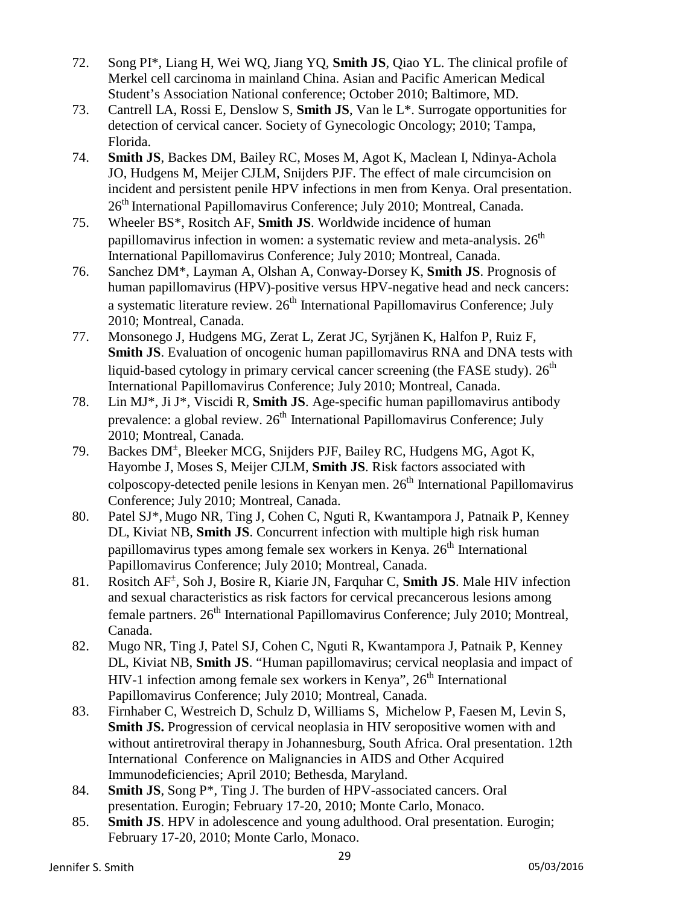72. Song PI*, Liang H, Wei WQ, Jiang YQ, **Smith JS**, Qiao YL. The clinical profile of Merkel cell carcinoma in mainland China. Asian and Pacific American Medical Student's Association National conference; October 2010; Baltimore, MD.
73. Cantrell LA, Rossi E, Denslow S, **Smith JS**, Van le L*. Surrogate opportunities for detection of cervical cancer. Society of Gynecologic Oncology; 2010; Tampa, Florida.
74. **Smith JS**, Backes DM, Bailey RC, Moses M, Agot K, Maclean I, Ndinya-Achola JO, Hudgens M, Meijer CJLM, Snijders PJF. The effect of male circumcision on incident and persistent penile HPV infections in men from Kenya. Oral presentation. 26th International Papillomavirus Conference; July 2010; Montreal, Canada.
75. Wheeler BS*, Rositch AF, **Smith JS**. Worldwide incidence of human papillomavirus infection in women: a systematic review and meta-analysis. 26th International Papillomavirus Conference; July 2010; Montreal, Canada.
76. Sanchez DM*, Layman A, Olshan A, Conway-Dorsey K, **Smith JS**. Prognosis of human papillomavirus (HPV)-positive versus HPV-negative head and neck cancers: a systematic literature review. 26th International Papillomavirus Conference; July 2010; Montreal, Canada.
77. Monsonego J, Hudgens MG, Zerat L, Zerat JC, Syrjänen K, Halfon P, Ruiz F, **Smith JS**. Evaluation of oncogenic human papillomavirus RNA and DNA tests with liquid-based cytology in primary cervical cancer screening (the FASE study). 26th International Papillomavirus Conference; July 2010; Montreal, Canada.
78. Lin MJ*, Ji J*, Viscidi R, **Smith JS**. Age-specific human papillomavirus antibody prevalence: a global review. 26th International Papillomavirus Conference; July 2010; Montreal, Canada.
79. Backes DM±, Bleeker MCG, Snijders PJF, Bailey RC, Hudgens MG, Agot K, Hayombe J, Moses S, Meijer CJLM, **Smith JS**. Risk factors associated with colposcopy-detected penile lesions in Kenyan men. 26th International Papillomavirus Conference; July 2010; Montreal, Canada.
80. Patel SJ*, Mugo NR, Ting J, Cohen C, Nguti R, Kwantampora J, Patnaik P, Kenney DL, Kiviat NB, **Smith JS**. Concurrent infection with multiple high risk human papillomavirus types among female sex workers in Kenya. 26th International Papillomavirus Conference; July 2010; Montreal, Canada.
81. Rositch AF±, Soh J, Bosire R, Kiarie JN, Farquhar C, **Smith JS**. Male HIV infection and sexual characteristics as risk factors for cervical precancerous lesions among female partners. 26th International Papillomavirus Conference; July 2010; Montreal, Canada.
82. Mugo NR, Ting J, Patel SJ, Cohen C, Nguti R, Kwantampora J, Patnaik P, Kenney DL, Kiviat NB, **Smith JS**. "Human papillomavirus; cervical neoplasia and impact of HIV-1 infection among female sex workers in Kenya", 26th International Papillomavirus Conference; July 2010; Montreal, Canada.
83. Firnhaber C, Westreich D, Schulz D, Williams S, Michelow P, Faesen M, Levin S, **Smith JS.** Progression of cervical neoplasia in HIV seropositive women with and without antiretroviral therapy in Johannesburg, South Africa. Oral presentation. 12th International Conference on Malignancies in AIDS and Other Acquired Immunodeficiencies; April 2010; Bethesda, Maryland.
84. **Smith JS**, Song P*, Ting J. The burden of HPV-associated cancers. Oral presentation. Eurogin; February 17-20, 2010; Monte Carlo, Monaco.
85. **Smith JS**. HPV in adolescence and young adulthood. Oral presentation. Eurogin; February 17-20, 2010; Monte Carlo, Monaco.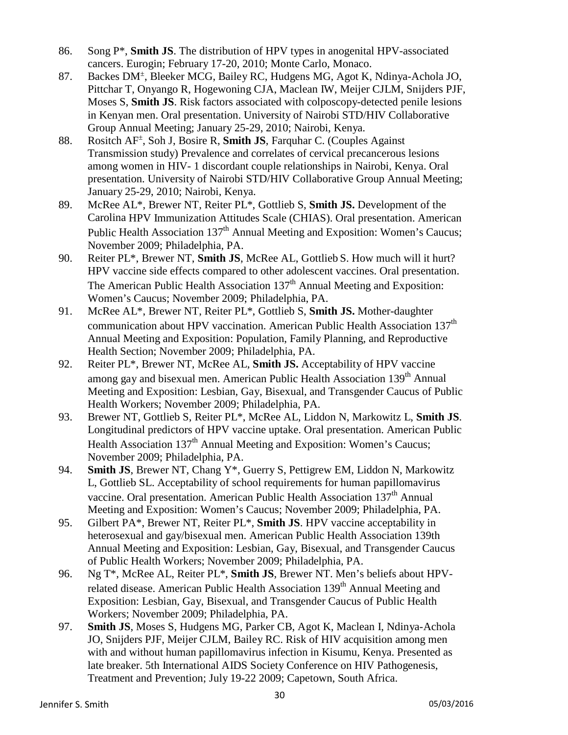86. Song P*, **Smith JS**. The distribution of HPV types in anogenital HPV-associated cancers. Eurogin; February 17-20, 2010; Monte Carlo, Monaco.
87. Backes DM±, Bleeker MCG, Bailey RC, Hudgens MG, Agot K, Ndinya-Achola JO, Pittchar T, Onyango R, Hogewoning CJA, Maclean IW, Meijer CJLM, Snijders PJF, Moses S, **Smith JS**. Risk factors associated with colposcopy-detected penile lesions in Kenyan men. Oral presentation. University of Nairobi STD/HIV Collaborative Group Annual Meeting; January 25-29, 2010; Nairobi, Kenya.
88. Rositch AF±, Soh J, Bosire R, **Smith JS**, Farquhar C. (Couples Against Transmission study) Prevalence and correlates of cervical precancerous lesions among women in HIV- 1 discordant couple relationships in Nairobi, Kenya. Oral presentation. University of Nairobi STD/HIV Collaborative Group Annual Meeting; January 25-29, 2010; Nairobi, Kenya.
89. McRee AL*, Brewer NT, Reiter PL*, Gottlieb S, **Smith JS.** Development of the Carolina HPV Immunization Attitudes Scale (CHIAS). Oral presentation. American Public Health Association 137th Annual Meeting and Exposition: Women's Caucus; November 2009; Philadelphia, PA.
90. Reiter PL*, Brewer NT, **Smith JS**, McRee AL, Gottlieb S. How much will it hurt? HPV vaccine side effects compared to other adolescent vaccines. Oral presentation. The American Public Health Association 137th Annual Meeting and Exposition: Women's Caucus; November 2009; Philadelphia, PA.
91. McRee AL*, Brewer NT, Reiter PL*, Gottlieb S, **Smith JS.** Mother-daughter communication about HPV vaccination. American Public Health Association 137th Annual Meeting and Exposition: Population, Family Planning, and Reproductive Health Section; November 2009; Philadelphia, PA.
92. Reiter PL*, Brewer NT, McRee AL, **Smith JS.** Acceptability of HPV vaccine among gay and bisexual men. American Public Health Association 139th Annual Meeting and Exposition: Lesbian, Gay, Bisexual, and Transgender Caucus of Public Health Workers; November 2009; Philadelphia, PA.
93. Brewer NT, Gottlieb S, Reiter PL*, McRee AL, Liddon N, Markowitz L, **Smith JS**. Longitudinal predictors of HPV vaccine uptake. Oral presentation. American Public Health Association 137th Annual Meeting and Exposition: Women's Caucus; November 2009; Philadelphia, PA.
94. **Smith JS**, Brewer NT, Chang Y*, Guerry S, Pettigrew EM, Liddon N, Markowitz L, Gottlieb SL. Acceptability of school requirements for human papillomavirus vaccine. Oral presentation. American Public Health Association 137th Annual Meeting and Exposition: Women's Caucus; November 2009; Philadelphia, PA.
95. Gilbert PA*, Brewer NT, Reiter PL*, **Smith JS**. HPV vaccine acceptability in heterosexual and gay/bisexual men. American Public Health Association 139th Annual Meeting and Exposition: Lesbian, Gay, Bisexual, and Transgender Caucus of Public Health Workers; November 2009; Philadelphia, PA.
96. Ng T*, McRee AL, Reiter PL*, **Smith JS**, Brewer NT. Men's beliefs about HPV-related disease. American Public Health Association 139th Annual Meeting and Exposition: Lesbian, Gay, Bisexual, and Transgender Caucus of Public Health Workers; November 2009; Philadelphia, PA.
97. **Smith JS**, Moses S, Hudgens MG, Parker CB, Agot K, Maclean I, Ndinya-Achola JO, Snijders PJF, Meijer CJLM, Bailey RC. Risk of HIV acquisition among men with and without human papillomavirus infection in Kisumu, Kenya. Presented as late breaker. 5th International AIDS Society Conference on HIV Pathogenesis, Treatment and Prevention; July 19-22 2009; Capetown, South Africa.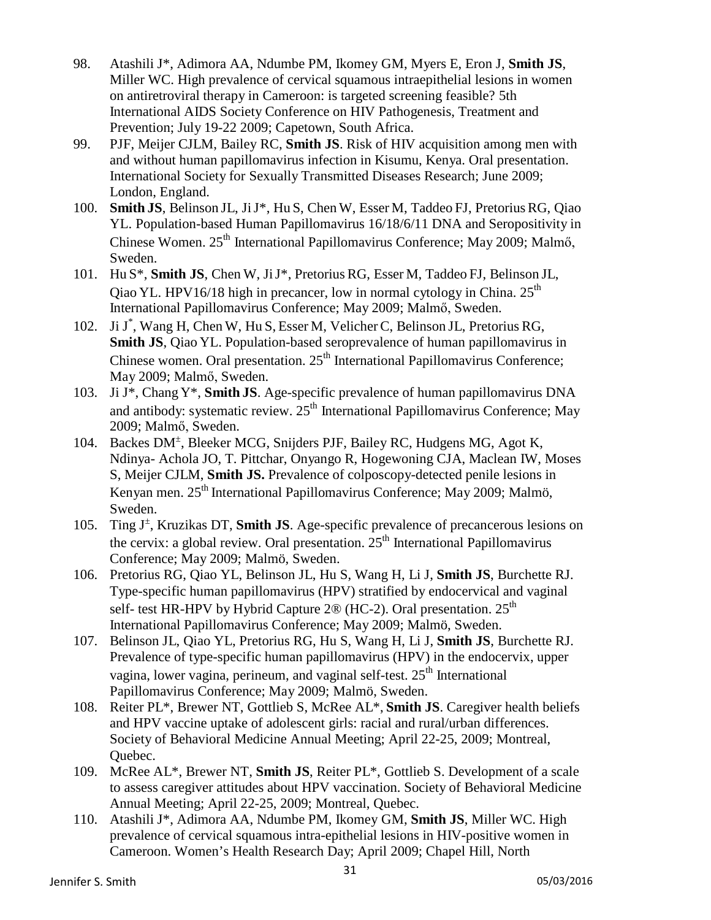98. Atashili J*, Adimora AA, Ndumbe PM, Ikomey GM, Myers E, Eron J, **Smith JS**, Miller WC. High prevalence of cervical squamous intraepithelial lesions in women on antiretroviral therapy in Cameroon: is targeted screening feasible? 5th International AIDS Society Conference on HIV Pathogenesis, Treatment and Prevention; July 19-22 2009; Capetown, South Africa.
99. PJF, Meijer CJLM, Bailey RC, **Smith JS**. Risk of HIV acquisition among men with and without human papillomavirus infection in Kisumu, Kenya. Oral presentation. International Society for Sexually Transmitted Diseases Research; June 2009; London, England.
100. **Smith JS**, Belinson JL, Ji J*, Hu S, Chen W, Esser M, Taddeo FJ, Pretorius RG, Qiao YL. Population-based Human Papillomavirus 16/18/6/11 DNA and Seropositivity in Chinese Women. 25th International Papillomavirus Conference; May 2009; Malmő, Sweden.
101. Hu S*, **Smith JS**, Chen W, Ji J*, Pretorius RG, Esser M, Taddeo FJ, Belinson JL, Qiao YL. HPV16/18 high in precancer, low in normal cytology in China. 25th International Papillomavirus Conference; May 2009; Malmő, Sweden.
102. Ji J*, Wang H, Chen W, Hu S, Esser M, Velicher C, Belinson JL, Pretorius RG, **Smith JS**, Qiao YL. Population-based seroprevalence of human papillomavirus in Chinese women. Oral presentation. 25th International Papillomavirus Conference; May 2009; Malmő, Sweden.
103. Ji J*, Chang Y*, **Smith JS**. Age-specific prevalence of human papillomavirus DNA and antibody: systematic review. 25th International Papillomavirus Conference; May 2009; Malmő, Sweden.
104. Backes DM±, Bleeker MCG, Snijders PJF, Bailey RC, Hudgens MG, Agot K, Ndinya- Achola JO, T. Pittchar, Onyango R, Hogewoning CJA, Maclean IW, Moses S, Meijer CJLM, **Smith JS.** Prevalence of colposcopy-detected penile lesions in Kenyan men. 25th International Papillomavirus Conference; May 2009; Malmö, Sweden.
105. Ting J±, Kruzikas DT, **Smith JS**. Age-specific prevalence of precancerous lesions on the cervix: a global review. Oral presentation. 25th International Papillomavirus Conference; May 2009; Malmö, Sweden.
106. Pretorius RG, Qiao YL, Belinson JL, Hu S, Wang H, Li J, **Smith JS**, Burchette RJ. Type-specific human papillomavirus (HPV) stratified by endocervical and vaginal self- test HR-HPV by Hybrid Capture 2® (HC-2). Oral presentation. 25th International Papillomavirus Conference; May 2009; Malmö, Sweden.
107. Belinson JL, Qiao YL, Pretorius RG, Hu S, Wang H, Li J, **Smith JS**, Burchette RJ. Prevalence of type-specific human papillomavirus (HPV) in the endocervix, upper vagina, lower vagina, perineum, and vaginal self-test. 25th International Papillomavirus Conference; May 2009; Malmö, Sweden.
108. Reiter PL*, Brewer NT, Gottlieb S, McRee AL*, **Smith JS**. Caregiver health beliefs and HPV vaccine uptake of adolescent girls: racial and rural/urban differences. Society of Behavioral Medicine Annual Meeting; April 22-25, 2009; Montreal, Quebec.
109. McRee AL*, Brewer NT, **Smith JS**, Reiter PL*, Gottlieb S. Development of a scale to assess caregiver attitudes about HPV vaccination. Society of Behavioral Medicine Annual Meeting; April 22-25, 2009; Montreal, Quebec.
110. Atashili J*, Adimora AA, Ndumbe PM, Ikomey GM, **Smith JS**, Miller WC. High prevalence of cervical squamous intra-epithelial lesions in HIV-positive women in Cameroon. Women's Health Research Day; April 2009; Chapel Hill, North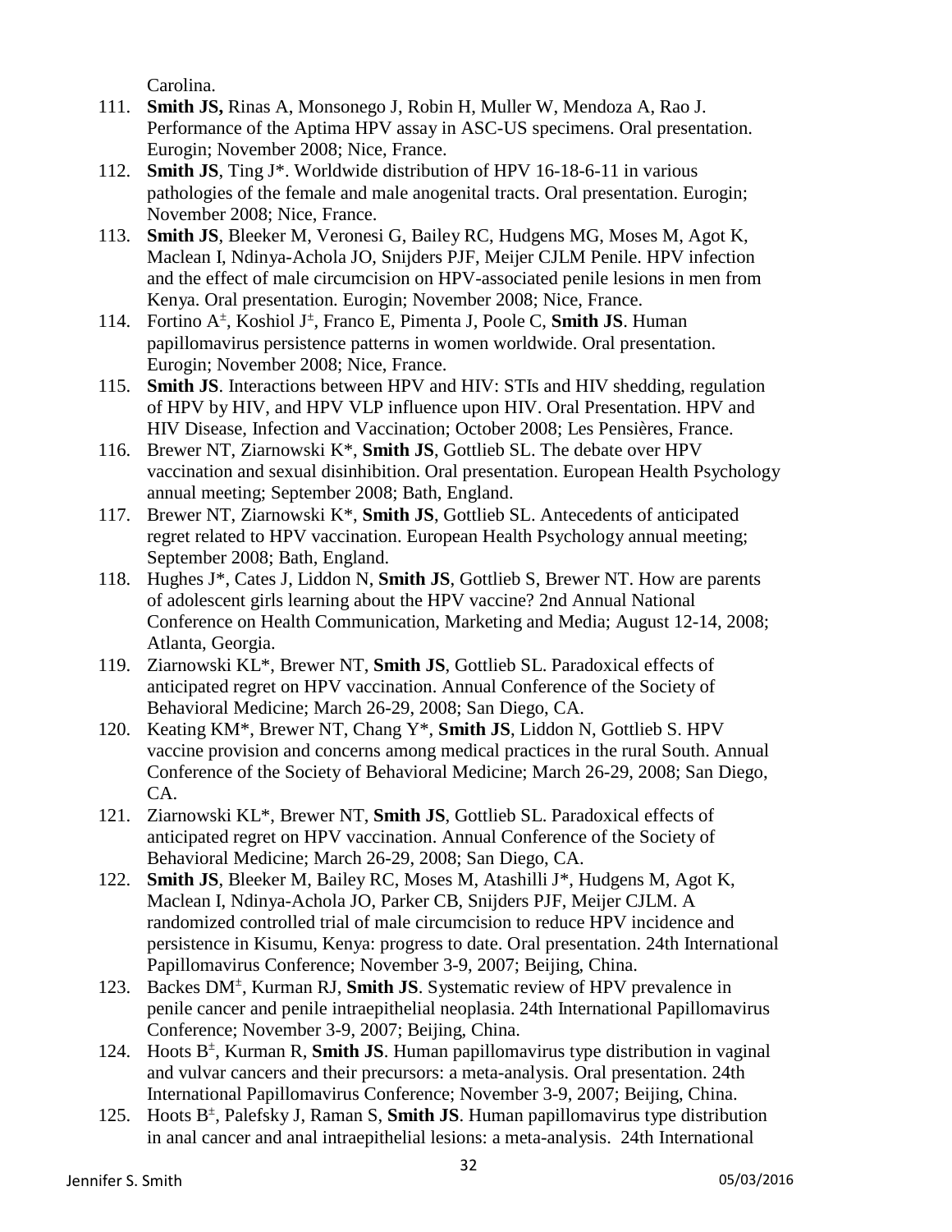Carolina.

111. **Smith JS,** Rinas A, Monsonego J, Robin H, Muller W, Mendoza A, Rao J. Performance of the Aptima HPV assay in ASC-US specimens. Oral presentation. Eurogin; November 2008; Nice, France.
112. **Smith JS**, Ting J*. Worldwide distribution of HPV 16-18-6-11 in various pathologies of the female and male anogenital tracts. Oral presentation. Eurogin; November 2008; Nice, France.
113. **Smith JS**, Bleeker M, Veronesi G, Bailey RC, Hudgens MG, Moses M, Agot K, Maclean I, Ndinya-Achola JO, Snijders PJF, Meijer CJLM Penile. HPV infection and the effect of male circumcision on HPV-associated penile lesions in men from Kenya. Oral presentation. Eurogin; November 2008; Nice, France.
114. Fortino A±, Koshiol J±, Franco E, Pimenta J, Poole C, **Smith JS**. Human papillomavirus persistence patterns in women worldwide. Oral presentation. Eurogin; November 2008; Nice, France.
115. **Smith JS**. Interactions between HPV and HIV: STIs and HIV shedding, regulation of HPV by HIV, and HPV VLP influence upon HIV. Oral Presentation. HPV and HIV Disease, Infection and Vaccination; October 2008; Les Pensières, France.
116. Brewer NT, Ziarnowski K*, **Smith JS**, Gottlieb SL. The debate over HPV vaccination and sexual disinhibition. Oral presentation. European Health Psychology annual meeting; September 2008; Bath, England.
117. Brewer NT, Ziarnowski K*, **Smith JS**, Gottlieb SL. Antecedents of anticipated regret related to HPV vaccination. European Health Psychology annual meeting; September 2008; Bath, England.
118. Hughes J*, Cates J, Liddon N, **Smith JS**, Gottlieb S, Brewer NT. How are parents of adolescent girls learning about the HPV vaccine? 2nd Annual National Conference on Health Communication, Marketing and Media; August 12-14, 2008; Atlanta, Georgia.
119. Ziarnowski KL*, Brewer NT, **Smith JS**, Gottlieb SL. Paradoxical effects of anticipated regret on HPV vaccination. Annual Conference of the Society of Behavioral Medicine; March 26-29, 2008; San Diego, CA.
120. Keating KM*, Brewer NT, Chang Y*, **Smith JS**, Liddon N, Gottlieb S. HPV vaccine provision and concerns among medical practices in the rural South. Annual Conference of the Society of Behavioral Medicine; March 26-29, 2008; San Diego, CA.
121. Ziarnowski KL*, Brewer NT, **Smith JS**, Gottlieb SL. Paradoxical effects of anticipated regret on HPV vaccination. Annual Conference of the Society of Behavioral Medicine; March 26-29, 2008; San Diego, CA.
122. **Smith JS**, Bleeker M, Bailey RC, Moses M, Atashilli J*, Hudgens M, Agot K, Maclean I, Ndinya-Achola JO, Parker CB, Snijders PJF, Meijer CJLM. A randomized controlled trial of male circumcision to reduce HPV incidence and persistence in Kisumu, Kenya: progress to date. Oral presentation. 24th International Papillomavirus Conference; November 3-9, 2007; Beijing, China.
123. Backes DM±, Kurman RJ, **Smith JS**. Systematic review of HPV prevalence in penile cancer and penile intraepithelial neoplasia. 24th International Papillomavirus Conference; November 3-9, 2007; Beijing, China.
124. Hoots B±, Kurman R, **Smith JS**. Human papillomavirus type distribution in vaginal and vulvar cancers and their precursors: a meta-analysis. Oral presentation. 24th International Papillomavirus Conference; November 3-9, 2007; Beijing, China.
125. Hoots B±, Palefsky J, Raman S, **Smith JS**. Human papillomavirus type distribution in anal cancer and anal intraepithelial lesions: a meta-analysis. 24th International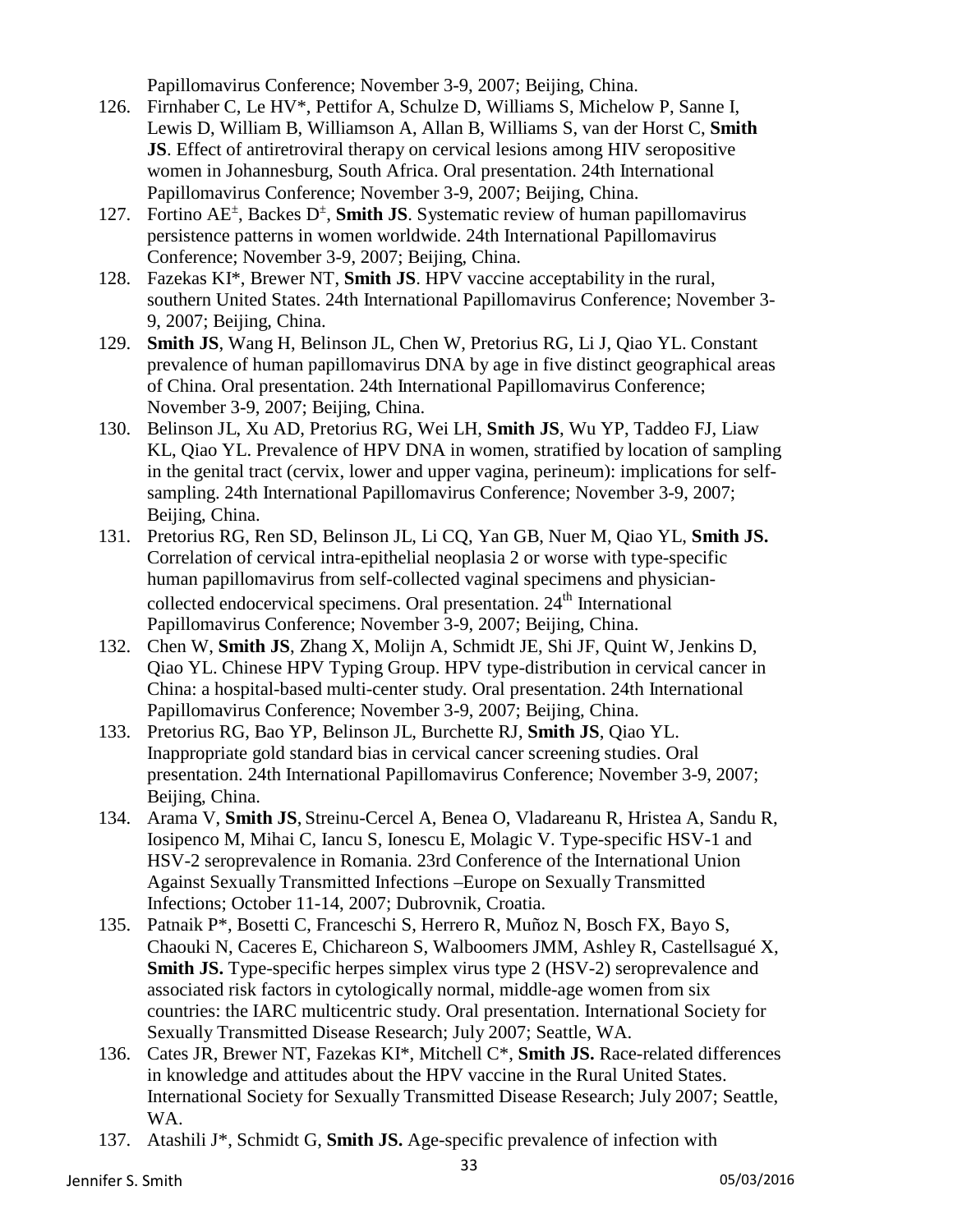Papillomavirus Conference; November 3-9, 2007; Beijing, China.

126. Firnhaber C, Le HV*, Pettifor A, Schulze D, Williams S, Michelow P, Sanne I, Lewis D, William B, Williamson A, Allan B, Williams S, van der Horst C, **Smith JS**. Effect of antiretroviral therapy on cervical lesions among HIV seropositive women in Johannesburg, South Africa. Oral presentation. 24th International Papillomavirus Conference; November 3-9, 2007; Beijing, China.
127. Fortino AE[±], Backes D[±], **Smith JS**. Systematic review of human papillomavirus persistence patterns in women worldwide. 24th International Papillomavirus Conference; November 3-9, 2007; Beijing, China.
128. Fazekas KI*, Brewer NT, **Smith JS**. HPV vaccine acceptability in the rural, southern United States. 24th International Papillomavirus Conference; November 3-9, 2007; Beijing, China.
129. **Smith JS**, Wang H, Belinson JL, Chen W, Pretorius RG, Li J, Qiao YL. Constant prevalence of human papillomavirus DNA by age in five distinct geographical areas of China. Oral presentation. 24th International Papillomavirus Conference; November 3-9, 2007; Beijing, China.
130. Belinson JL, Xu AD, Pretorius RG, Wei LH, **Smith JS**, Wu YP, Taddeo FJ, Liaw KL, Qiao YL. Prevalence of HPV DNA in women, stratified by location of sampling in the genital tract (cervix, lower and upper vagina, perineum): implications for self-sampling. 24th International Papillomavirus Conference; November 3-9, 2007; Beijing, China.
131. Pretorius RG, Ren SD, Belinson JL, Li CQ, Yan GB, Nuer M, Qiao YL, **Smith JS.** Correlation of cervical intra-epithelial neoplasia 2 or worse with type-specific human papillomavirus from self-collected vaginal specimens and physician-collected endocervical specimens. Oral presentation. 24th International Papillomavirus Conference; November 3-9, 2007; Beijing, China.
132. Chen W, **Smith JS**, Zhang X, Molijn A, Schmidt JE, Shi JF, Quint W, Jenkins D, Qiao YL. Chinese HPV Typing Group. HPV type-distribution in cervical cancer in China: a hospital-based multi-center study. Oral presentation. 24th International Papillomavirus Conference; November 3-9, 2007; Beijing, China.
133. Pretorius RG, Bao YP, Belinson JL, Burchette RJ, **Smith JS**, Qiao YL. Inappropriate gold standard bias in cervical cancer screening studies. Oral presentation. 24th International Papillomavirus Conference; November 3-9, 2007; Beijing, China.
134. Arama V, **Smith JS**, Streinu-Cercel A, Benea O, Vladareanu R, Hristea A, Sandu R, Iosipenco M, Mihai C, Iancu S, Ionescu E, Molagic V. Type-specific HSV-1 and HSV-2 seroprevalence in Romania. 23rd Conference of the International Union Against Sexually Transmitted Infections –Europe on Sexually Transmitted Infections; October 11-14, 2007; Dubrovnik, Croatia.
135. Patnaik P*, Bosetti C, Franceschi S, Herrero R, Muñoz N, Bosch FX, Bayo S, Chaouki N, Caceres E, Chichareon S, Walboomers JMM, Ashley R, Castellsagué X, **Smith JS.** Type-specific herpes simplex virus type 2 (HSV-2) seroprevalence and associated risk factors in cytologically normal, middle-age women from six countries: the IARC multicentric study. Oral presentation. International Society for Sexually Transmitted Disease Research; July 2007; Seattle, WA.
136. Cates JR, Brewer NT, Fazekas KI*, Mitchell C*, **Smith JS.** Race-related differences in knowledge and attitudes about the HPV vaccine in the Rural United States. International Society for Sexually Transmitted Disease Research; July 2007; Seattle, WA.
137. Atashili J*, Schmidt G, **Smith JS.** Age-specific prevalence of infection with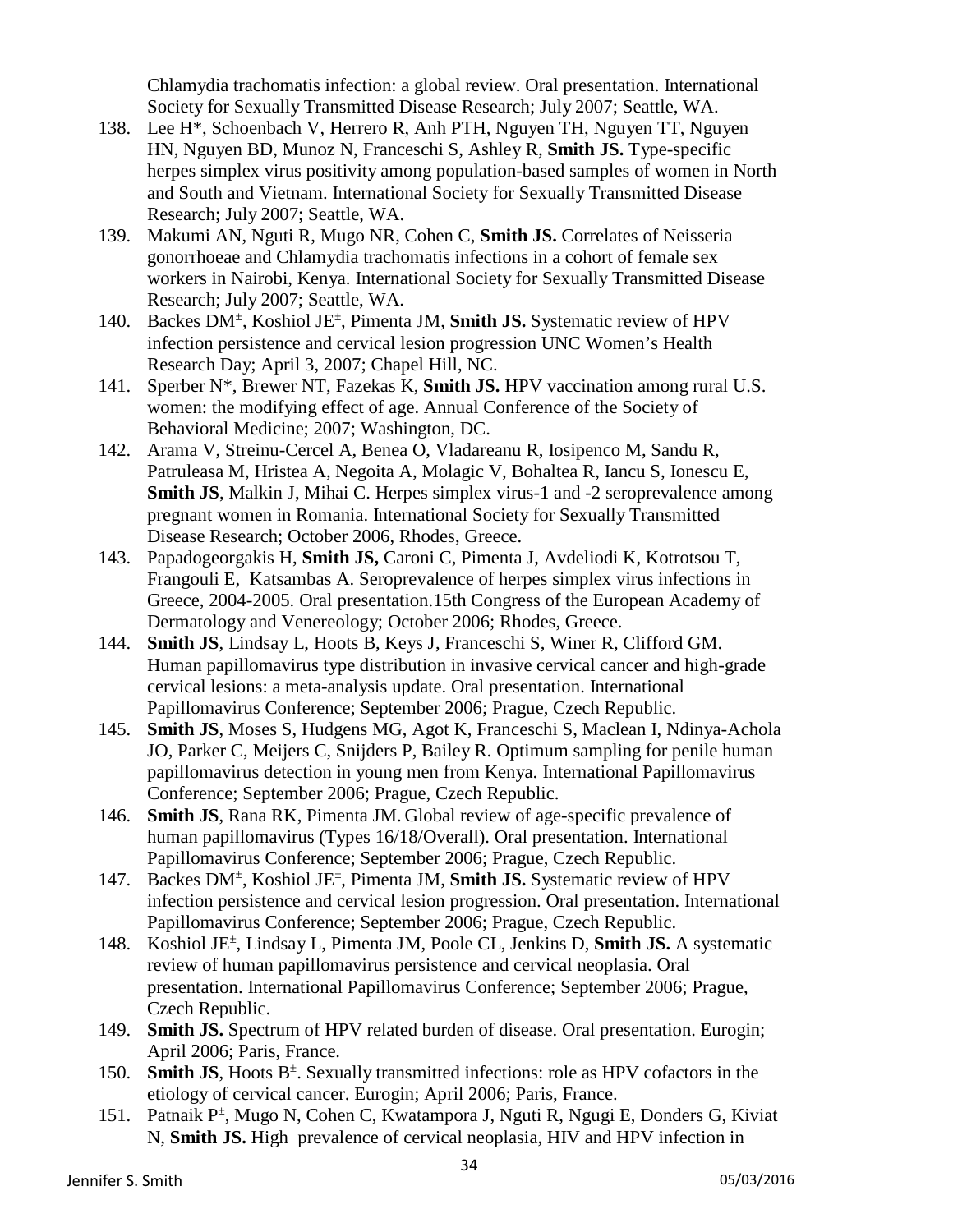Chlamydia trachomatis infection: a global review. Oral presentation. International Society for Sexually Transmitted Disease Research; July 2007; Seattle, WA.

138. Lee H*, Schoenbach V, Herrero R, Anh PTH, Nguyen TH, Nguyen TT, Nguyen HN, Nguyen BD, Munoz N, Franceschi S, Ashley R, **Smith JS.** Type-specific herpes simplex virus positivity among population-based samples of women in North and South and Vietnam. International Society for Sexually Transmitted Disease Research; July 2007; Seattle, WA.
139. Makumi AN, Nguti R, Mugo NR, Cohen C, **Smith JS.** Correlates of Neisseria gonorrhoeae and Chlamydia trachomatis infections in a cohort of female sex workers in Nairobi, Kenya. International Society for Sexually Transmitted Disease Research; July 2007; Seattle, WA.
140. Backes DM±, Koshiol JE±, Pimenta JM, **Smith JS.** Systematic review of HPV infection persistence and cervical lesion progression UNC Women's Health Research Day; April 3, 2007; Chapel Hill, NC.
141. Sperber N*, Brewer NT, Fazekas K, **Smith JS.** HPV vaccination among rural U.S. women: the modifying effect of age. Annual Conference of the Society of Behavioral Medicine; 2007; Washington, DC.
142. Arama V, Streinu-Cercel A, Benea O, Vladareanu R, Iosipenco M, Sandu R, Patruleasa M, Hristea A, Negoita A, Molagic V, Bohaltea R, Iancu S, Ionescu E, **Smith JS**, Malkin J, Mihai C. Herpes simplex virus-1 and -2 seroprevalence among pregnant women in Romania. International Society for Sexually Transmitted Disease Research; October 2006, Rhodes, Greece.
143. Papadogeorgakis H, **Smith JS,** Caroni C, Pimenta J, Avdeliodi K, Kotrotsou T, Frangouli E, Katsambas A. Seroprevalence of herpes simplex virus infections in Greece, 2004-2005. Oral presentation.15th Congress of the European Academy of Dermatology and Venereology; October 2006; Rhodes, Greece.
144. **Smith JS**, Lindsay L, Hoots B, Keys J, Franceschi S, Winer R, Clifford GM. Human papillomavirus type distribution in invasive cervical cancer and high-grade cervical lesions: a meta-analysis update. Oral presentation. International Papillomavirus Conference; September 2006; Prague, Czech Republic.
145. **Smith JS**, Moses S, Hudgens MG, Agot K, Franceschi S, Maclean I, Ndinya-Achola JO, Parker C, Meijers C, Snijders P, Bailey R. Optimum sampling for penile human papillomavirus detection in young men from Kenya. International Papillomavirus Conference; September 2006; Prague, Czech Republic.
146. **Smith JS**, Rana RK, Pimenta JM. Global review of age-specific prevalence of human papillomavirus (Types 16/18/Overall). Oral presentation. International Papillomavirus Conference; September 2006; Prague, Czech Republic.
147. Backes DM±, Koshiol JE±, Pimenta JM, **Smith JS.** Systematic review of HPV infection persistence and cervical lesion progression. Oral presentation. International Papillomavirus Conference; September 2006; Prague, Czech Republic.
148. Koshiol JE±, Lindsay L, Pimenta JM, Poole CL, Jenkins D, **Smith JS.** A systematic review of human papillomavirus persistence and cervical neoplasia. Oral presentation. International Papillomavirus Conference; September 2006; Prague, Czech Republic.
149. **Smith JS.** Spectrum of HPV related burden of disease. Oral presentation. Eurogin; April 2006; Paris, France.
150. **Smith JS**, Hoots B±. Sexually transmitted infections: role as HPV cofactors in the etiology of cervical cancer. Eurogin; April 2006; Paris, France.
151. Patnaik P±, Mugo N, Cohen C, Kwatampora J, Nguti R, Ngugi E, Donders G, Kiviat N, **Smith JS.** High prevalence of cervical neoplasia, HIV and HPV infection in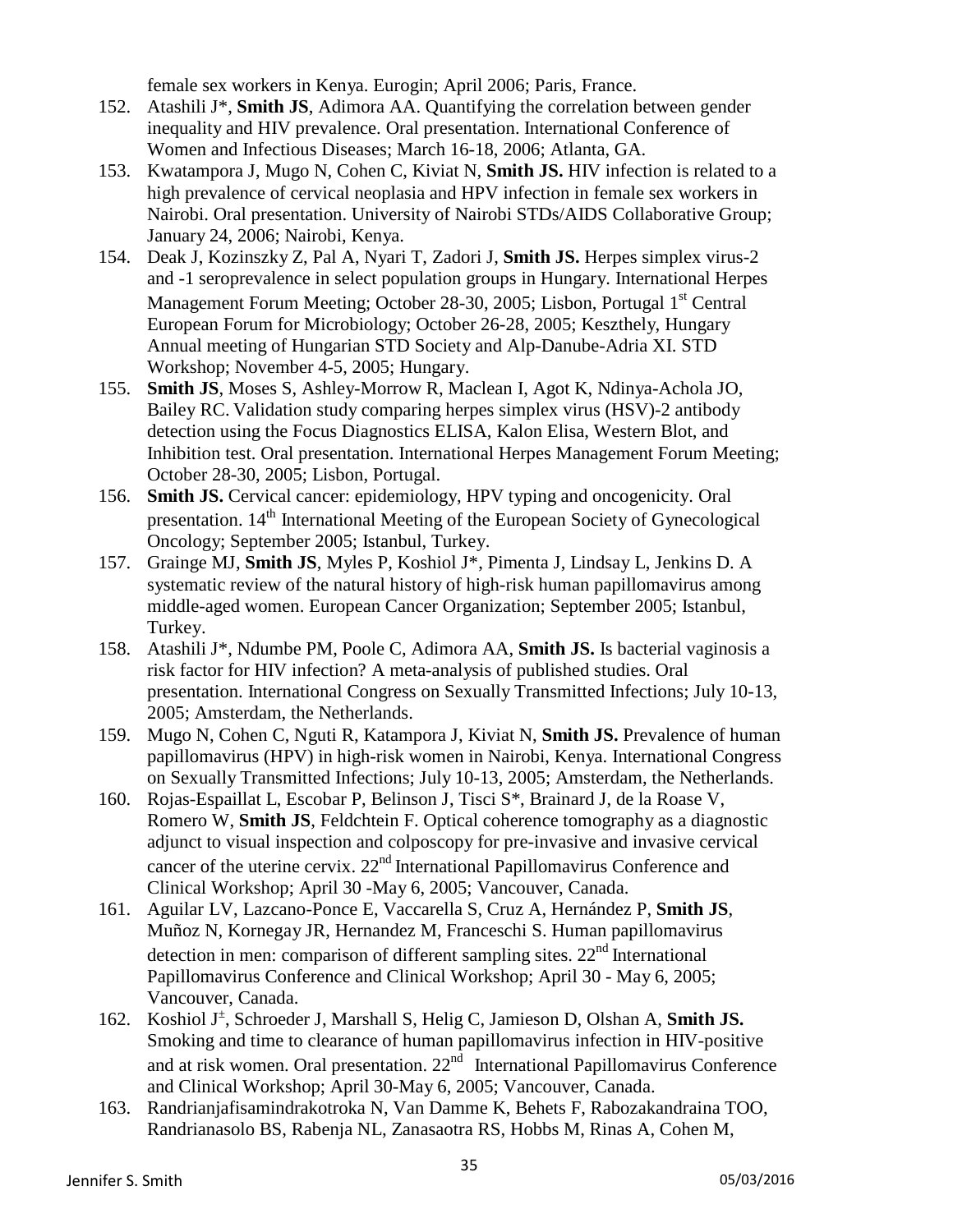female sex workers in Kenya. Eurogin; April 2006; Paris, France.

152. Atashili J*, **Smith JS**, Adimora AA. Quantifying the correlation between gender inequality and HIV prevalence. Oral presentation. International Conference of Women and Infectious Diseases; March 16-18, 2006; Atlanta, GA.
153. Kwatampora J, Mugo N, Cohen C, Kiviat N, **Smith JS.** HIV infection is related to a high prevalence of cervical neoplasia and HPV infection in female sex workers in Nairobi. Oral presentation. University of Nairobi STDs/AIDS Collaborative Group; January 24, 2006; Nairobi, Kenya.
154. Deak J, Kozinszky Z, Pal A, Nyari T, Zadori J, **Smith JS.** Herpes simplex virus-2 and -1 seroprevalence in select population groups in Hungary. International Herpes Management Forum Meeting; October 28-30, 2005; Lisbon, Portugal 1st Central European Forum for Microbiology; October 26-28, 2005; Keszthely, Hungary Annual meeting of Hungarian STD Society and Alp-Danube-Adria XI. STD Workshop; November 4-5, 2005; Hungary.
155. **Smith JS**, Moses S, Ashley-Morrow R, Maclean I, Agot K, Ndinya-Achola JO, Bailey RC. Validation study comparing herpes simplex virus (HSV)-2 antibody detection using the Focus Diagnostics ELISA, Kalon Elisa, Western Blot, and Inhibition test. Oral presentation. International Herpes Management Forum Meeting; October 28-30, 2005; Lisbon, Portugal.
156. **Smith JS.** Cervical cancer: epidemiology, HPV typing and oncogenicity. Oral presentation. 14th International Meeting of the European Society of Gynecological Oncology; September 2005; Istanbul, Turkey.
157. Grainge MJ, **Smith JS**, Myles P, Koshiol J*, Pimenta J, Lindsay L, Jenkins D. A systematic review of the natural history of high-risk human papillomavirus among middle-aged women. European Cancer Organization; September 2005; Istanbul, Turkey.
158. Atashili J*, Ndumbe PM, Poole C, Adimora AA, **Smith JS.** Is bacterial vaginosis a risk factor for HIV infection? A meta-analysis of published studies. Oral presentation. International Congress on Sexually Transmitted Infections; July 10-13, 2005; Amsterdam, the Netherlands.
159. Mugo N, Cohen C, Nguti R, Katampora J, Kiviat N, **Smith JS.** Prevalence of human papillomavirus (HPV) in high-risk women in Nairobi, Kenya. International Congress on Sexually Transmitted Infections; July 10-13, 2005; Amsterdam, the Netherlands.
160. Rojas-Espaillat L, Escobar P, Belinson J, Tisci S*, Brainard J, de la Roase V, Romero W, **Smith JS**, Feldchtein F. Optical coherence tomography as a diagnostic adjunct to visual inspection and colposcopy for pre-invasive and invasive cervical cancer of the uterine cervix. 22nd International Papillomavirus Conference and Clinical Workshop; April 30 -May 6, 2005; Vancouver, Canada.
161. Aguilar LV, Lazcano-Ponce E, Vaccarella S, Cruz A, Hernández P, **Smith JS**, Muñoz N, Kornegay JR, Hernandez M, Franceschi S. Human papillomavirus detection in men: comparison of different sampling sites. 22nd International Papillomavirus Conference and Clinical Workshop; April 30 - May 6, 2005; Vancouver, Canada.
162. Koshiol J±, Schroeder J, Marshall S, Helig C, Jamieson D, Olshan A, **Smith JS.** Smoking and time to clearance of human papillomavirus infection in HIV-positive and at risk women. Oral presentation. 22nd International Papillomavirus Conference and Clinical Workshop; April 30-May 6, 2005; Vancouver, Canada.
163. Randrianjafisamindrakotroka N, Van Damme K, Behets F, Rabozakandraina TOO, Randrianasolo BS, Rabenja NL, Zanasaotra RS, Hobbs M, Rinas A, Cohen M,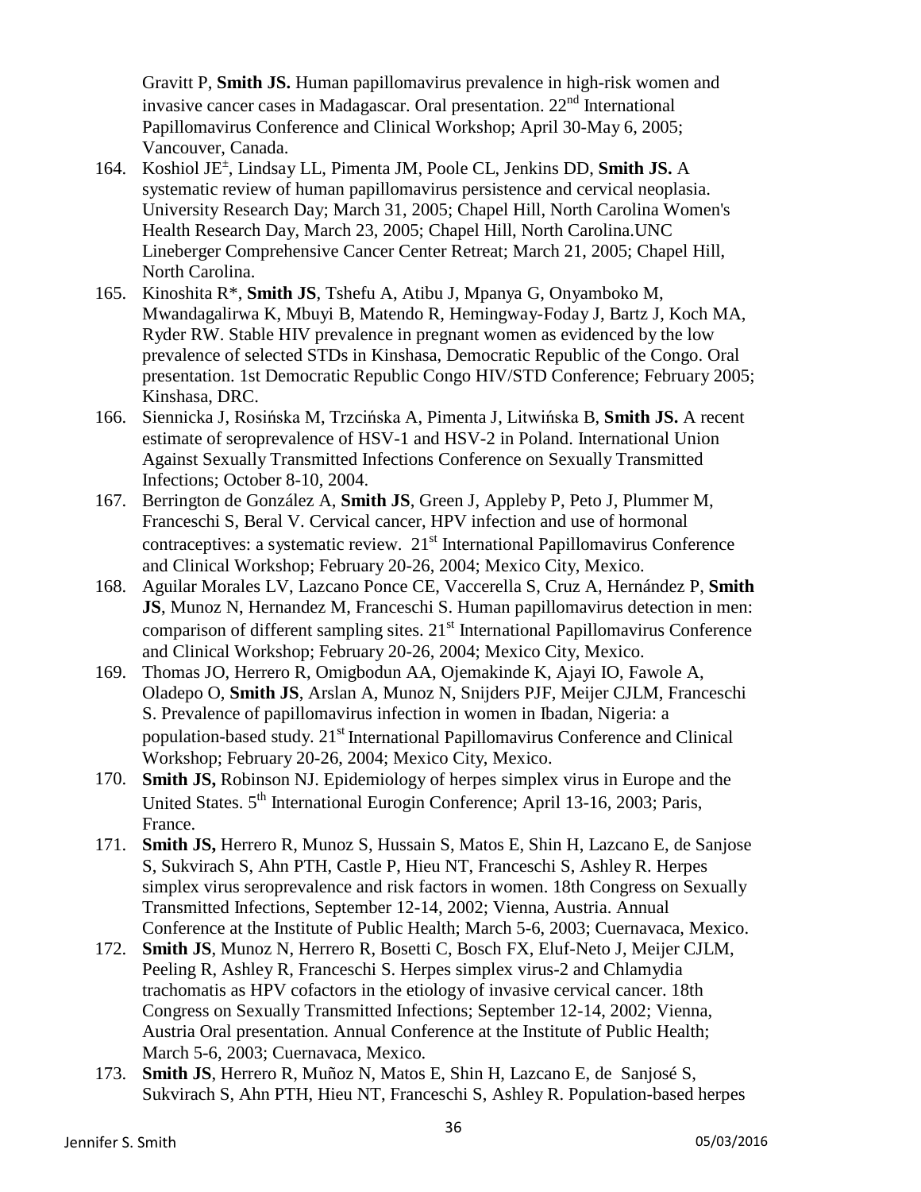Gravitt P, **Smith JS.** Human papillomavirus prevalence in high-risk women and invasive cancer cases in Madagascar. Oral presentation. 22nd International Papillomavirus Conference and Clinical Workshop; April 30-May 6, 2005; Vancouver, Canada.

164. Koshiol JE±, Lindsay LL, Pimenta JM, Poole CL, Jenkins DD, **Smith JS.** A systematic review of human papillomavirus persistence and cervical neoplasia. University Research Day; March 31, 2005; Chapel Hill, North Carolina Women's Health Research Day, March 23, 2005; Chapel Hill, North Carolina.UNC Lineberger Comprehensive Cancer Center Retreat; March 21, 2005; Chapel Hill, North Carolina.
165. Kinoshita R*, **Smith JS**, Tshefu A, Atibu J, Mpanya G, Onyamboko M, Mwandagalirwa K, Mbuyi B, Matendo R, Hemingway-Foday J, Bartz J, Koch MA, Ryder RW. Stable HIV prevalence in pregnant women as evidenced by the low prevalence of selected STDs in Kinshasa, Democratic Republic of the Congo. Oral presentation. 1st Democratic Republic Congo HIV/STD Conference; February 2005; Kinshasa, DRC.
166. Siennicka J, Rosińska M, Trzcińska A, Pimenta J, Litwińska B, **Smith JS.** A recent estimate of seroprevalence of HSV-1 and HSV-2 in Poland. International Union Against Sexually Transmitted Infections Conference on Sexually Transmitted Infections; October 8-10, 2004.
167. Berrington de González A, **Smith JS**, Green J, Appleby P, Peto J, Plummer M, Franceschi S, Beral V. Cervical cancer, HPV infection and use of hormonal contraceptives: a systematic review. 21st International Papillomavirus Conference and Clinical Workshop; February 20-26, 2004; Mexico City, Mexico.
168. Aguilar Morales LV, Lazcano Ponce CE, Vaccerella S, Cruz A, Hernández P, **Smith JS**, Munoz N, Hernandez M, Franceschi S. Human papillomavirus detection in men: comparison of different sampling sites. 21st International Papillomavirus Conference and Clinical Workshop; February 20-26, 2004; Mexico City, Mexico.
169. Thomas JO, Herrero R, Omigbodun AA, Ojemakinde K, Ajayi IO, Fawole A, Oladepo O, **Smith JS**, Arslan A, Munoz N, Snijders PJF, Meijer CJLM, Franceschi S. Prevalence of papillomavirus infection in women in Ibadan, Nigeria: a population-based study. 21st International Papillomavirus Conference and Clinical Workshop; February 20-26, 2004; Mexico City, Mexico.
170. **Smith JS,** Robinson NJ. Epidemiology of herpes simplex virus in Europe and the United States. 5th International Eurogin Conference; April 13-16, 2003; Paris, France.
171. **Smith JS,** Herrero R, Munoz S, Hussain S, Matos E, Shin H, Lazcano E, de Sanjose S, Sukvirach S, Ahn PTH, Castle P, Hieu NT, Franceschi S, Ashley R. Herpes simplex virus seroprevalence and risk factors in women. 18th Congress on Sexually Transmitted Infections, September 12-14, 2002; Vienna, Austria. Annual Conference at the Institute of Public Health; March 5-6, 2003; Cuernavaca, Mexico.
172. **Smith JS**, Munoz N, Herrero R, Bosetti C, Bosch FX, Eluf-Neto J, Meijer CJLM, Peeling R, Ashley R, Franceschi S. Herpes simplex virus-2 and Chlamydia trachomatis as HPV cofactors in the etiology of invasive cervical cancer. 18th Congress on Sexually Transmitted Infections; September 12-14, 2002; Vienna, Austria Oral presentation. Annual Conference at the Institute of Public Health; March 5-6, 2003; Cuernavaca, Mexico.
173. **Smith JS**, Herrero R, Muñoz N, Matos E, Shin H, Lazcano E, de Sanjosé S, Sukvirach S, Ahn PTH, Hieu NT, Franceschi S, Ashley R. Population-based herpes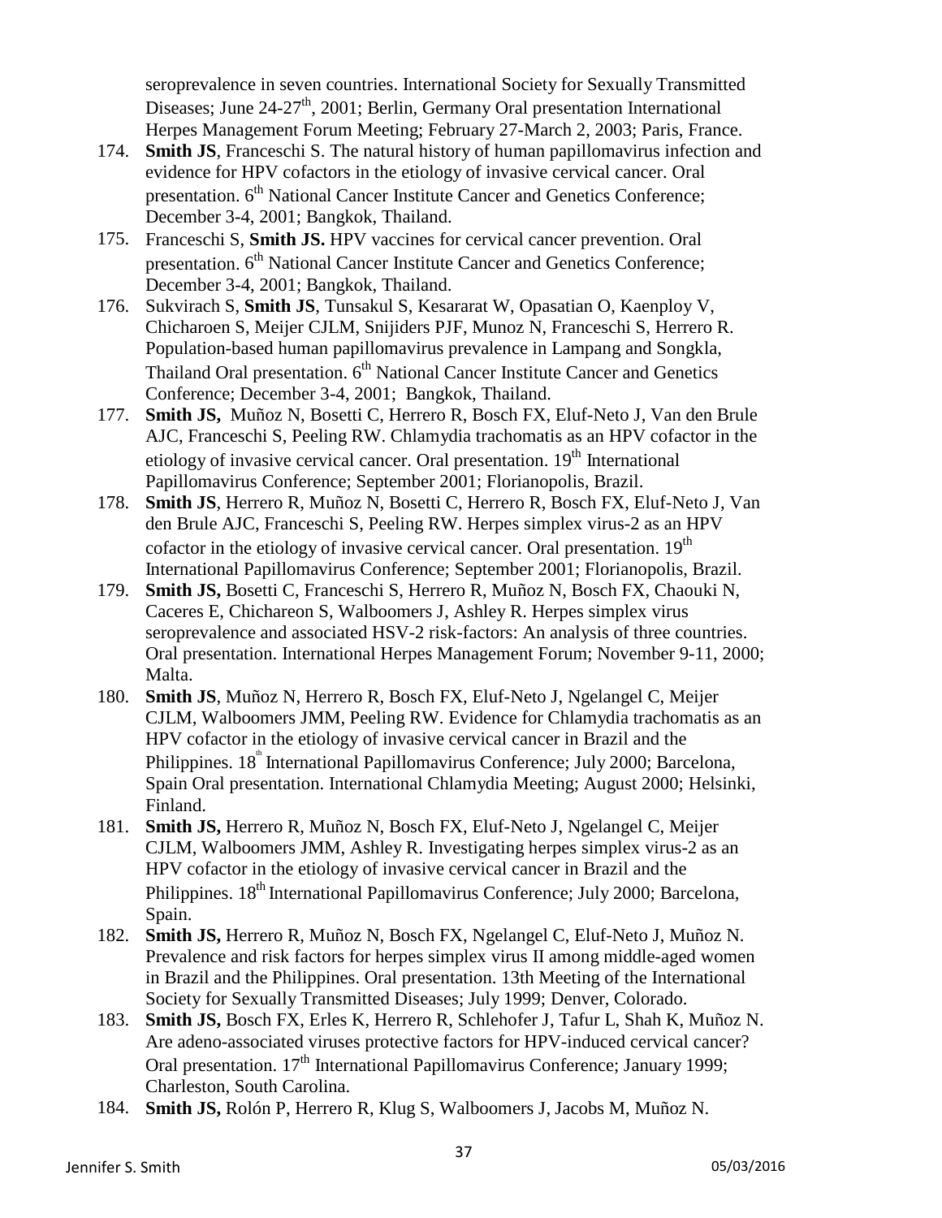seroprevalence in seven countries. International Society for Sexually Transmitted Diseases; June 24-27th, 2001; Berlin, Germany Oral presentation International Herpes Management Forum Meeting; February 27-March 2, 2003; Paris, France.

174. **Smith JS**, Franceschi S. The natural history of human papillomavirus infection and evidence for HPV cofactors in the etiology of invasive cervical cancer. Oral presentation. 6th National Cancer Institute Cancer and Genetics Conference; December 3-4, 2001; Bangkok, Thailand.
175. Franceschi S, **Smith JS.** HPV vaccines for cervical cancer prevention. Oral presentation. 6th National Cancer Institute Cancer and Genetics Conference; December 3-4, 2001; Bangkok, Thailand.
176. Sukvirach S, **Smith JS**, Tunsakul S, Kesararat W, Opasatian O, Kaenploy V, Chicharoen S, Meijer CJLM, Snijiders PJF, Munoz N, Franceschi S, Herrero R. Population-based human papillomavirus prevalence in Lampang and Songkla, Thailand Oral presentation. 6th National Cancer Institute Cancer and Genetics Conference; December 3-4, 2001; Bangkok, Thailand.
177. **Smith JS,** Muñoz N, Bosetti C, Herrero R, Bosch FX, Eluf-Neto J, Van den Brule AJC, Franceschi S, Peeling RW. Chlamydia trachomatis as an HPV cofactor in the etiology of invasive cervical cancer. Oral presentation. 19th International Papillomavirus Conference; September 2001; Florianopolis, Brazil.
178. **Smith JS**, Herrero R, Muñoz N, Bosetti C, Herrero R, Bosch FX, Eluf-Neto J, Van den Brule AJC, Franceschi S, Peeling RW. Herpes simplex virus-2 as an HPV cofactor in the etiology of invasive cervical cancer. Oral presentation. 19th International Papillomavirus Conference; September 2001; Florianopolis, Brazil.
179. **Smith JS,** Bosetti C, Franceschi S, Herrero R, Muñoz N, Bosch FX, Chaouki N, Caceres E, Chichareon S, Walboomers J, Ashley R. Herpes simplex virus seroprevalence and associated HSV-2 risk-factors: An analysis of three countries. Oral presentation. International Herpes Management Forum; November 9-11, 2000; Malta.
180. **Smith JS**, Muñoz N, Herrero R, Bosch FX, Eluf-Neto J, Ngelangel C, Meijer CJLM, Walboomers JMM, Peeling RW. Evidence for Chlamydia trachomatis as an HPV cofactor in the etiology of invasive cervical cancer in Brazil and the Philippines. 18th International Papillomavirus Conference; July 2000; Barcelona, Spain Oral presentation. International Chlamydia Meeting; August 2000; Helsinki, Finland.
181. **Smith JS,** Herrero R, Muñoz N, Bosch FX, Eluf-Neto J, Ngelangel C, Meijer CJLM, Walboomers JMM, Ashley R. Investigating herpes simplex virus-2 as an HPV cofactor in the etiology of invasive cervical cancer in Brazil and the Philippines. 18th International Papillomavirus Conference; July 2000; Barcelona, Spain.
182. **Smith JS,** Herrero R, Muñoz N, Bosch FX, Ngelangel C, Eluf-Neto J, Muñoz N. Prevalence and risk factors for herpes simplex virus II among middle-aged women in Brazil and the Philippines. Oral presentation. 13th Meeting of the International Society for Sexually Transmitted Diseases; July 1999; Denver, Colorado.
183. **Smith JS,** Bosch FX, Erles K, Herrero R, Schlehofer J, Tafur L, Shah K, Muñoz N. Are adeno-associated viruses protective factors for HPV-induced cervical cancer? Oral presentation. 17th International Papillomavirus Conference; January 1999; Charleston, South Carolina.
184. **Smith JS,** Rolón P, Herrero R, Klug S, Walboomers J, Jacobs M, Muñoz N.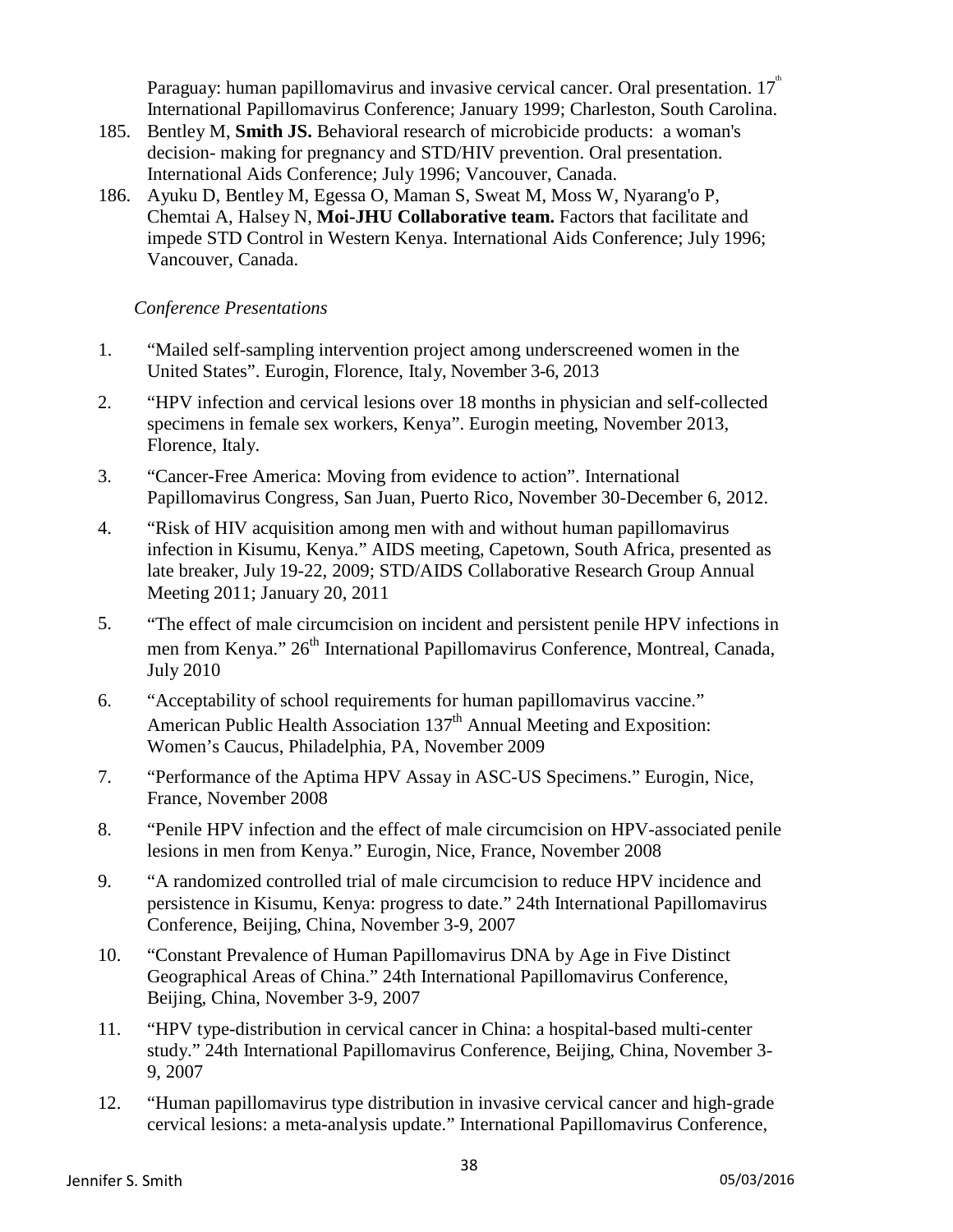Paraguay: human papillomavirus and invasive cervical cancer. Oral presentation. 17th International Papillomavirus Conference; January 1999; Charleston, South Carolina.

185. Bentley M, **Smith JS.** Behavioral research of microbicide products: a woman's decision- making for pregnancy and STD/HIV prevention. Oral presentation. International Aids Conference; July 1996; Vancouver, Canada.
186. Ayuku D, Bentley M, Egessa O, Maman S, Sweat M, Moss W, Nyarang'o P, Chemtai A, Halsey N, **Moi-JHU Collaborative team.** Factors that facilitate and impede STD Control in Western Kenya. International Aids Conference; July 1996; Vancouver, Canada.

*Conference Presentations*

1. "Mailed self-sampling intervention project among underscreened women in the United States". Eurogin, Florence, Italy, November 3-6, 2013
2. "HPV infection and cervical lesions over 18 months in physician and self-collected specimens in female sex workers, Kenya". Eurogin meeting, November 2013, Florence, Italy.
3. "Cancer-Free America: Moving from evidence to action". International Papillomavirus Congress, San Juan, Puerto Rico, November 30-December 6, 2012.
4. "Risk of HIV acquisition among men with and without human papillomavirus infection in Kisumu, Kenya." AIDS meeting, Capetown, South Africa, presented as late breaker, July 19-22, 2009; STD/AIDS Collaborative Research Group Annual Meeting 2011; January 20, 2011
5. "The effect of male circumcision on incident and persistent penile HPV infections in men from Kenya." 26th International Papillomavirus Conference, Montreal, Canada, July 2010
6. "Acceptability of school requirements for human papillomavirus vaccine." American Public Health Association 137th Annual Meeting and Exposition: Women's Caucus, Philadelphia, PA, November 2009
7. "Performance of the Aptima HPV Assay in ASC-US Specimens." Eurogin, Nice, France, November 2008
8. "Penile HPV infection and the effect of male circumcision on HPV-associated penile lesions in men from Kenya." Eurogin, Nice, France, November 2008
9. "A randomized controlled trial of male circumcision to reduce HPV incidence and persistence in Kisumu, Kenya: progress to date." 24th International Papillomavirus Conference, Beijing, China, November 3-9, 2007
10. "Constant Prevalence of Human Papillomavirus DNA by Age in Five Distinct Geographical Areas of China." 24th International Papillomavirus Conference, Beijing, China, November 3-9, 2007
11. "HPV type-distribution in cervical cancer in China: a hospital-based multi-center study." 24th International Papillomavirus Conference, Beijing, China, November 3-9, 2007
12. "Human papillomavirus type distribution in invasive cervical cancer and high-grade cervical lesions: a meta-analysis update." International Papillomavirus Conference,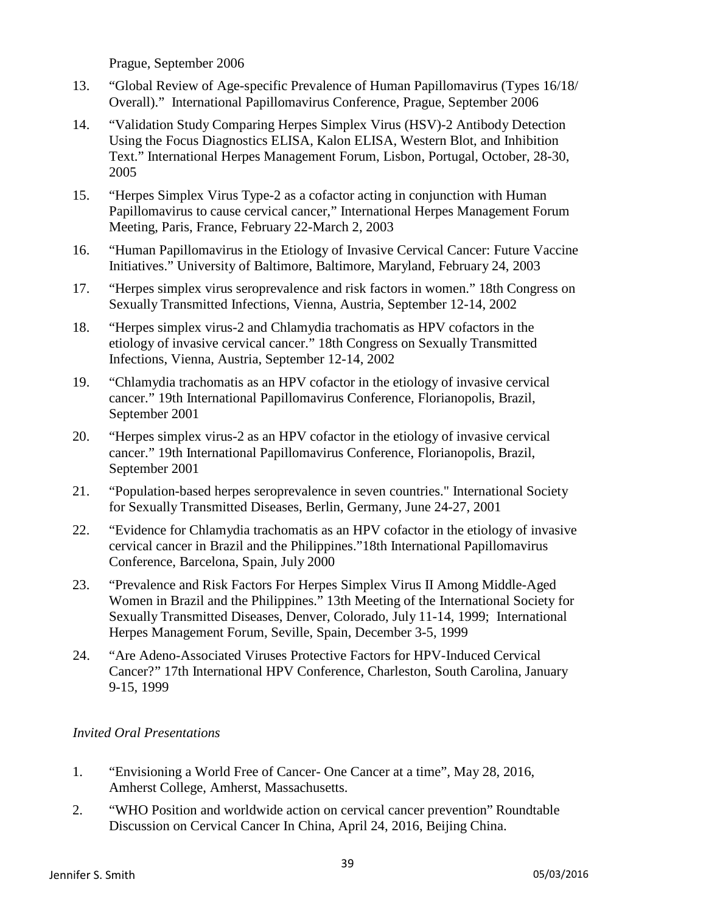Prague, September 2006

13. "Global Review of Age-specific Prevalence of Human Papillomavirus (Types 16/18/ Overall)." International Papillomavirus Conference, Prague, September 2006

14. "Validation Study Comparing Herpes Simplex Virus (HSV)-2 Antibody Detection Using the Focus Diagnostics ELISA, Kalon ELISA, Western Blot, and Inhibition Text." International Herpes Management Forum, Lisbon, Portugal, October, 28-30, 2005

15. "Herpes Simplex Virus Type-2 as a cofactor acting in conjunction with Human Papillomavirus to cause cervical cancer," International Herpes Management Forum Meeting, Paris, France, February 22-March 2, 2003

16. "Human Papillomavirus in the Etiology of Invasive Cervical Cancer: Future Vaccine Initiatives." University of Baltimore, Baltimore, Maryland, February 24, 2003

17. "Herpes simplex virus seroprevalence and risk factors in women." 18th Congress on Sexually Transmitted Infections, Vienna, Austria, September 12-14, 2002

18. "Herpes simplex virus-2 and Chlamydia trachomatis as HPV cofactors in the etiology of invasive cervical cancer." 18th Congress on Sexually Transmitted Infections, Vienna, Austria, September 12-14, 2002

19. "Chlamydia trachomatis as an HPV cofactor in the etiology of invasive cervical cancer." 19th International Papillomavirus Conference, Florianopolis, Brazil, September 2001

20. "Herpes simplex virus-2 as an HPV cofactor in the etiology of invasive cervical cancer." 19th International Papillomavirus Conference, Florianopolis, Brazil, September 2001

21. "Population-based herpes seroprevalence in seven countries." International Society for Sexually Transmitted Diseases, Berlin, Germany, June 24-27, 2001

22. "Evidence for Chlamydia trachomatis as an HPV cofactor in the etiology of invasive cervical cancer in Brazil and the Philippines."18th International Papillomavirus Conference, Barcelona, Spain, July 2000

23. "Prevalence and Risk Factors For Herpes Simplex Virus II Among Middle-Aged Women in Brazil and the Philippines." 13th Meeting of the International Society for Sexually Transmitted Diseases, Denver, Colorado, July 11-14, 1999; International Herpes Management Forum, Seville, Spain, December 3-5, 1999

24. "Are Adeno-Associated Viruses Protective Factors for HPV-Induced Cervical Cancer?" 17th International HPV Conference, Charleston, South Carolina, January 9-15, 1999

*Invited Oral Presentations*

1. "Envisioning a World Free of Cancer- One Cancer at a time", May 28, 2016, Amherst College, Amherst, Massachusetts.

2. "WHO Position and worldwide action on cervical cancer prevention" Roundtable Discussion on Cervical Cancer In China, April 24, 2016, Beijing China.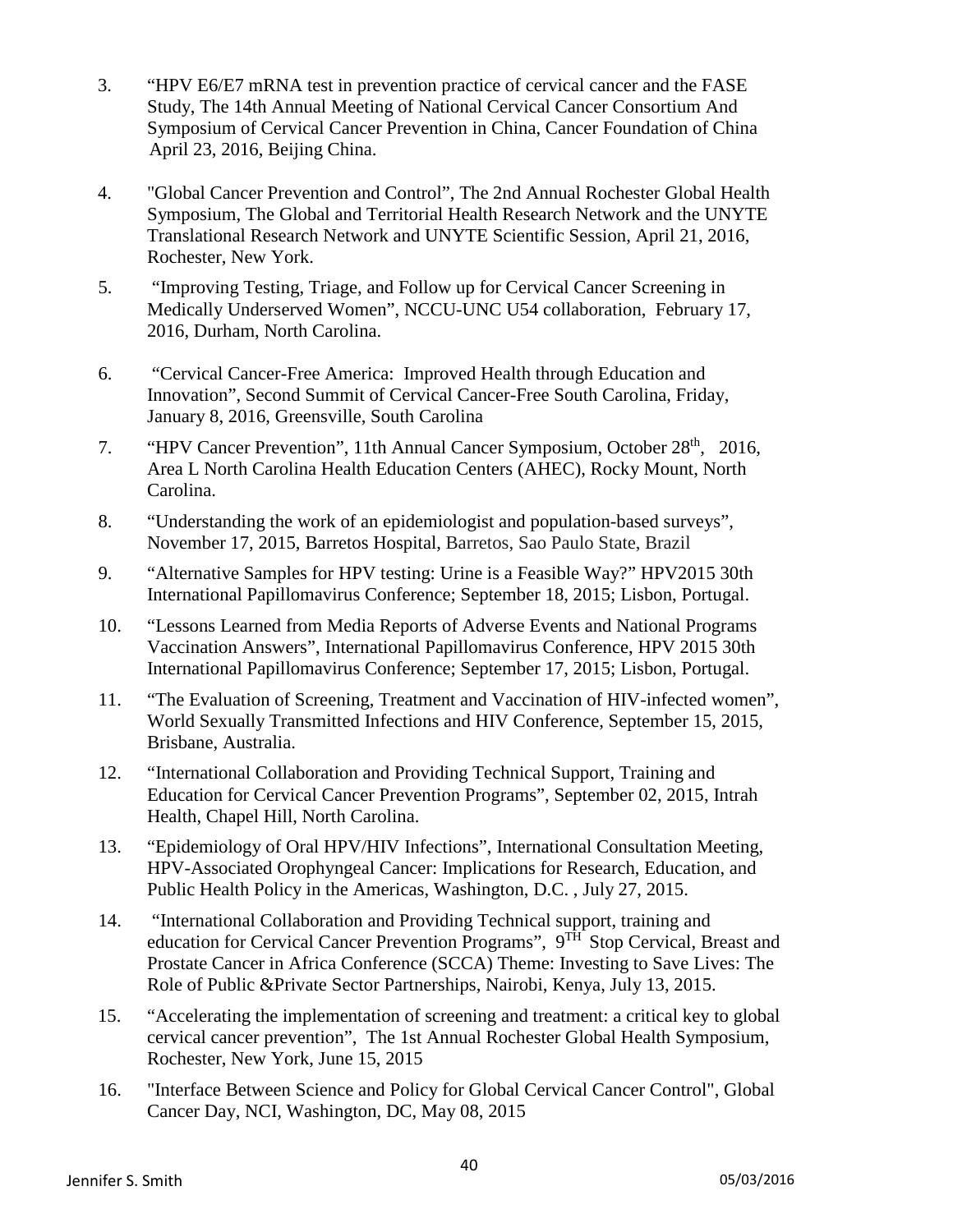3. "HPV E6/E7 mRNA test in prevention practice of cervical cancer and the FASE Study, The 14th Annual Meeting of National Cervical Cancer Consortium And Symposium of Cervical Cancer Prevention in China, Cancer Foundation of China April 23, 2016, Beijing China.

4. "Global Cancer Prevention and Control", The 2nd Annual Rochester Global Health Symposium, The Global and Territorial Health Research Network and the UNYTE Translational Research Network and UNYTE Scientific Session, April 21, 2016, Rochester, New York.

5. "Improving Testing, Triage, and Follow up for Cervical Cancer Screening in Medically Underserved Women", NCCU-UNC U54 collaboration, February 17, 2016, Durham, North Carolina.

6. "Cervical Cancer-Free America: Improved Health through Education and Innovation", Second Summit of Cervical Cancer-Free South Carolina, Friday, January 8, 2016, Greensville, South Carolina

7. "HPV Cancer Prevention", 11th Annual Cancer Symposium, October 28th, 2016, Area L North Carolina Health Education Centers (AHEC), Rocky Mount, North Carolina.

8. "Understanding the work of an epidemiologist and population-based surveys", November 17, 2015, Barretos Hospital, Barretos, Sao Paulo State, Brazil

9. "Alternative Samples for HPV testing: Urine is a Feasible Way?" HPV2015 30th International Papillomavirus Conference; September 18, 2015; Lisbon, Portugal.

10. "Lessons Learned from Media Reports of Adverse Events and National Programs Vaccination Answers", International Papillomavirus Conference, HPV 2015 30th International Papillomavirus Conference; September 17, 2015; Lisbon, Portugal.

11. "The Evaluation of Screening, Treatment and Vaccination of HIV-infected women", World Sexually Transmitted Infections and HIV Conference, September 15, 2015, Brisbane, Australia.

12. "International Collaboration and Providing Technical Support, Training and Education for Cervical Cancer Prevention Programs", September 02, 2015, Intrah Health, Chapel Hill, North Carolina.

13. "Epidemiology of Oral HPV/HIV Infections", International Consultation Meeting, HPV-Associated Orophyngeal Cancer: Implications for Research, Education, and Public Health Policy in the Americas, Washington, D.C. , July 27, 2015.

14. "International Collaboration and Providing Technical support, training and education for Cervical Cancer Prevention Programs", 9TH Stop Cervical, Breast and Prostate Cancer in Africa Conference (SCCA) Theme: Investing to Save Lives: The Role of Public &Private Sector Partnerships, Nairobi, Kenya, July 13, 2015.

15. "Accelerating the implementation of screening and treatment: a critical key to global cervical cancer prevention", The 1st Annual Rochester Global Health Symposium, Rochester, New York, June 15, 2015

16. "Interface Between Science and Policy for Global Cervical Cancer Control", Global Cancer Day, NCI, Washington, DC, May 08, 2015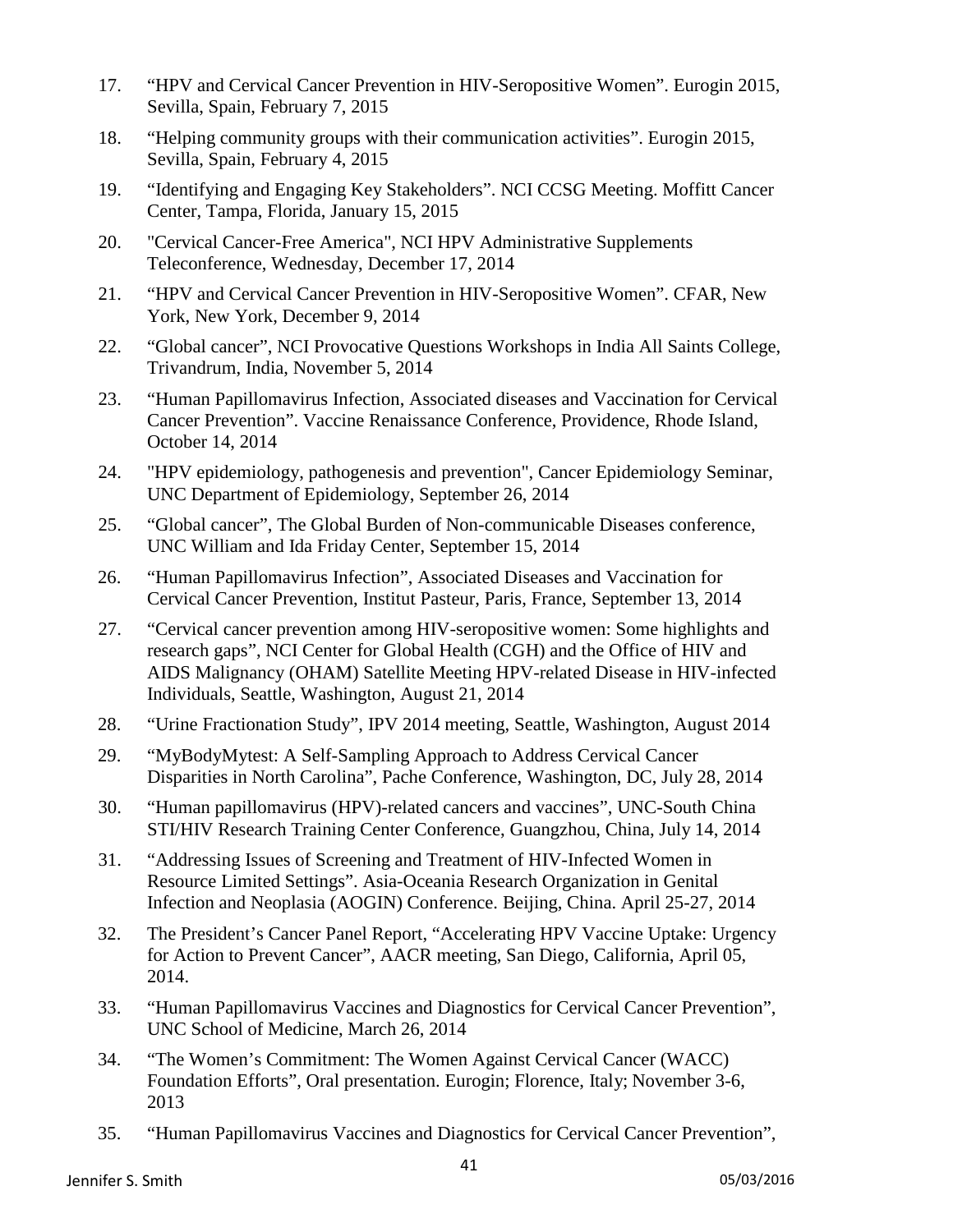17. "HPV and Cervical Cancer Prevention in HIV-Seropositive Women". Eurogin 2015, Sevilla, Spain, February 7, 2015

18. "Helping community groups with their communication activities". Eurogin 2015, Sevilla, Spain, February 4, 2015

19. "Identifying and Engaging Key Stakeholders". NCI CCSG Meeting. Moffitt Cancer Center, Tampa, Florida, January 15, 2015

20. "Cervical Cancer-Free America", NCI HPV Administrative Supplements Teleconference, Wednesday, December 17, 2014

21. "HPV and Cervical Cancer Prevention in HIV-Seropositive Women". CFAR, New York, New York, December 9, 2014

22. "Global cancer", NCI Provocative Questions Workshops in India All Saints College, Trivandrum, India, November 5, 2014

23. "Human Papillomavirus Infection, Associated diseases and Vaccination for Cervical Cancer Prevention". Vaccine Renaissance Conference, Providence, Rhode Island, October 14, 2014

24. "HPV epidemiology, pathogenesis and prevention", Cancer Epidemiology Seminar, UNC Department of Epidemiology, September 26, 2014

25. "Global cancer", The Global Burden of Non-communicable Diseases conference, UNC William and Ida Friday Center, September 15, 2014

26. "Human Papillomavirus Infection", Associated Diseases and Vaccination for Cervical Cancer Prevention, Institut Pasteur, Paris, France, September 13, 2014

27. "Cervical cancer prevention among HIV-seropositive women: Some highlights and research gaps", NCI Center for Global Health (CGH) and the Office of HIV and AIDS Malignancy (OHAM) Satellite Meeting HPV-related Disease in HIV-infected Individuals, Seattle, Washington, August 21, 2014

28. "Urine Fractionation Study", IPV 2014 meeting, Seattle, Washington, August 2014

29. "MyBodyMytest: A Self-Sampling Approach to Address Cervical Cancer Disparities in North Carolina", Pache Conference, Washington, DC, July 28, 2014

30. "Human papillomavirus (HPV)-related cancers and vaccines", UNC-South China STI/HIV Research Training Center Conference, Guangzhou, China, July 14, 2014

31. "Addressing Issues of Screening and Treatment of HIV-Infected Women in Resource Limited Settings". Asia-Oceania Research Organization in Genital Infection and Neoplasia (AOGIN) Conference. Beijing, China. April 25-27, 2014

32. The President's Cancer Panel Report, "Accelerating HPV Vaccine Uptake: Urgency for Action to Prevent Cancer", AACR meeting, San Diego, California, April 05, 2014.

33. "Human Papillomavirus Vaccines and Diagnostics for Cervical Cancer Prevention", UNC School of Medicine, March 26, 2014

34. "The Women's Commitment: The Women Against Cervical Cancer (WACC) Foundation Efforts", Oral presentation. Eurogin; Florence, Italy; November 3-6, 2013

35. "Human Papillomavirus Vaccines and Diagnostics for Cervical Cancer Prevention",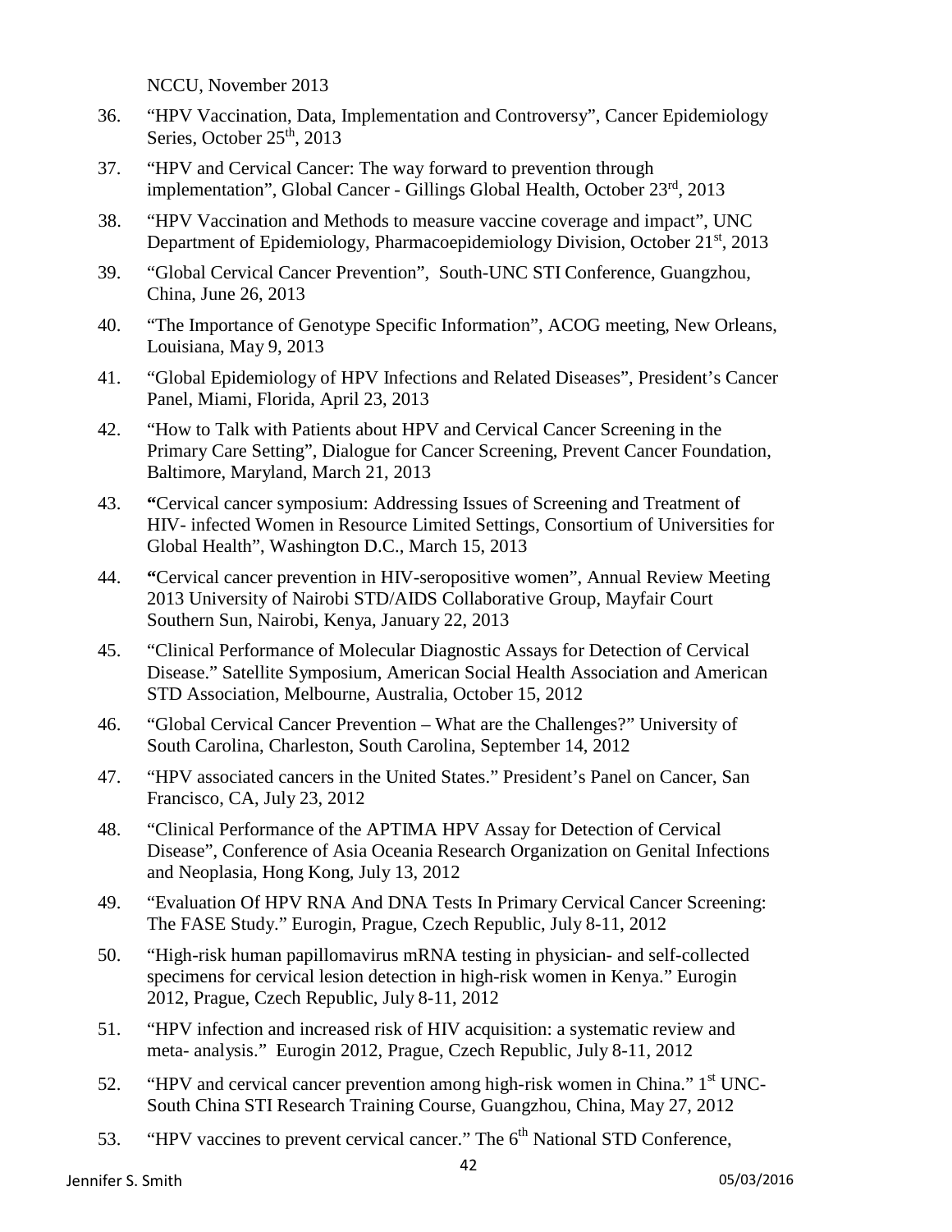NCCU, November 2013

36. "HPV Vaccination, Data, Implementation and Controversy", Cancer Epidemiology Series, October 25th, 2013
37. "HPV and Cervical Cancer: The way forward to prevention through implementation", Global Cancer - Gillings Global Health, October 23rd, 2013
38. "HPV Vaccination and Methods to measure vaccine coverage and impact", UNC Department of Epidemiology, Pharmacoepidemiology Division, October 21st, 2013
39. "Global Cervical Cancer Prevention", South-UNC STI Conference, Guangzhou, China, June 26, 2013
40. "The Importance of Genotype Specific Information", ACOG meeting, New Orleans, Louisiana, May 9, 2013
41. "Global Epidemiology of HPV Infections and Related Diseases", President's Cancer Panel, Miami, Florida, April 23, 2013
42. "How to Talk with Patients about HPV and Cervical Cancer Screening in the Primary Care Setting", Dialogue for Cancer Screening, Prevent Cancer Foundation, Baltimore, Maryland, March 21, 2013
43. **"**Cervical cancer symposium: Addressing Issues of Screening and Treatment of HIV- infected Women in Resource Limited Settings, Consortium of Universities for Global Health", Washington D.C., March 15, 2013
44. **"**Cervical cancer prevention in HIV-seropositive women", Annual Review Meeting 2013 University of Nairobi STD/AIDS Collaborative Group, Mayfair Court Southern Sun, Nairobi, Kenya, January 22, 2013
45. "Clinical Performance of Molecular Diagnostic Assays for Detection of Cervical Disease." Satellite Symposium, American Social Health Association and American STD Association, Melbourne, Australia, October 15, 2012
46. "Global Cervical Cancer Prevention – What are the Challenges?" University of South Carolina, Charleston, South Carolina, September 14, 2012
47. "HPV associated cancers in the United States." President's Panel on Cancer, San Francisco, CA, July 23, 2012
48. "Clinical Performance of the APTIMA HPV Assay for Detection of Cervical Disease", Conference of Asia Oceania Research Organization on Genital Infections and Neoplasia, Hong Kong, July 13, 2012
49. "Evaluation Of HPV RNA And DNA Tests In Primary Cervical Cancer Screening: The FASE Study." Eurogin, Prague, Czech Republic, July 8-11, 2012
50. "High-risk human papillomavirus mRNA testing in physician- and self-collected specimens for cervical lesion detection in high-risk women in Kenya." Eurogin 2012, Prague, Czech Republic, July 8-11, 2012
51. "HPV infection and increased risk of HIV acquisition: a systematic review and meta- analysis." Eurogin 2012, Prague, Czech Republic, July 8-11, 2012
52. "HPV and cervical cancer prevention among high-risk women in China." 1st UNC-South China STI Research Training Course, Guangzhou, China, May 27, 2012
53. "HPV vaccines to prevent cervical cancer." The 6th National STD Conference,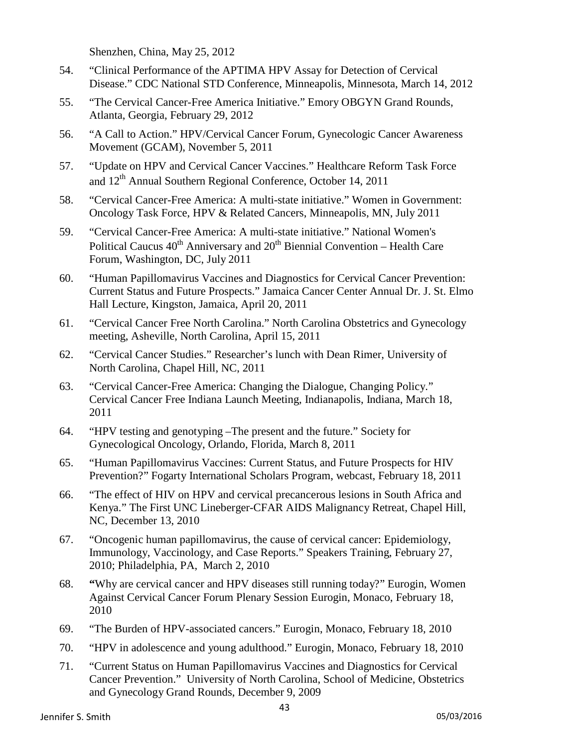Shenzhen, China, May 25, 2012

54. "Clinical Performance of the APTIMA HPV Assay for Detection of Cervical Disease." CDC National STD Conference, Minneapolis, Minnesota, March 14, 2012
55. "The Cervical Cancer-Free America Initiative." Emory OBGYN Grand Rounds, Atlanta, Georgia, February 29, 2012
56. "A Call to Action." HPV/Cervical Cancer Forum, Gynecologic Cancer Awareness Movement (GCAM), November 5, 2011
57. "Update on HPV and Cervical Cancer Vaccines." Healthcare Reform Task Force and 12th Annual Southern Regional Conference, October 14, 2011
58. "Cervical Cancer-Free America: A multi-state initiative." Women in Government: Oncology Task Force, HPV & Related Cancers, Minneapolis, MN, July 2011
59. "Cervical Cancer-Free America: A multi-state initiative." National Women's Political Caucus 40th Anniversary and 20th Biennial Convention – Health Care Forum, Washington, DC, July 2011
60. "Human Papillomavirus Vaccines and Diagnostics for Cervical Cancer Prevention: Current Status and Future Prospects." Jamaica Cancer Center Annual Dr. J. St. Elmo Hall Lecture, Kingston, Jamaica, April 20, 2011
61. "Cervical Cancer Free North Carolina." North Carolina Obstetrics and Gynecology meeting, Asheville, North Carolina, April 15, 2011
62. "Cervical Cancer Studies." Researcher's lunch with Dean Rimer, University of North Carolina, Chapel Hill, NC, 2011
63. "Cervical Cancer-Free America: Changing the Dialogue, Changing Policy." Cervical Cancer Free Indiana Launch Meeting, Indianapolis, Indiana, March 18, 2011
64. "HPV testing and genotyping –The present and the future." Society for Gynecological Oncology, Orlando, Florida, March 8, 2011
65. "Human Papillomavirus Vaccines: Current Status, and Future Prospects for HIV Prevention?" Fogarty International Scholars Program, webcast, February 18, 2011
66. "The effect of HIV on HPV and cervical precancerous lesions in South Africa and Kenya." The First UNC Lineberger-CFAR AIDS Malignancy Retreat, Chapel Hill, NC, December 13, 2010
67. "Oncogenic human papillomavirus, the cause of cervical cancer: Epidemiology, Immunology, Vaccinology, and Case Reports." Speakers Training, February 27, 2010; Philadelphia, PA, March 2, 2010
68. **"**Why are cervical cancer and HPV diseases still running today?" Eurogin, Women Against Cervical Cancer Forum Plenary Session Eurogin, Monaco, February 18, 2010
69. "The Burden of HPV-associated cancers." Eurogin, Monaco, February 18, 2010
70. "HPV in adolescence and young adulthood." Eurogin, Monaco, February 18, 2010
71. "Current Status on Human Papillomavirus Vaccines and Diagnostics for Cervical Cancer Prevention." University of North Carolina, School of Medicine, Obstetrics and Gynecology Grand Rounds, December 9, 2009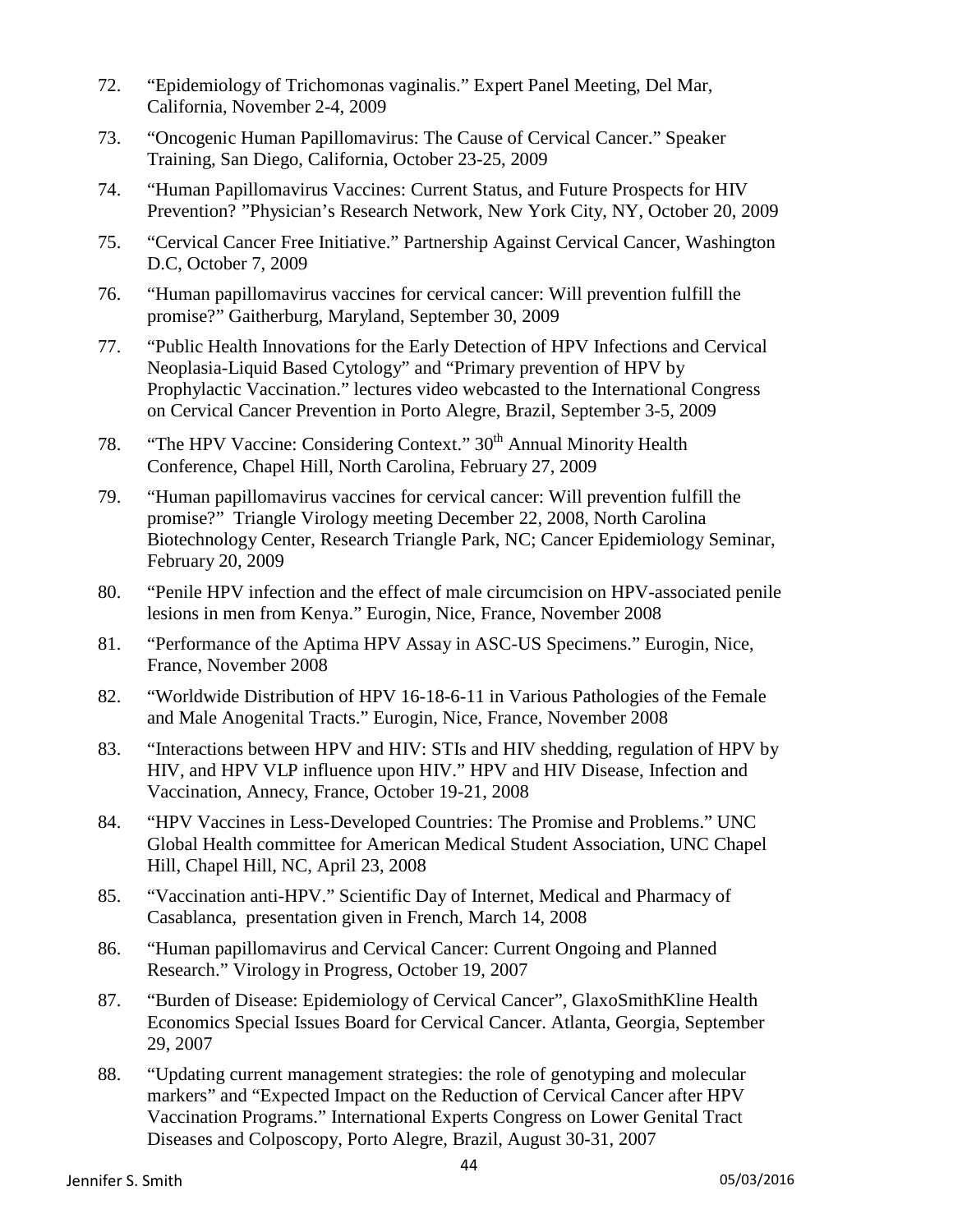72. "Epidemiology of Trichomonas vaginalis." Expert Panel Meeting, Del Mar, California, November 2-4, 2009

73. "Oncogenic Human Papillomavirus: The Cause of Cervical Cancer." Speaker Training, San Diego, California, October 23-25, 2009

74. "Human Papillomavirus Vaccines: Current Status, and Future Prospects for HIV Prevention? "Physician's Research Network, New York City, NY, October 20, 2009

75. "Cervical Cancer Free Initiative." Partnership Against Cervical Cancer, Washington D.C, October 7, 2009

76. "Human papillomavirus vaccines for cervical cancer: Will prevention fulfill the promise?" Gaitherburg, Maryland, September 30, 2009

77. "Public Health Innovations for the Early Detection of HPV Infections and Cervical Neoplasia-Liquid Based Cytology" and "Primary prevention of HPV by Prophylactic Vaccination." lectures video webcasted to the International Congress on Cervical Cancer Prevention in Porto Alegre, Brazil, September 3-5, 2009

78. "The HPV Vaccine: Considering Context." 30th Annual Minority Health Conference, Chapel Hill, North Carolina, February 27, 2009

79. "Human papillomavirus vaccines for cervical cancer: Will prevention fulfill the promise?" Triangle Virology meeting December 22, 2008, North Carolina Biotechnology Center, Research Triangle Park, NC; Cancer Epidemiology Seminar, February 20, 2009

80. "Penile HPV infection and the effect of male circumcision on HPV-associated penile lesions in men from Kenya." Eurogin, Nice, France, November 2008

81. "Performance of the Aptima HPV Assay in ASC-US Specimens." Eurogin, Nice, France, November 2008

82. "Worldwide Distribution of HPV 16-18-6-11 in Various Pathologies of the Female and Male Anogenital Tracts." Eurogin, Nice, France, November 2008

83. "Interactions between HPV and HIV: STIs and HIV shedding, regulation of HPV by HIV, and HPV VLP influence upon HIV." HPV and HIV Disease, Infection and Vaccination, Annecy, France, October 19-21, 2008

84. "HPV Vaccines in Less-Developed Countries: The Promise and Problems." UNC Global Health committee for American Medical Student Association, UNC Chapel Hill, Chapel Hill, NC, April 23, 2008

85. "Vaccination anti-HPV." Scientific Day of Internet, Medical and Pharmacy of Casablanca, presentation given in French, March 14, 2008

86. "Human papillomavirus and Cervical Cancer: Current Ongoing and Planned Research." Virology in Progress, October 19, 2007

87. "Burden of Disease: Epidemiology of Cervical Cancer", GlaxoSmithKline Health Economics Special Issues Board for Cervical Cancer. Atlanta, Georgia, September 29, 2007

88. "Updating current management strategies: the role of genotyping and molecular markers" and "Expected Impact on the Reduction of Cervical Cancer after HPV Vaccination Programs." International Experts Congress on Lower Genital Tract Diseases and Colposcopy, Porto Alegre, Brazil, August 30-31, 2007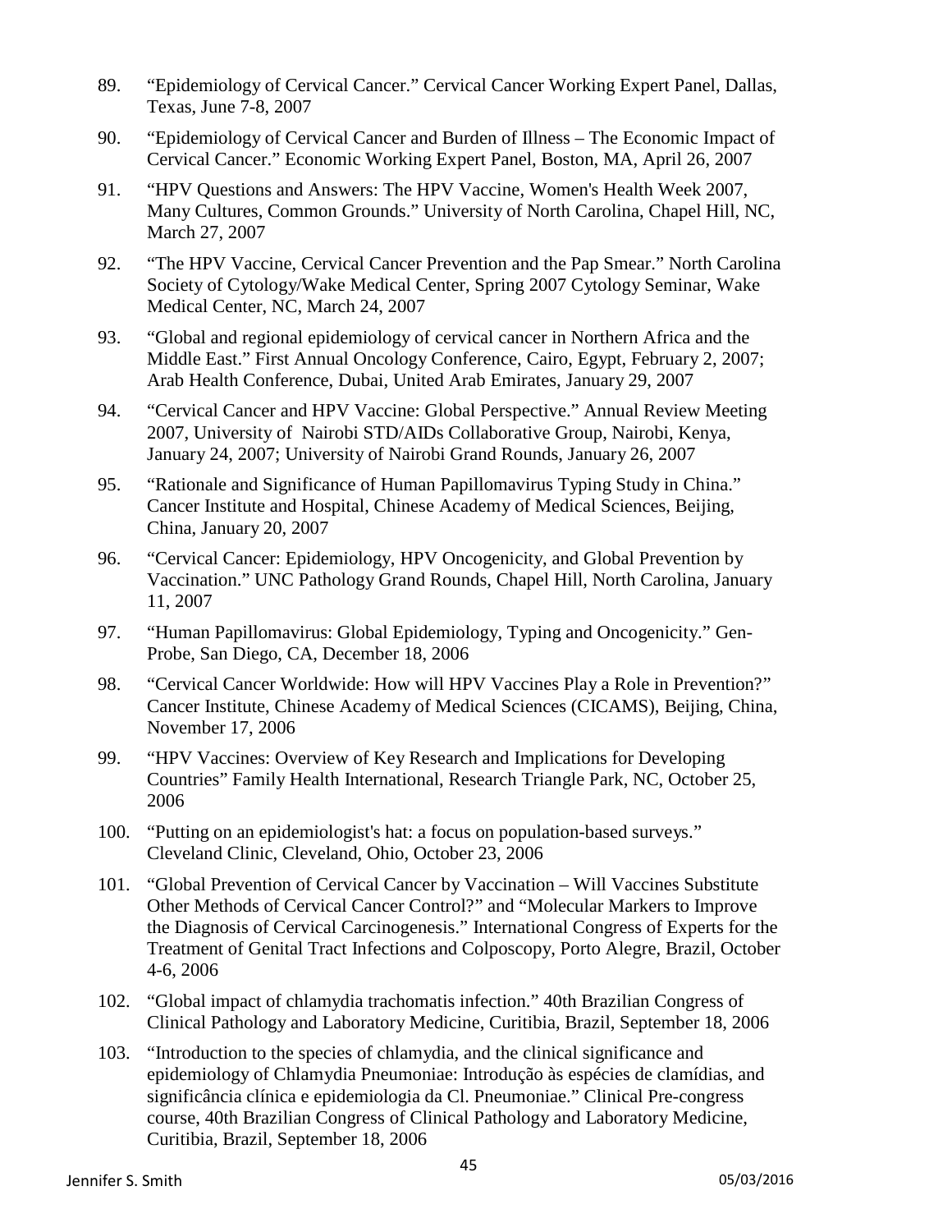89. "Epidemiology of Cervical Cancer." Cervical Cancer Working Expert Panel, Dallas, Texas, June 7-8, 2007

90. "Epidemiology of Cervical Cancer and Burden of Illness – The Economic Impact of Cervical Cancer." Economic Working Expert Panel, Boston, MA, April 26, 2007

91. "HPV Questions and Answers: The HPV Vaccine, Women's Health Week 2007, Many Cultures, Common Grounds." University of North Carolina, Chapel Hill, NC, March 27, 2007

92. "The HPV Vaccine, Cervical Cancer Prevention and the Pap Smear." North Carolina Society of Cytology/Wake Medical Center, Spring 2007 Cytology Seminar, Wake Medical Center, NC, March 24, 2007

93. "Global and regional epidemiology of cervical cancer in Northern Africa and the Middle East." First Annual Oncology Conference, Cairo, Egypt, February 2, 2007; Arab Health Conference, Dubai, United Arab Emirates, January 29, 2007

94. "Cervical Cancer and HPV Vaccine: Global Perspective." Annual Review Meeting 2007, University of Nairobi STD/AIDs Collaborative Group, Nairobi, Kenya, January 24, 2007; University of Nairobi Grand Rounds, January 26, 2007

95. "Rationale and Significance of Human Papillomavirus Typing Study in China." Cancer Institute and Hospital, Chinese Academy of Medical Sciences, Beijing, China, January 20, 2007

96. "Cervical Cancer: Epidemiology, HPV Oncogenicity, and Global Prevention by Vaccination." UNC Pathology Grand Rounds, Chapel Hill, North Carolina, January 11, 2007

97. "Human Papillomavirus: Global Epidemiology, Typing and Oncogenicity." Gen-Probe, San Diego, CA, December 18, 2006

98. "Cervical Cancer Worldwide: How will HPV Vaccines Play a Role in Prevention?" Cancer Institute, Chinese Academy of Medical Sciences (CICAMS), Beijing, China, November 17, 2006

99. "HPV Vaccines: Overview of Key Research and Implications for Developing Countries" Family Health International, Research Triangle Park, NC, October 25, 2006

100. "Putting on an epidemiologist's hat: a focus on population-based surveys." Cleveland Clinic, Cleveland, Ohio, October 23, 2006

101. "Global Prevention of Cervical Cancer by Vaccination – Will Vaccines Substitute Other Methods of Cervical Cancer Control?" and "Molecular Markers to Improve the Diagnosis of Cervical Carcinogenesis." International Congress of Experts for the Treatment of Genital Tract Infections and Colposcopy, Porto Alegre, Brazil, October 4-6, 2006

102. "Global impact of chlamydia trachomatis infection." 40th Brazilian Congress of Clinical Pathology and Laboratory Medicine, Curitibia, Brazil, September 18, 2006

103. "Introduction to the species of chlamydia, and the clinical significance and epidemiology of Chlamydia Pneumoniae: Introdução às espécies de clamídias, and significância clínica e epidemiologia da Cl. Pneumoniae." Clinical Pre-congress course, 40th Brazilian Congress of Clinical Pathology and Laboratory Medicine, Curitibia, Brazil, September 18, 2006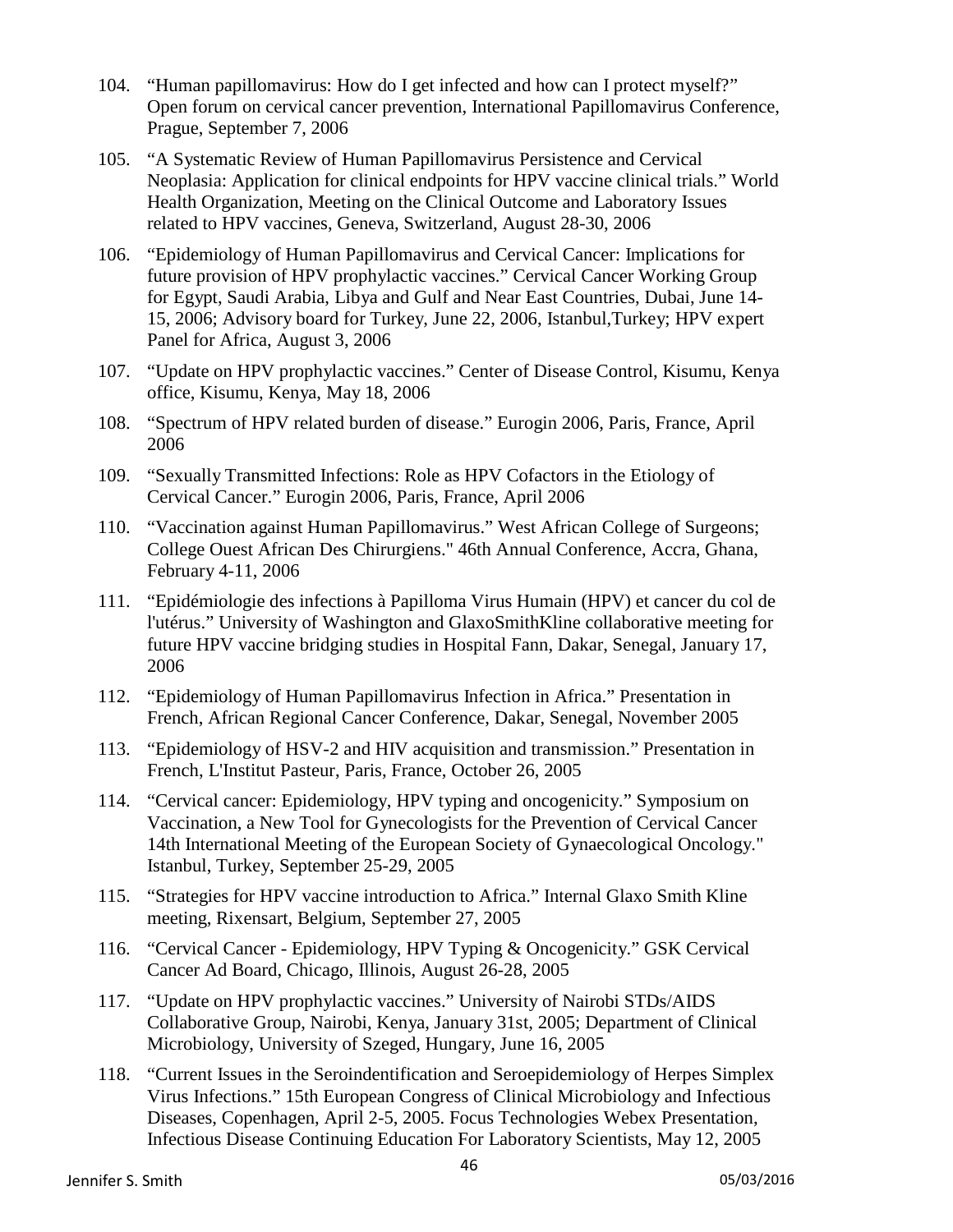104. "Human papillomavirus: How do I get infected and how can I protect myself?" Open forum on cervical cancer prevention, International Papillomavirus Conference, Prague, September 7, 2006

105. "A Systematic Review of Human Papillomavirus Persistence and Cervical Neoplasia: Application for clinical endpoints for HPV vaccine clinical trials." World Health Organization, Meeting on the Clinical Outcome and Laboratory Issues related to HPV vaccines, Geneva, Switzerland, August 28-30, 2006

106. "Epidemiology of Human Papillomavirus and Cervical Cancer: Implications for future provision of HPV prophylactic vaccines." Cervical Cancer Working Group for Egypt, Saudi Arabia, Libya and Gulf and Near East Countries, Dubai, June 14-15, 2006; Advisory board for Turkey, June 22, 2006, Istanbul,Turkey; HPV expert Panel for Africa, August 3, 2006

107. "Update on HPV prophylactic vaccines." Center of Disease Control, Kisumu, Kenya office, Kisumu, Kenya, May 18, 2006

108. "Spectrum of HPV related burden of disease." Eurogin 2006, Paris, France, April 2006

109. "Sexually Transmitted Infections: Role as HPV Cofactors in the Etiology of Cervical Cancer." Eurogin 2006, Paris, France, April 2006

110. "Vaccination against Human Papillomavirus." West African College of Surgeons; College Ouest African Des Chirurgiens." 46th Annual Conference, Accra, Ghana, February 4-11, 2006

111. "Epidémiologie des infections à Papilloma Virus Humain (HPV) et cancer du col de l'utérus." University of Washington and GlaxoSmithKline collaborative meeting for future HPV vaccine bridging studies in Hospital Fann, Dakar, Senegal, January 17, 2006

112. "Epidemiology of Human Papillomavirus Infection in Africa." Presentation in French, African Regional Cancer Conference, Dakar, Senegal, November 2005

113. "Epidemiology of HSV-2 and HIV acquisition and transmission." Presentation in French, L'Institut Pasteur, Paris, France, October 26, 2005

114. "Cervical cancer: Epidemiology, HPV typing and oncogenicity." Symposium on Vaccination, a New Tool for Gynecologists for the Prevention of Cervical Cancer 14th International Meeting of the European Society of Gynaecological Oncology." Istanbul, Turkey, September 25-29, 2005

115. "Strategies for HPV vaccine introduction to Africa." Internal Glaxo Smith Kline meeting, Rixensart, Belgium, September 27, 2005

116. "Cervical Cancer - Epidemiology, HPV Typing & Oncogenicity." GSK Cervical Cancer Ad Board, Chicago, Illinois, August 26-28, 2005

117. "Update on HPV prophylactic vaccines." University of Nairobi STDs/AIDS Collaborative Group, Nairobi, Kenya, January 31st, 2005; Department of Clinical Microbiology, University of Szeged, Hungary, June 16, 2005

118. "Current Issues in the Seroindentification and Seroepidemiology of Herpes Simplex Virus Infections." 15th European Congress of Clinical Microbiology and Infectious Diseases, Copenhagen, April 2-5, 2005. Focus Technologies Webex Presentation, Infectious Disease Continuing Education For Laboratory Scientists, May 12, 2005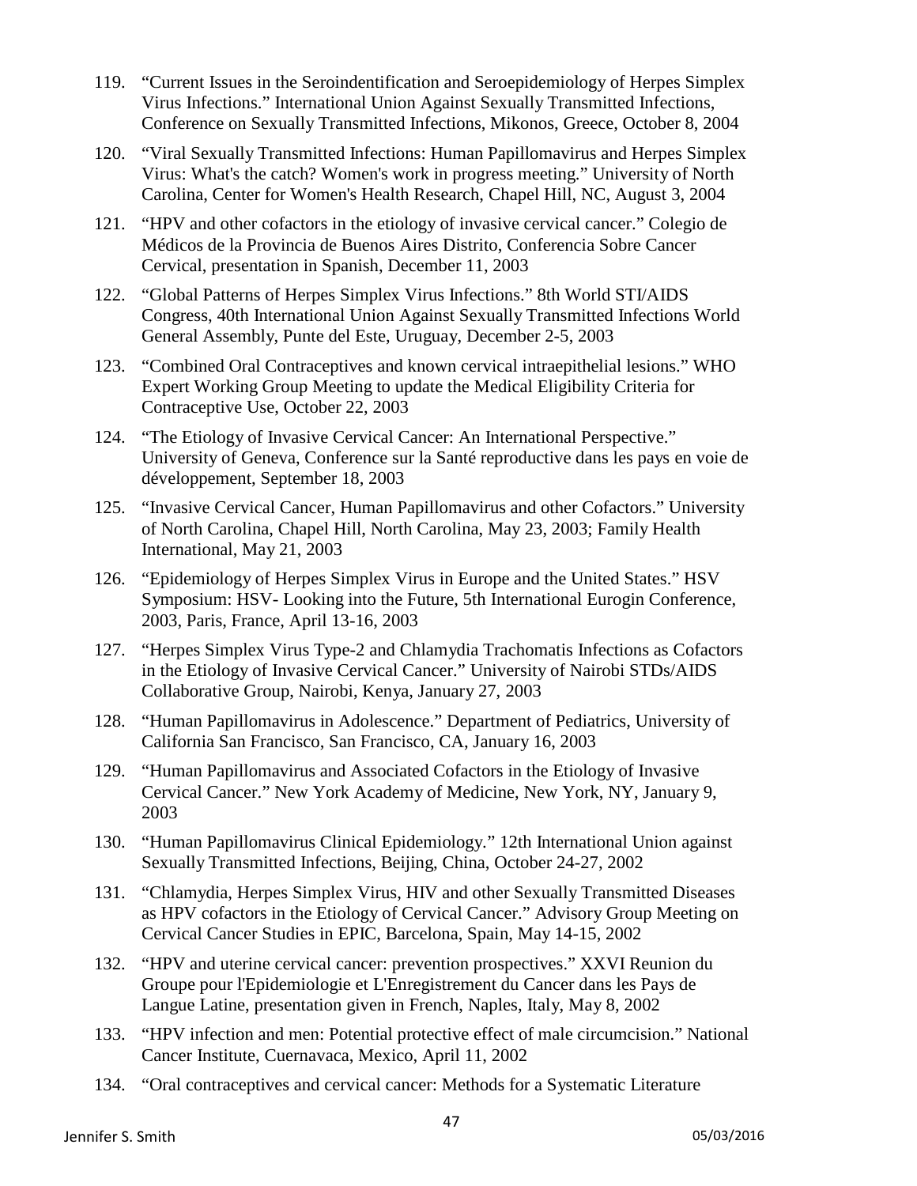119. "Current Issues in the Seroindentification and Seroepidemiology of Herpes Simplex Virus Infections." International Union Against Sexually Transmitted Infections, Conference on Sexually Transmitted Infections, Mikonos, Greece, October 8, 2004

120. "Viral Sexually Transmitted Infections: Human Papillomavirus and Herpes Simplex Virus: What's the catch? Women's work in progress meeting." University of North Carolina, Center for Women's Health Research, Chapel Hill, NC, August 3, 2004

121. "HPV and other cofactors in the etiology of invasive cervical cancer." Colegio de Médicos de la Provincia de Buenos Aires Distrito, Conferencia Sobre Cancer Cervical, presentation in Spanish, December 11, 2003

122. "Global Patterns of Herpes Simplex Virus Infections." 8th World STI/AIDS Congress, 40th International Union Against Sexually Transmitted Infections World General Assembly, Punte del Este, Uruguay, December 2-5, 2003

123. "Combined Oral Contraceptives and known cervical intraepithelial lesions." WHO Expert Working Group Meeting to update the Medical Eligibility Criteria for Contraceptive Use, October 22, 2003

124. "The Etiology of Invasive Cervical Cancer: An International Perspective." University of Geneva, Conference sur la Santé reproductive dans les pays en voie de développement, September 18, 2003

125. "Invasive Cervical Cancer, Human Papillomavirus and other Cofactors." University of North Carolina, Chapel Hill, North Carolina, May 23, 2003; Family Health International, May 21, 2003

126. "Epidemiology of Herpes Simplex Virus in Europe and the United States." HSV Symposium: HSV- Looking into the Future, 5th International Eurogin Conference, 2003, Paris, France, April 13-16, 2003

127. "Herpes Simplex Virus Type-2 and Chlamydia Trachomatis Infections as Cofactors in the Etiology of Invasive Cervical Cancer." University of Nairobi STDs/AIDS Collaborative Group, Nairobi, Kenya, January 27, 2003

128. "Human Papillomavirus in Adolescence." Department of Pediatrics, University of California San Francisco, San Francisco, CA, January 16, 2003

129. "Human Papillomavirus and Associated Cofactors in the Etiology of Invasive Cervical Cancer." New York Academy of Medicine, New York, NY, January 9, 2003

130. "Human Papillomavirus Clinical Epidemiology." 12th International Union against Sexually Transmitted Infections, Beijing, China, October 24-27, 2002

131. "Chlamydia, Herpes Simplex Virus, HIV and other Sexually Transmitted Diseases as HPV cofactors in the Etiology of Cervical Cancer." Advisory Group Meeting on Cervical Cancer Studies in EPIC, Barcelona, Spain, May 14-15, 2002

132. "HPV and uterine cervical cancer: prevention prospectives." XXVI Reunion du Groupe pour l'Epidemiologie et L'Enregistrement du Cancer dans les Pays de Langue Latine, presentation given in French, Naples, Italy, May 8, 2002

133. "HPV infection and men: Potential protective effect of male circumcision." National Cancer Institute, Cuernavaca, Mexico, April 11, 2002

134. "Oral contraceptives and cervical cancer: Methods for a Systematic Literature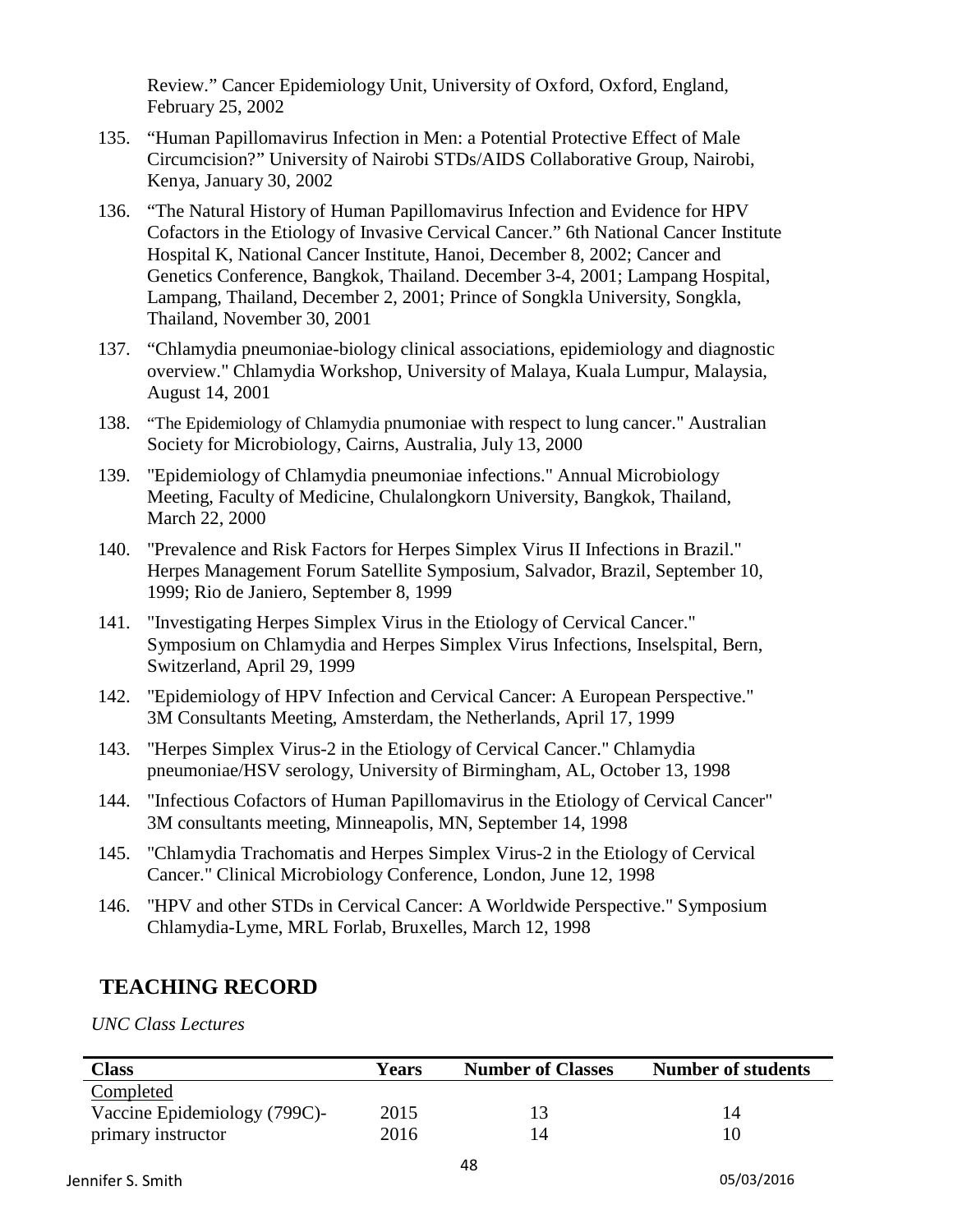Review." Cancer Epidemiology Unit, University of Oxford, Oxford, England, February 25, 2002

135. "Human Papillomavirus Infection in Men: a Potential Protective Effect of Male Circumcision?" University of Nairobi STDs/AIDS Collaborative Group, Nairobi, Kenya, January 30, 2002
136. "The Natural History of Human Papillomavirus Infection and Evidence for HPV Cofactors in the Etiology of Invasive Cervical Cancer." 6th National Cancer Institute Hospital K, National Cancer Institute, Hanoi, December 8, 2002; Cancer and Genetics Conference, Bangkok, Thailand. December 3-4, 2001; Lampang Hospital, Lampang, Thailand, December 2, 2001; Prince of Songkla University, Songkla, Thailand, November 30, 2001
137. "Chlamydia pneumoniae-biology clinical associations, epidemiology and diagnostic overview." Chlamydia Workshop, University of Malaya, Kuala Lumpur, Malaysia, August 14, 2001
138. "The Epidemiology of Chlamydia pnumoniae with respect to lung cancer." Australian Society for Microbiology, Cairns, Australia, July 13, 2000
139. "Epidemiology of Chlamydia pneumoniae infections." Annual Microbiology Meeting, Faculty of Medicine, Chulalongkorn University, Bangkok, Thailand, March 22, 2000
140. "Prevalence and Risk Factors for Herpes Simplex Virus II Infections in Brazil." Herpes Management Forum Satellite Symposium, Salvador, Brazil, September 10, 1999; Rio de Janiero, September 8, 1999
141. "Investigating Herpes Simplex Virus in the Etiology of Cervical Cancer." Symposium on Chlamydia and Herpes Simplex Virus Infections, Inselspital, Bern, Switzerland, April 29, 1999
142. "Epidemiology of HPV Infection and Cervical Cancer: A European Perspective." 3M Consultants Meeting, Amsterdam, the Netherlands, April 17, 1999
143. "Herpes Simplex Virus-2 in the Etiology of Cervical Cancer." Chlamydia pneumoniae/HSV serology, University of Birmingham, AL, October 13, 1998
144. "Infectious Cofactors of Human Papillomavirus in the Etiology of Cervical Cancer" 3M consultants meeting, Minneapolis, MN, September 14, 1998
145. "Chlamydia Trachomatis and Herpes Simplex Virus-2 in the Etiology of Cervical Cancer." Clinical Microbiology Conference, London, June 12, 1998
146. "HPV and other STDs in Cervical Cancer: A Worldwide Perspective." Symposium Chlamydia-Lyme, MRL Forlab, Bruxelles, March 12, 1998

## TEACHING RECORD

*UNC Class Lectures*

| Class | Years | Number of Classes | Number of students |
|---|---|---|---|
| Completed | | | |
| Vaccine Epidemiology (799C)- | 2015 | 13 | 14 |
| primary instructor | 2016 | 14 | 10 |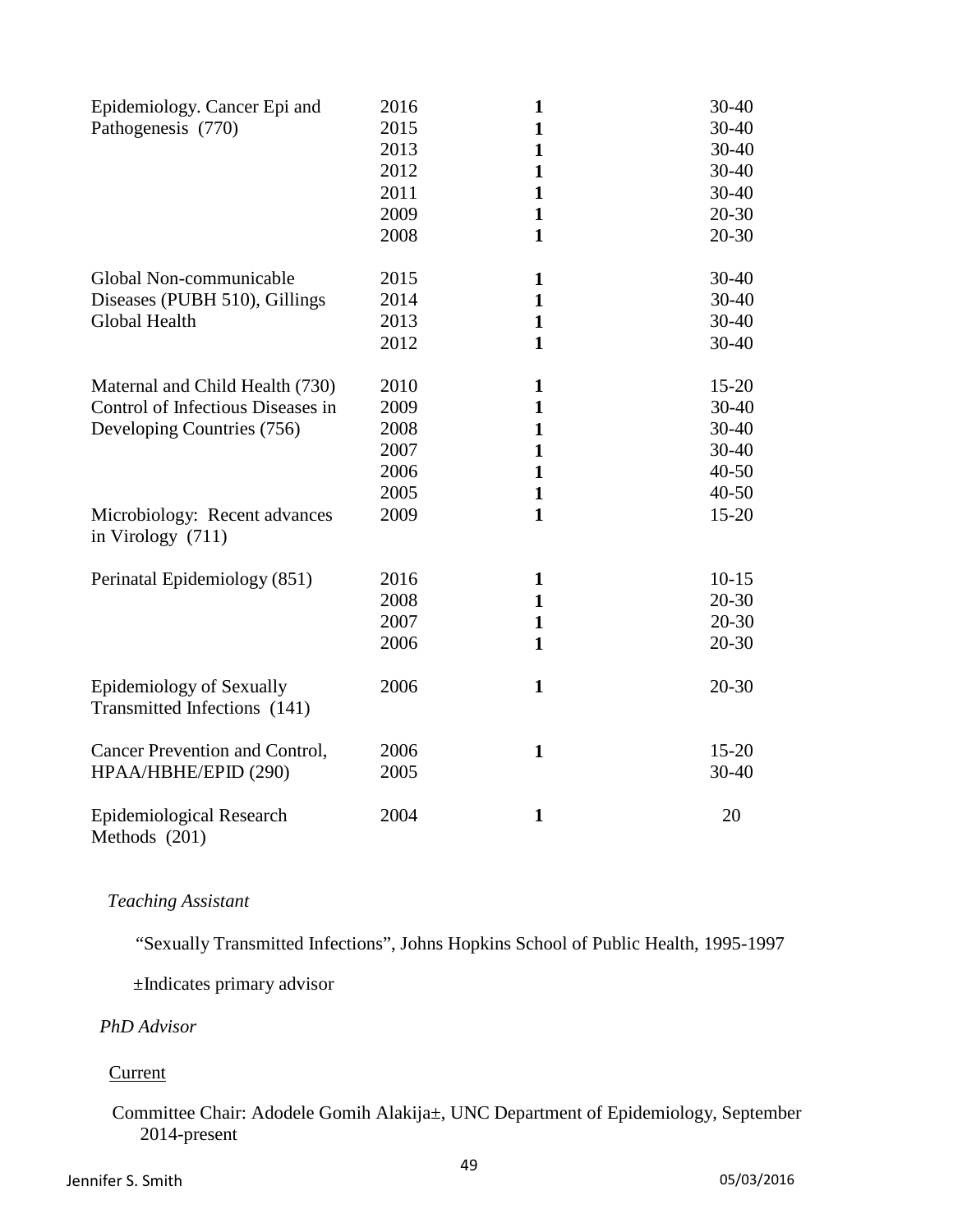| | | | |
|---|---|---|---|
| Epidemiology. Cancer Epi and Pathogenesis (770) | 2016 | **1** | 30-40 |
| | 2015 | **1** | 30-40 |
| | 2013 | **1** | 30-40 |
| | 2012 | **1** | 30-40 |
| | 2011 | **1** | 30-40 |
| | 2009 | **1** | 20-30 |
| | 2008 | **1** | 20-30 |
| Global Non-communicable Diseases (PUBH 510), Gillings Global Health | 2015 | **1** | 30-40 |
| | 2014 | **1** | 30-40 |
| | 2013 | **1** | 30-40 |
| | 2012 | **1** | 30-40 |
| Maternal and Child Health (730) | 2010 | **1** | 15-20 |
| Control of Infectious Diseases in Developing Countries (756) | 2009 | **1** | 30-40 |
| | 2008 | **1** | 30-40 |
| | 2007 | **1** | 30-40 |
| | 2006 | **1** | 40-50 |
| | 2005 | **1** | 40-50 |
| Microbiology: Recent advances in Virology (711) | 2009 | **1** | 15-20 |
| Perinatal Epidemiology (851) | 2016 | **1** | 10-15 |
| | 2008 | **1** | 20-30 |
| | 2007 | **1** | 20-30 |
| | 2006 | **1** | 20-30 |
| Epidemiology of Sexually Transmitted Infections (141) | 2006 | **1** | 20-30 |
| Cancer Prevention and Control, HPAA/HBHE/EPID (290) | 2006 | **1** | 15-20 |
| | 2005 | | 30-40 |
| Epidemiological Research Methods (201) | 2004 | **1** | 20 |

*Teaching Assistant*

"Sexually Transmitted Infections", Johns Hopkins School of Public Health, 1995-1997

±Indicates primary advisor

*PhD Advisor*

Current

Committee Chair: Adodele Gomih Alakija±, UNC Department of Epidemiology, September 2014-present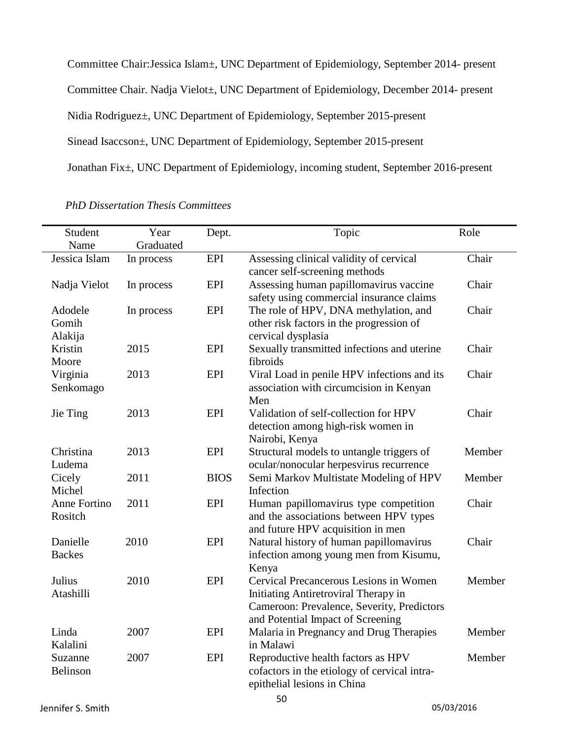Committee Chair:Jessica Islam±, UNC Department of Epidemiology, September 2014- present

Committee Chair. Nadja Vielot±, UNC Department of Epidemiology, December 2014- present

Nidia Rodriguez±, UNC Department of Epidemiology, September 2015-present

Sinead Isaccson±, UNC Department of Epidemiology, September 2015-present

Jonathan Fix±, UNC Department of Epidemiology, incoming student, September 2016-present

*PhD Dissertation Thesis Committees*

| Student Name | Year Graduated | Dept. | Topic | Role |
|---|---|---|---|---|
| Jessica Islam | In process | EPI | Assessing clinical validity of cervical cancer self-screening methods | Chair |
| Nadja Vielot | In process | EPI | Assessing human papillomavirus vaccine safety using commercial insurance claims | Chair |
| Adodele Gomih Alakija | In process | EPI | The role of HPV, DNA methylation, and other risk factors in the progression of cervical dysplasia | Chair |
| Kristin Moore | 2015 | EPI | Sexually transmitted infections and uterine fibroids | Chair |
| Virginia Senkomago | 2013 | EPI | Viral Load in penile HPV infections and its association with circumcision in Kenyan Men | Chair |
| Jie Ting | 2013 | EPI | Validation of self-collection for HPV detection among high-risk women in Nairobi, Kenya | Chair |
| Christina Ludema | 2013 | EPI | Structural models to untangle triggers of ocular/nonocular herpesvirus recurrence | Member |
| Cicely Michel | 2011 | BIOS | Semi Markov Multistate Modeling of HPV Infection | Member |
| Anne Fortino Rositch | 2011 | EPI | Human papillomavirus type competition and the associations between HPV types and future HPV acquisition in men | Chair |
| Danielle Backes | 2010 | EPI | Natural history of human papillomavirus infection among young men from Kisumu, Kenya | Chair |
| Julius Atashilli | 2010 | EPI | Cervical Precancerous Lesions in Women Initiating Antiretroviral Therapy in Cameroon: Prevalence, Severity, Predictors and Potential Impact of Screening | Member |
| Linda Kalalini | 2007 | EPI | Malaria in Pregnancy and Drug Therapies in Malawi | Member |
| Suzanne Belinson | 2007 | EPI | Reproductive health factors as HPV cofactors in the etiology of cervical intra-epithelial lesions in China | Member |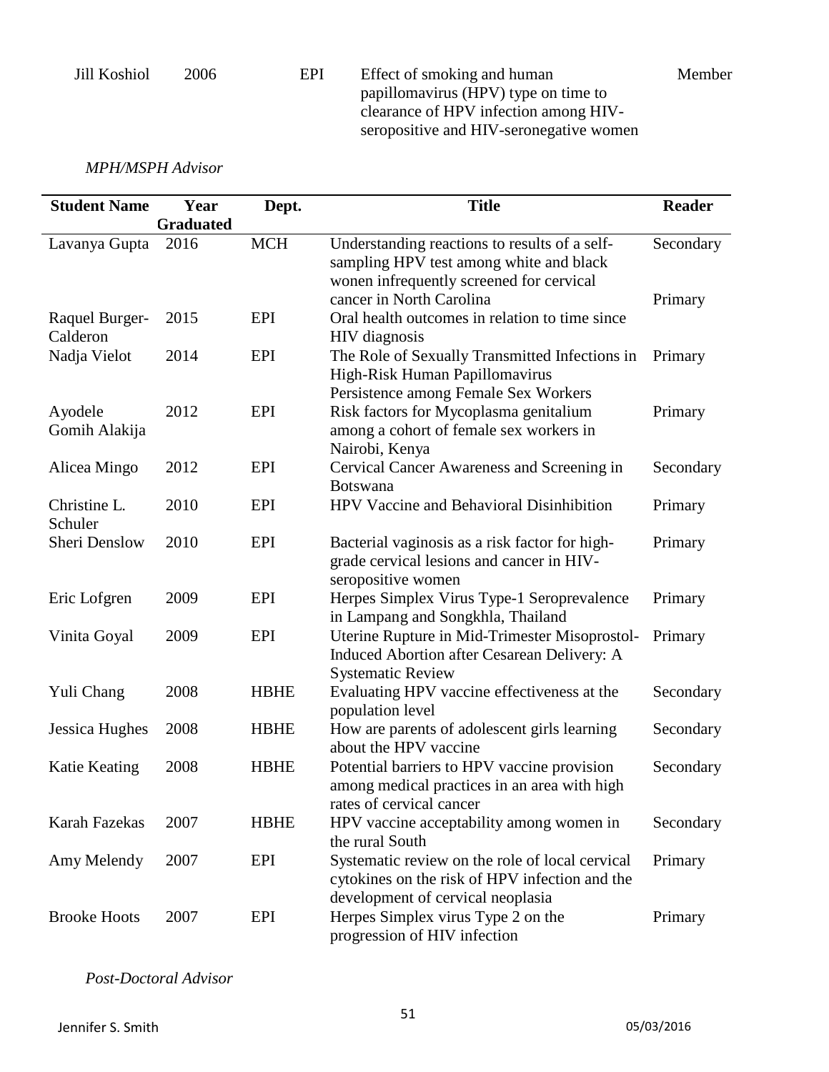| | | | | |
|---|---|---|---|---|
| Jill Koshiol | 2006 | EPI | Effect of smoking and human papillomavirus (HPV) type on time to clearance of HPV infection among HIV-seropositive and HIV-seronegative women | Member |

*MPH/MSPH Advisor*

| Student Name | Year Graduated | Dept. | Title | Reader |
|---|---|---|---|---|
| Lavanya Gupta | 2016 | MCH | Understanding reactions to results of a self-sampling HPV test among white and black wonen infrequently screened for cervical cancer in North Carolina | Secondary |
| Raquel Burger-Calderon | 2015 | EPI | Oral health outcomes in relation to time since HIV diagnosis | Primary |
| Nadja Vielot | 2014 | EPI | The Role of Sexually Transmitted Infections in High-Risk Human Papillomavirus Persistence among Female Sex Workers | Primary |
| Ayodele Gomih Alakija | 2012 | EPI | Risk factors for Mycoplasma genitalium among a cohort of female sex workers in Nairobi, Kenya | Primary |
| Alicea Mingo | 2012 | EPI | Cervical Cancer Awareness and Screening in Botswana | Secondary |
| Christine L. Schuler | 2010 | EPI | HPV Vaccine and Behavioral Disinhibition | Primary |
| Sheri Denslow | 2010 | EPI | Bacterial vaginosis as a risk factor for high-grade cervical lesions and cancer in HIV-seropositive women | Primary |
| Eric Lofgren | 2009 | EPI | Herpes Simplex Virus Type-1 Seroprevalence in Lampang and Songkhla, Thailand | Primary |
| Vinita Goyal | 2009 | EPI | Uterine Rupture in Mid-Trimester Misoprostol-Induced Abortion after Cesarean Delivery: A Systematic Review | Primary |
| Yuli Chang | 2008 | HBHE | Evaluating HPV vaccine effectiveness at the population level | Secondary |
| Jessica Hughes | 2008 | HBHE | How are parents of adolescent girls learning about the HPV vaccine | Secondary |
| Katie Keating | 2008 | HBHE | Potential barriers to HPV vaccine provision among medical practices in an area with high rates of cervical cancer | Secondary |
| Karah Fazekas | 2007 | HBHE | HPV vaccine acceptability among women in the rural South | Secondary |
| Amy Melendy | 2007 | EPI | Systematic review on the role of local cervical cytokines on the risk of HPV infection and the development of cervical neoplasia | Primary |
| Brooke Hoots | 2007 | EPI | Herpes Simplex virus Type 2 on the progression of HIV infection | Primary |

*Post-Doctoral Advisor*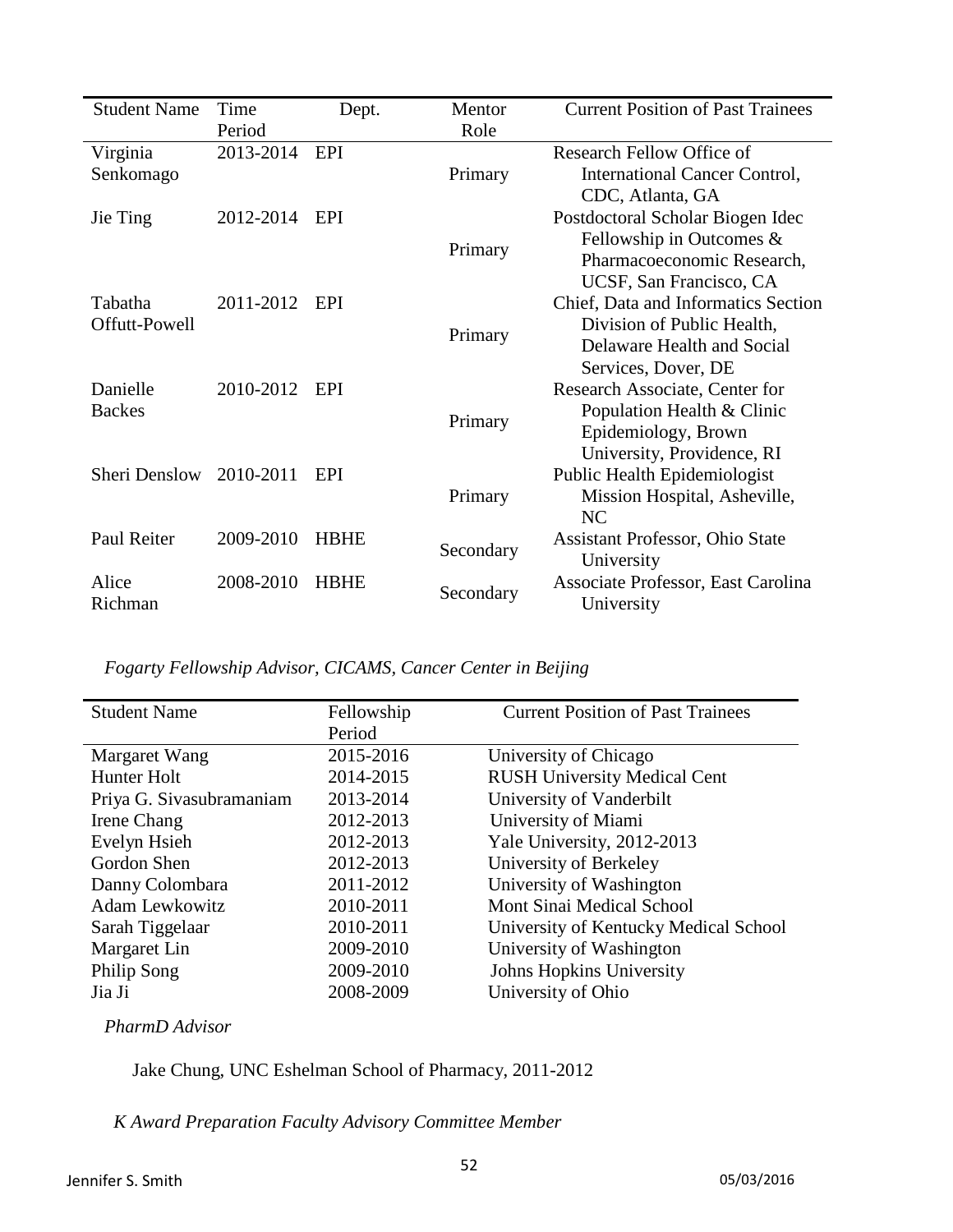| Student Name | Time Period | Dept. | Mentor Role | Current Position of Past Trainees |
|---|---|---|---|---|
| Virginia Senkomago | 2013-2014 | EPI | Primary | Research Fellow Office of International Cancer Control, CDC, Atlanta, GA |
| Jie Ting | 2012-2014 | EPI | Primary | Postdoctoral Scholar Biogen Idec Fellowship in Outcomes & Pharmacoeconomic Research, UCSF, San Francisco, CA |
| Tabatha Offutt-Powell | 2011-2012 | EPI | Primary | Chief, Data and Informatics Section Division of Public Health, Delaware Health and Social Services, Dover, DE |
| Danielle Backes | 2010-2012 | EPI | Primary | Research Associate, Center for Population Health & Clinic Epidemiology, Brown University, Providence, RI |
| Sheri Denslow | 2010-2011 | EPI | Primary | Public Health Epidemiologist Mission Hospital, Asheville, NC |
| Paul Reiter | 2009-2010 | HBHE | Secondary | Assistant Professor, Ohio State University |
| Alice Richman | 2008-2010 | HBHE | Secondary | Associate Professor, East Carolina University |

*Fogarty Fellowship Advisor, CICAMS, Cancer Center in Beijing*

| Student Name | Fellowship Period | Current Position of Past Trainees |
|---|---|---|
| Margaret Wang | 2015-2016 | University of Chicago |
| Hunter Holt | 2014-2015 | RUSH University Medical Cent |
| Priya G. Sivasubramaniam | 2013-2014 | University of Vanderbilt |
| Irene Chang | 2012-2013 | University of Miami |
| Evelyn Hsieh | 2012-2013 | Yale University, 2012-2013 |
| Gordon Shen | 2012-2013 | University of Berkeley |
| Danny Colombara | 2011-2012 | University of Washington |
| Adam Lewkowitz | 2010-2011 | Mont Sinai Medical School |
| Sarah Tiggelaar | 2010-2011 | University of Kentucky Medical School |
| Margaret Lin | 2009-2010 | University of Washington |
| Philip Song | 2009-2010 | Johns Hopkins University |
| Jia Ji | 2008-2009 | University of Ohio |

*PharmD Advisor*

Jake Chung, UNC Eshelman School of Pharmacy, 2011-2012

*K Award Preparation Faculty Advisory Committee Member*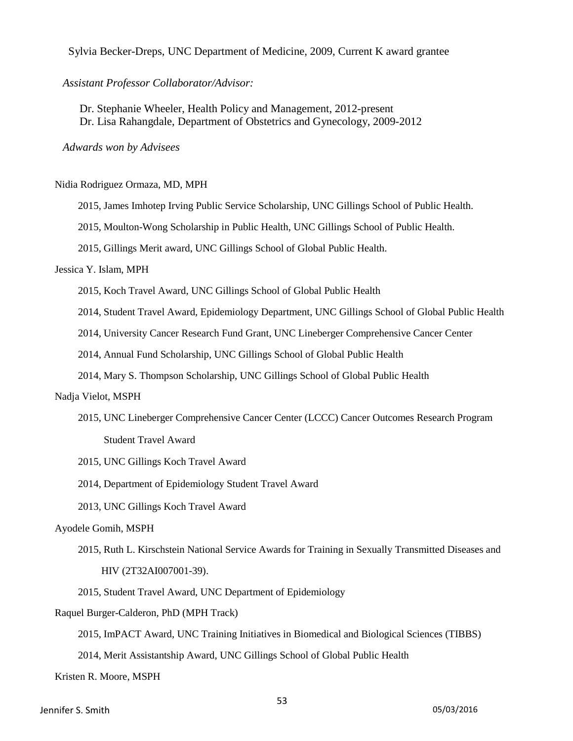Sylvia Becker-Dreps, UNC Department of Medicine, 2009, Current K award grantee

*Assistant Professor Collaborator/Advisor:*

Dr. Stephanie Wheeler, Health Policy and Management, 2012-present
Dr. Lisa Rahangdale, Department of Obstetrics and Gynecology, 2009-2012

*Adwards won by Advisees*

Nidia Rodriguez Ormaza, MD, MPH

- 2015, James Imhotep Irving Public Service Scholarship, UNC Gillings School of Public Health.
- 2015, Moulton-Wong Scholarship in Public Health, UNC Gillings School of Public Health.
- 2015, Gillings Merit award, UNC Gillings School of Global Public Health.

Jessica Y. Islam, MPH

- 2015, Koch Travel Award, UNC Gillings School of Global Public Health
- 2014, Student Travel Award, Epidemiology Department, UNC Gillings School of Global Public Health
- 2014, University Cancer Research Fund Grant, UNC Lineberger Comprehensive Cancer Center
- 2014, Annual Fund Scholarship, UNC Gillings School of Global Public Health
- 2014, Mary S. Thompson Scholarship, UNC Gillings School of Global Public Health

Nadja Vielot, MSPH

- 2015, UNC Lineberger Comprehensive Cancer Center (LCCC) Cancer Outcomes Research Program Student Travel Award
- 2015, UNC Gillings Koch Travel Award
- 2014, Department of Epidemiology Student Travel Award
- 2013, UNC Gillings Koch Travel Award

Ayodele Gomih, MSPH

- 2015, Ruth L. Kirschstein National Service Awards for Training in Sexually Transmitted Diseases and HIV (2T32AI007001-39).
- 2015, Student Travel Award, UNC Department of Epidemiology

Raquel Burger-Calderon, PhD (MPH Track)

- 2015, ImPACT Award, UNC Training Initiatives in Biomedical and Biological Sciences (TIBBS)
- 2014, Merit Assistantship Award, UNC Gillings School of Global Public Health

Kristen R. Moore, MSPH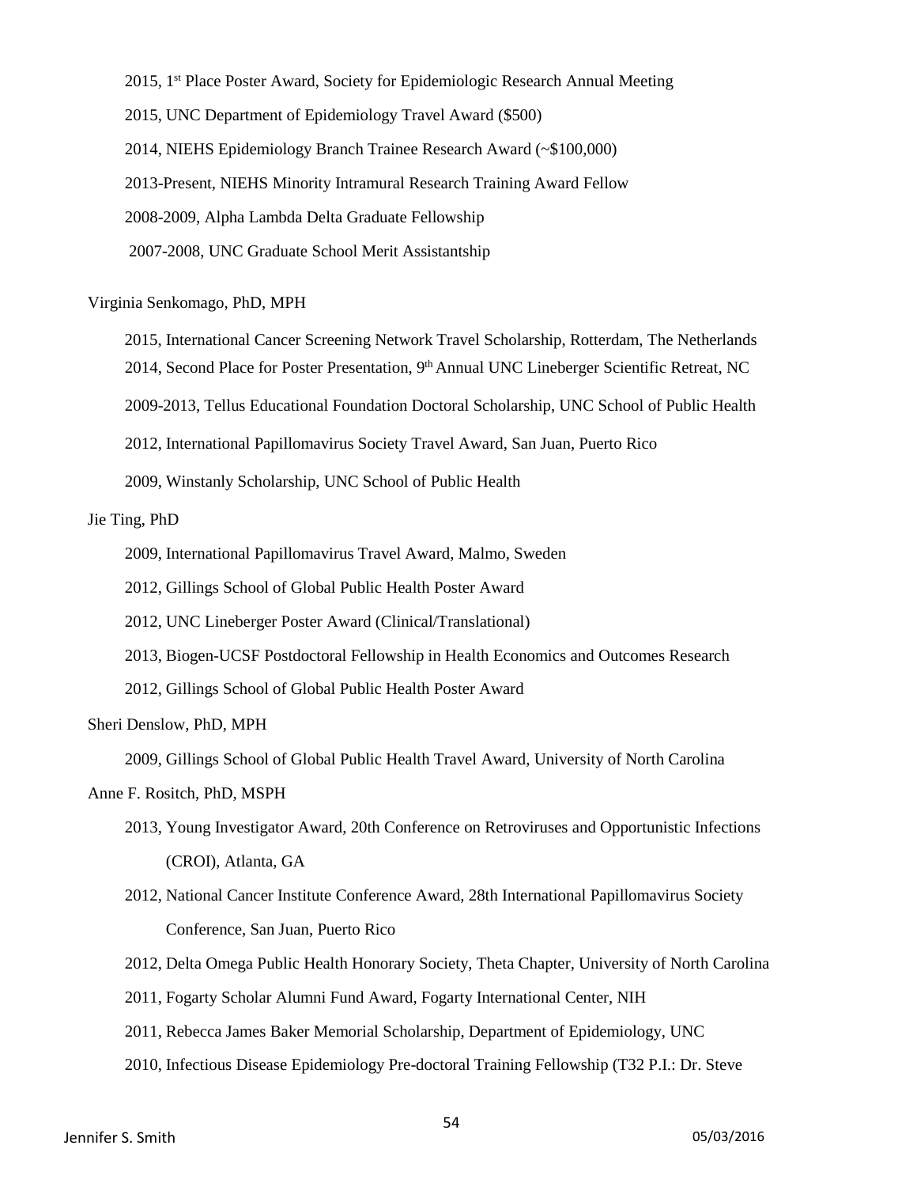- 2015, 1st Place Poster Award, Society for Epidemiologic Research Annual Meeting
- 2015, UNC Department of Epidemiology Travel Award ($500)
- 2014, NIEHS Epidemiology Branch Trainee Research Award (~$100,000)
- 2013-Present, NIEHS Minority Intramural Research Training Award Fellow
- 2008-2009, Alpha Lambda Delta Graduate Fellowship
- 2007-2008, UNC Graduate School Merit Assistantship

Virginia Senkomago, PhD, MPH

- 2015, International Cancer Screening Network Travel Scholarship, Rotterdam, The Netherlands
- 2014, Second Place for Poster Presentation, 9th Annual UNC Lineberger Scientific Retreat, NC
- 2009-2013, Tellus Educational Foundation Doctoral Scholarship, UNC School of Public Health
- 2012, International Papillomavirus Society Travel Award, San Juan, Puerto Rico
- 2009, Winstanly Scholarship, UNC School of Public Health

Jie Ting, PhD

- 2009, International Papillomavirus Travel Award, Malmo, Sweden
- 2012, Gillings School of Global Public Health Poster Award
- 2012, UNC Lineberger Poster Award (Clinical/Translational)
- 2013, Biogen-UCSF Postdoctoral Fellowship in Health Economics and Outcomes Research
- 2012, Gillings School of Global Public Health Poster Award

Sheri Denslow, PhD, MPH

- 2009, Gillings School of Global Public Health Travel Award, University of North Carolina

Anne F. Rositch, PhD, MSPH

- 2013, Young Investigator Award, 20th Conference on Retroviruses and Opportunistic Infections (CROI), Atlanta, GA
- 2012, National Cancer Institute Conference Award, 28th International Papillomavirus Society Conference, San Juan, Puerto Rico
- 2012, Delta Omega Public Health Honorary Society, Theta Chapter, University of North Carolina
- 2011, Fogarty Scholar Alumni Fund Award, Fogarty International Center, NIH
- 2011, Rebecca James Baker Memorial Scholarship, Department of Epidemiology, UNC
- 2010, Infectious Disease Epidemiology Pre-doctoral Training Fellowship (T32 P.I.: Dr. Steve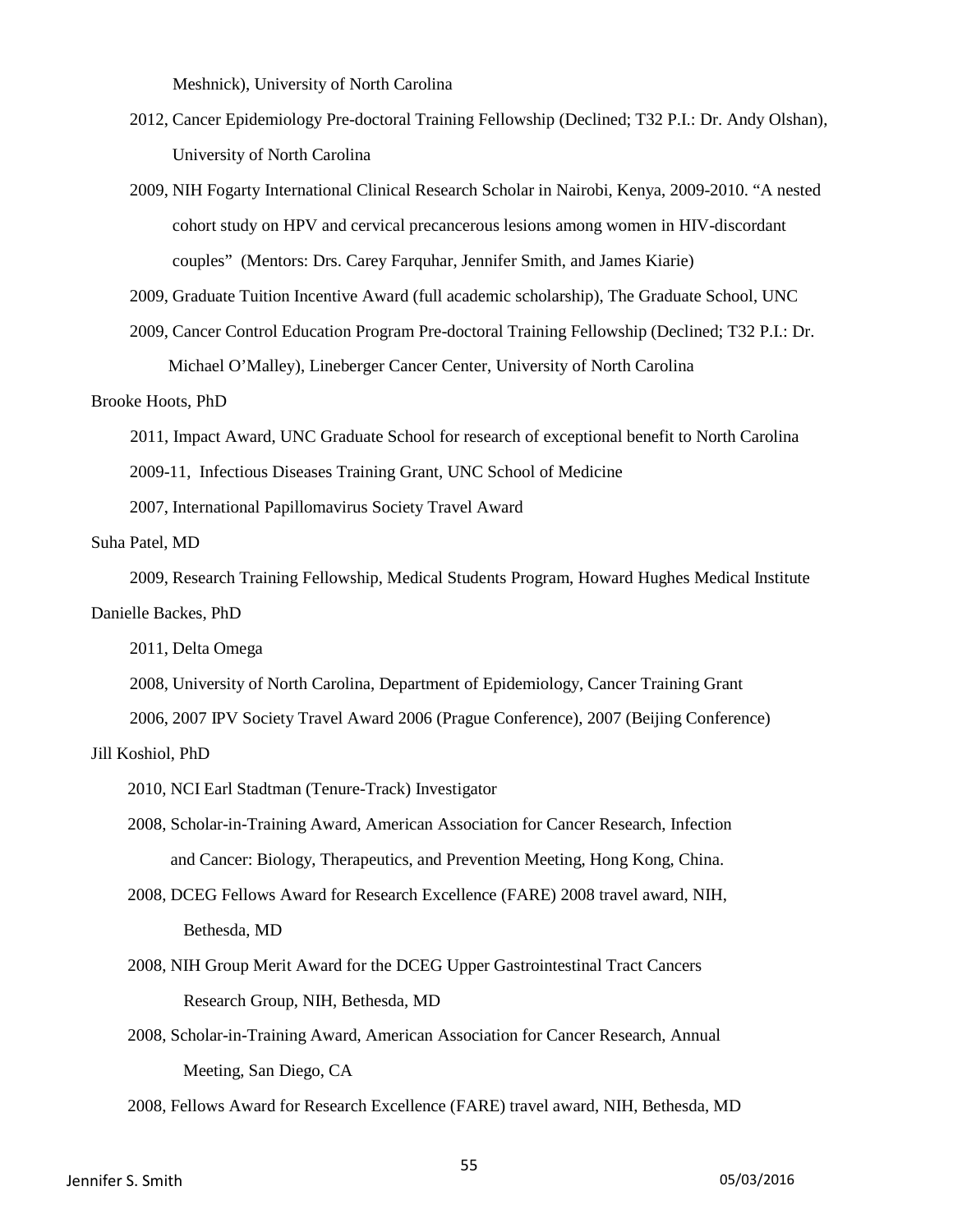Meshnick), University of North Carolina

- 2012, Cancer Epidemiology Pre-doctoral Training Fellowship (Declined; T32 P.I.: Dr. Andy Olshan), University of North Carolina
- 2009, NIH Fogarty International Clinical Research Scholar in Nairobi, Kenya, 2009-2010. "A nested cohort study on HPV and cervical precancerous lesions among women in HIV-discordant couples" (Mentors: Drs. Carey Farquhar, Jennifer Smith, and James Kiarie)
- 2009, Graduate Tuition Incentive Award (full academic scholarship), The Graduate School, UNC
- 2009, Cancer Control Education Program Pre-doctoral Training Fellowship (Declined; T32 P.I.: Dr. Michael O'Malley), Lineberger Cancer Center, University of North Carolina

Brooke Hoots, PhD

- 2011, Impact Award, UNC Graduate School for research of exceptional benefit to North Carolina
- 2009-11, Infectious Diseases Training Grant, UNC School of Medicine
- 2007, International Papillomavirus Society Travel Award

Suha Patel, MD

- 2009, Research Training Fellowship, Medical Students Program, Howard Hughes Medical Institute

Danielle Backes, PhD

- 2011, Delta Omega
- 2008, University of North Carolina, Department of Epidemiology, Cancer Training Grant
- 2006, 2007 IPV Society Travel Award 2006 (Prague Conference), 2007 (Beijing Conference)

Jill Koshiol, PhD

- 2010, NCI Earl Stadtman (Tenure-Track) Investigator
- 2008, Scholar-in-Training Award, American Association for Cancer Research, Infection and Cancer: Biology, Therapeutics, and Prevention Meeting, Hong Kong, China.
- 2008, DCEG Fellows Award for Research Excellence (FARE) 2008 travel award, NIH, Bethesda, MD
- 2008, NIH Group Merit Award for the DCEG Upper Gastrointestinal Tract Cancers Research Group, NIH, Bethesda, MD
- 2008, Scholar-in-Training Award, American Association for Cancer Research, Annual Meeting, San Diego, CA
- 2008, Fellows Award for Research Excellence (FARE) travel award, NIH, Bethesda, MD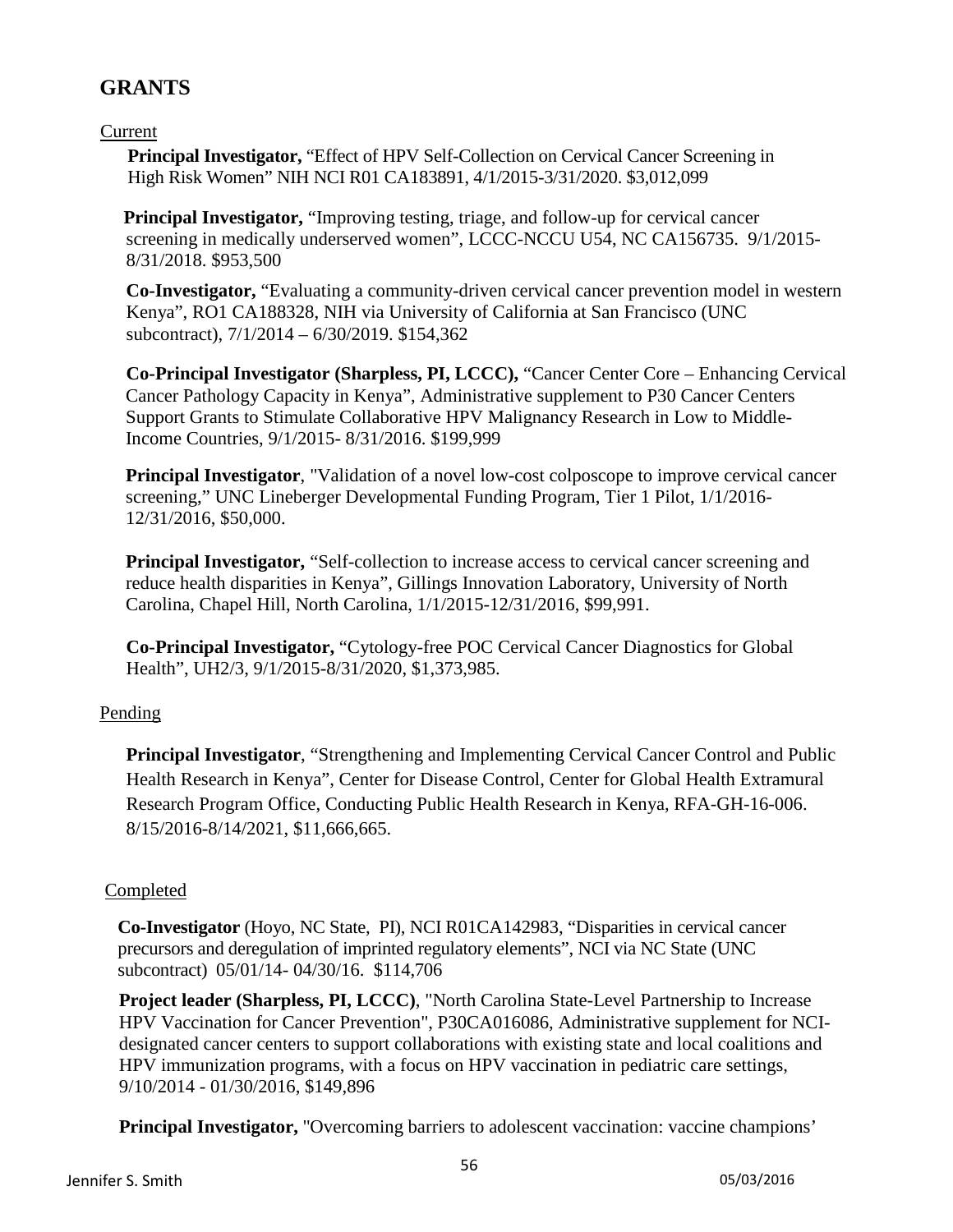## GRANTS

Current

**Principal Investigator,** "Effect of HPV Self-Collection on Cervical Cancer Screening in High Risk Women" NIH NCI R01 CA183891, 4/1/2015-3/31/2020. $3,012,099

**Principal Investigator,** "Improving testing, triage, and follow-up for cervical cancer screening in medically underserved women", LCCC-NCCU U54, NC CA156735. 9/1/2015-8/31/2018. $953,500

**Co-Investigator,** "Evaluating a community-driven cervical cancer prevention model in western Kenya", RO1 CA188328, NIH via University of California at San Francisco (UNC subcontract), 7/1/2014 – 6/30/2019. $154,362

**Co-Principal Investigator (Sharpless, PI, LCCC),** "Cancer Center Core – Enhancing Cervical Cancer Pathology Capacity in Kenya", Administrative supplement to P30 Cancer Centers Support Grants to Stimulate Collaborative HPV Malignancy Research in Low to Middle-Income Countries, 9/1/2015- 8/31/2016. $199,999

**Principal Investigator**, "Validation of a novel low-cost colposcope to improve cervical cancer screening," UNC Lineberger Developmental Funding Program, Tier 1 Pilot, 1/1/2016-12/31/2016, $50,000.

**Principal Investigator,** "Self-collection to increase access to cervical cancer screening and reduce health disparities in Kenya", Gillings Innovation Laboratory, University of North Carolina, Chapel Hill, North Carolina, 1/1/2015-12/31/2016, $99,991.

**Co-Principal Investigator,** "Cytology-free POC Cervical Cancer Diagnostics for Global Health", UH2/3, 9/1/2015-8/31/2020, $1,373,985.

Pending

**Principal Investigator**, "Strengthening and Implementing Cervical Cancer Control and Public Health Research in Kenya", Center for Disease Control, Center for Global Health Extramural Research Program Office, Conducting Public Health Research in Kenya, RFA-GH-16-006. 8/15/2016-8/14/2021, $11,666,665.

Completed

**Co-Investigator** (Hoyo, NC State, PI), NCI R01CA142983, "Disparities in cervical cancer precursors and deregulation of imprinted regulatory elements", NCI via NC State (UNC subcontract) 05/01/14- 04/30/16. $114,706

**Project leader (Sharpless, PI, LCCC)**, "North Carolina State-Level Partnership to Increase HPV Vaccination for Cancer Prevention", P30CA016086, Administrative supplement for NCI-designated cancer centers to support collaborations with existing state and local coalitions and HPV immunization programs, with a focus on HPV vaccination in pediatric care settings, 9/10/2014 - 01/30/2016, $149,896

**Principal Investigator,** "Overcoming barriers to adolescent vaccination: vaccine champions'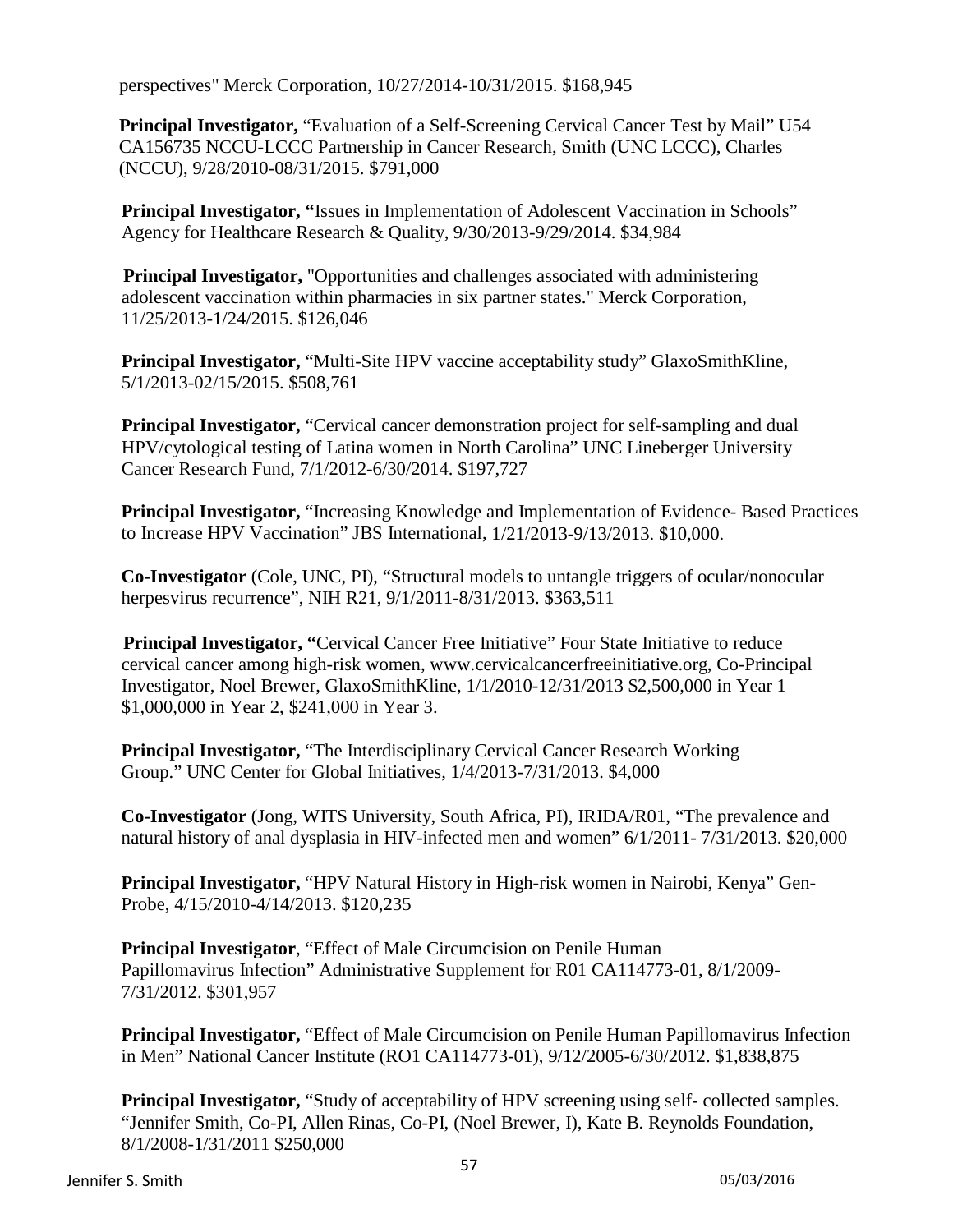perspectives" Merck Corporation, 10/27/2014-10/31/2015. $168,945

**Principal Investigator,** "Evaluation of a Self-Screening Cervical Cancer Test by Mail" U54 CA156735 NCCU-LCCC Partnership in Cancer Research, Smith (UNC LCCC), Charles (NCCU), 9/28/2010-08/31/2015. $791,000

**Principal Investigator, "**Issues in Implementation of Adolescent Vaccination in Schools" Agency for Healthcare Research & Quality, 9/30/2013-9/29/2014. $34,984

**Principal Investigator,** "Opportunities and challenges associated with administering adolescent vaccination within pharmacies in six partner states." Merck Corporation, 11/25/2013-1/24/2015. $126,046

**Principal Investigator,** "Multi-Site HPV vaccine acceptability study" GlaxoSmithKline, 5/1/2013-02/15/2015. $508,761

**Principal Investigator,** "Cervical cancer demonstration project for self-sampling and dual HPV/cytological testing of Latina women in North Carolina" UNC Lineberger University Cancer Research Fund, 7/1/2012-6/30/2014. $197,727

**Principal Investigator,** "Increasing Knowledge and Implementation of Evidence- Based Practices to Increase HPV Vaccination" JBS International, 1/21/2013-9/13/2013. $10,000.

**Co-Investigator** (Cole, UNC, PI), "Structural models to untangle triggers of ocular/nonocular herpesvirus recurrence", NIH R21, 9/1/2011-8/31/2013. $363,511

**Principal Investigator, "**Cervical Cancer Free Initiative" Four State Initiative to reduce cervical cancer among high-risk women, www.cervicalcancerfreeinitiative.org, Co-Principal Investigator, Noel Brewer, GlaxoSmithKline, 1/1/2010-12/31/2013 $2,500,000 in Year 1 $1,000,000 in Year 2, $241,000 in Year 3.

**Principal Investigator,** "The Interdisciplinary Cervical Cancer Research Working Group." UNC Center for Global Initiatives, 1/4/2013-7/31/2013. $4,000

**Co-Investigator** (Jong, WITS University, South Africa, PI), IRIDA/R01, "The prevalence and natural history of anal dysplasia in HIV-infected men and women" 6/1/2011- 7/31/2013. $20,000

**Principal Investigator,** "HPV Natural History in High-risk women in Nairobi, Kenya" Gen-Probe, 4/15/2010-4/14/2013. $120,235

**Principal Investigator**, "Effect of Male Circumcision on Penile Human Papillomavirus Infection" Administrative Supplement for R01 CA114773-01, 8/1/2009-7/31/2012. $301,957

**Principal Investigator,** "Effect of Male Circumcision on Penile Human Papillomavirus Infection in Men" National Cancer Institute (RO1 CA114773-01), 9/12/2005-6/30/2012. $1,838,875

**Principal Investigator,** "Study of acceptability of HPV screening using self- collected samples. "Jennifer Smith, Co-PI, Allen Rinas, Co-PI, (Noel Brewer, I), Kate B. Reynolds Foundation, 8/1/2008-1/31/2011 $250,000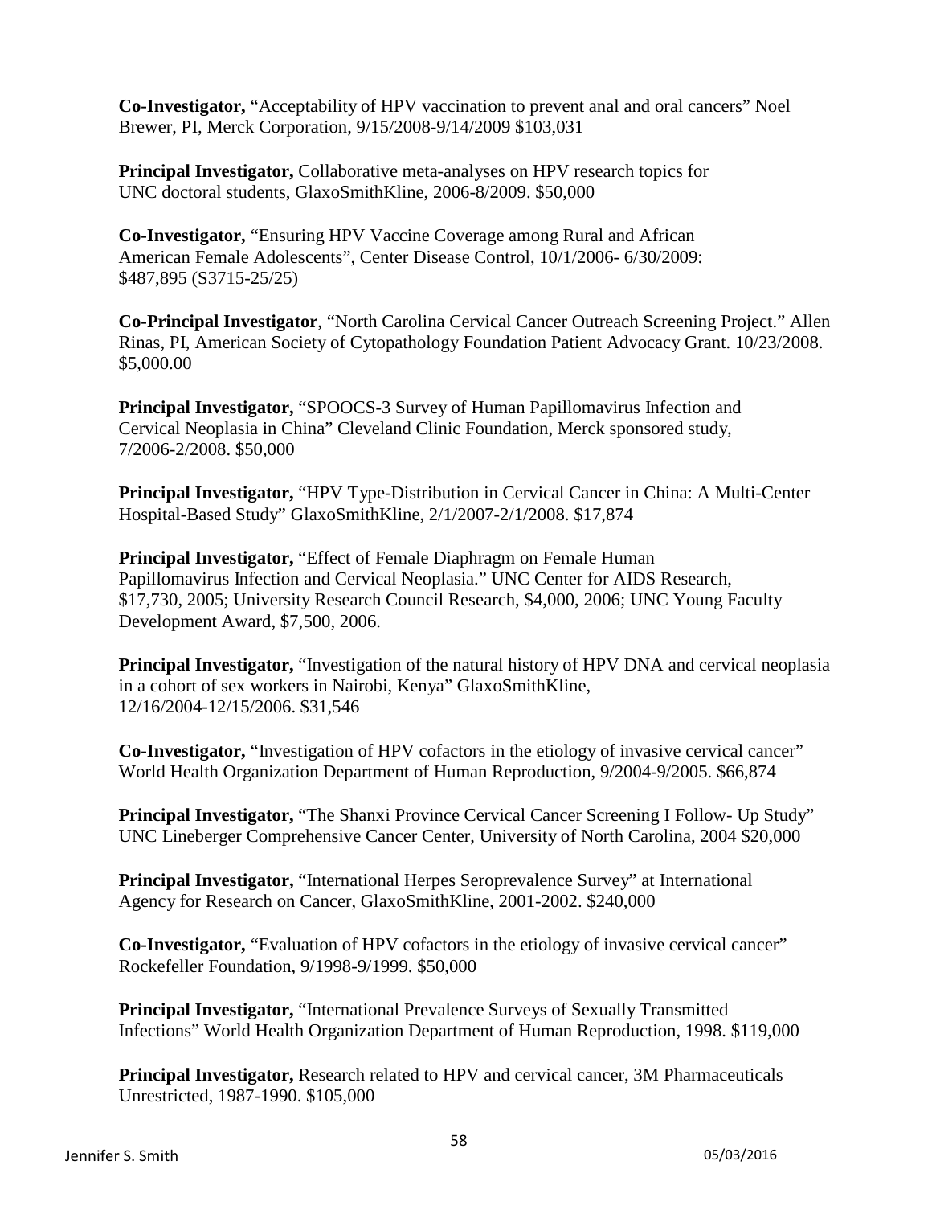**Co-Investigator,** “Acceptability of HPV vaccination to prevent anal and oral cancers” Noel Brewer, PI, Merck Corporation, 9/15/2008-9/14/2009 $103,031

**Principal Investigator,** Collaborative meta-analyses on HPV research topics for UNC doctoral students, GlaxoSmithKline, 2006-8/2009. $50,000

**Co-Investigator,** “Ensuring HPV Vaccine Coverage among Rural and African American Female Adolescents”, Center Disease Control, 10/1/2006- 6/30/2009: $487,895 (S3715-25/25)

**Co-Principal Investigator**, “North Carolina Cervical Cancer Outreach Screening Project.” Allen Rinas, PI, American Society of Cytopathology Foundation Patient Advocacy Grant. 10/23/2008. $5,000.00

**Principal Investigator,** “SPOOCS-3 Survey of Human Papillomavirus Infection and Cervical Neoplasia in China” Cleveland Clinic Foundation, Merck sponsored study, 7/2006-2/2008. $50,000

**Principal Investigator,** “HPV Type-Distribution in Cervical Cancer in China: A Multi-Center Hospital-Based Study” GlaxoSmithKline, 2/1/2007-2/1/2008. $17,874

**Principal Investigator,** “Effect of Female Diaphragm on Female Human Papillomavirus Infection and Cervical Neoplasia.” UNC Center for AIDS Research, $17,730, 2005; University Research Council Research, $4,000, 2006; UNC Young Faculty Development Award, $7,500, 2006.

**Principal Investigator,** “Investigation of the natural history of HPV DNA and cervical neoplasia in a cohort of sex workers in Nairobi, Kenya” GlaxoSmithKline, 12/16/2004-12/15/2006. $31,546

**Co-Investigator,** “Investigation of HPV cofactors in the etiology of invasive cervical cancer” World Health Organization Department of Human Reproduction, 9/2004-9/2005. $66,874

**Principal Investigator,** “The Shanxi Province Cervical Cancer Screening I Follow- Up Study” UNC Lineberger Comprehensive Cancer Center, University of North Carolina, 2004 $20,000

**Principal Investigator,** “International Herpes Seroprevalence Survey” at International Agency for Research on Cancer, GlaxoSmithKline, 2001-2002. $240,000

**Co-Investigator,** “Evaluation of HPV cofactors in the etiology of invasive cervical cancer” Rockefeller Foundation, 9/1998-9/1999. $50,000

**Principal Investigator,** “International Prevalence Surveys of Sexually Transmitted Infections” World Health Organization Department of Human Reproduction, 1998. $119,000

**Principal Investigator,** Research related to HPV and cervical cancer, 3M Pharmaceuticals Unrestricted, 1987-1990. $105,000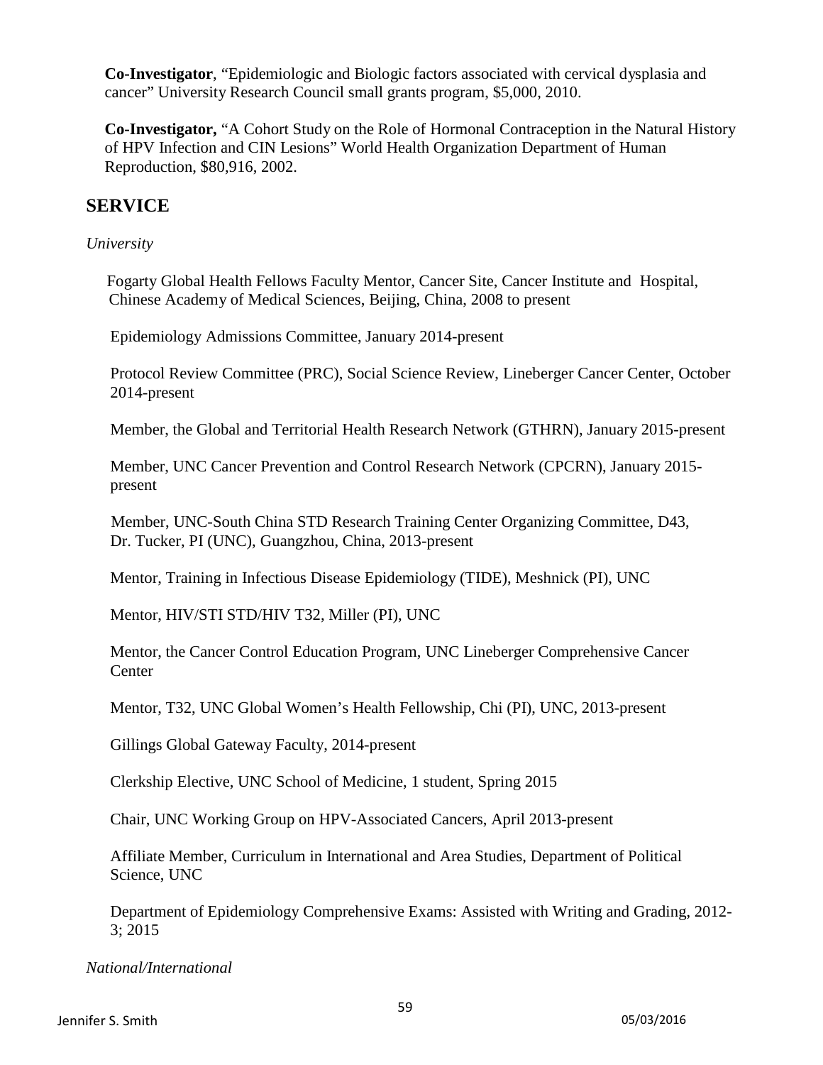**Co-Investigator**, "Epidemiologic and Biologic factors associated with cervical dysplasia and cancer" University Research Council small grants program, $5,000, 2010.

**Co-Investigator,** "A Cohort Study on the Role of Hormonal Contraception in the Natural History of HPV Infection and CIN Lesions" World Health Organization Department of Human Reproduction, $80,916, 2002.

## SERVICE

*University*

Fogarty Global Health Fellows Faculty Mentor, Cancer Site, Cancer Institute and Hospital, Chinese Academy of Medical Sciences, Beijing, China, 2008 to present

Epidemiology Admissions Committee, January 2014-present

Protocol Review Committee (PRC), Social Science Review, Lineberger Cancer Center, October 2014-present

Member, the Global and Territorial Health Research Network (GTHRN), January 2015-present

Member, UNC Cancer Prevention and Control Research Network (CPCRN), January 2015-present

Member, UNC-South China STD Research Training Center Organizing Committee, D43, Dr. Tucker, PI (UNC), Guangzhou, China, 2013-present

Mentor, Training in Infectious Disease Epidemiology (TIDE), Meshnick (PI), UNC

Mentor, HIV/STI STD/HIV T32, Miller (PI), UNC

Mentor, the Cancer Control Education Program, UNC Lineberger Comprehensive Cancer Center

Mentor, T32, UNC Global Women's Health Fellowship, Chi (PI), UNC, 2013-present

Gillings Global Gateway Faculty, 2014-present

Clerkship Elective, UNC School of Medicine, 1 student, Spring 2015

Chair, UNC Working Group on HPV-Associated Cancers, April 2013-present

Affiliate Member, Curriculum in International and Area Studies, Department of Political Science, UNC

Department of Epidemiology Comprehensive Exams: Assisted with Writing and Grading, 2012-3; 2015

*National/International*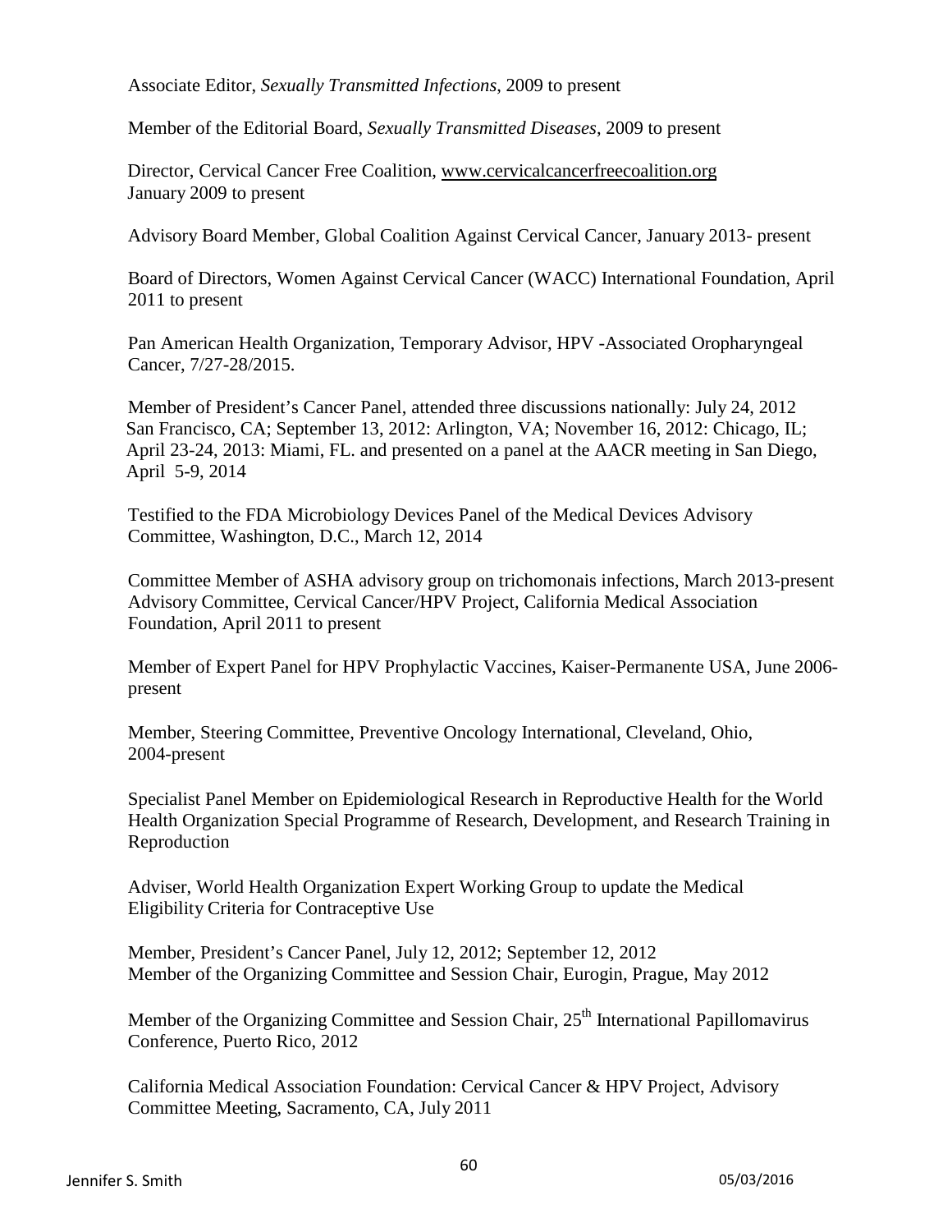Associate Editor, *Sexually Transmitted Infections*, 2009 to present

Member of the Editorial Board, *Sexually Transmitted Diseases*, 2009 to present

Director, Cervical Cancer Free Coalition, www.cervicalcancerfreecoalition.org January 2009 to present

Advisory Board Member, Global Coalition Against Cervical Cancer, January 2013- present

Board of Directors, Women Against Cervical Cancer (WACC) International Foundation, April 2011 to present

Pan American Health Organization, Temporary Advisor, HPV -Associated Oropharyngeal Cancer, 7/27-28/2015.

Member of President's Cancer Panel, attended three discussions nationally: July 24, 2012 San Francisco, CA; September 13, 2012: Arlington, VA; November 16, 2012: Chicago, IL; April 23-24, 2013: Miami, FL. and presented on a panel at the AACR meeting in San Diego, April 5-9, 2014

Testified to the FDA Microbiology Devices Panel of the Medical Devices Advisory Committee, Washington, D.C., March 12, 2014

Committee Member of ASHA advisory group on trichomonais infections, March 2013-present
Advisory Committee, Cervical Cancer/HPV Project, California Medical Association Foundation, April 2011 to present

Member of Expert Panel for HPV Prophylactic Vaccines, Kaiser-Permanente USA, June 2006-present

Member, Steering Committee, Preventive Oncology International, Cleveland, Ohio, 2004-present

Specialist Panel Member on Epidemiological Research in Reproductive Health for the World Health Organization Special Programme of Research, Development, and Research Training in Reproduction

Adviser, World Health Organization Expert Working Group to update the Medical Eligibility Criteria for Contraceptive Use

Member, President's Cancer Panel, July 12, 2012; September 12, 2012
Member of the Organizing Committee and Session Chair, Eurogin, Prague, May 2012

Member of the Organizing Committee and Session Chair, 25th International Papillomavirus Conference, Puerto Rico, 2012

California Medical Association Foundation: Cervical Cancer & HPV Project, Advisory Committee Meeting, Sacramento, CA, July 2011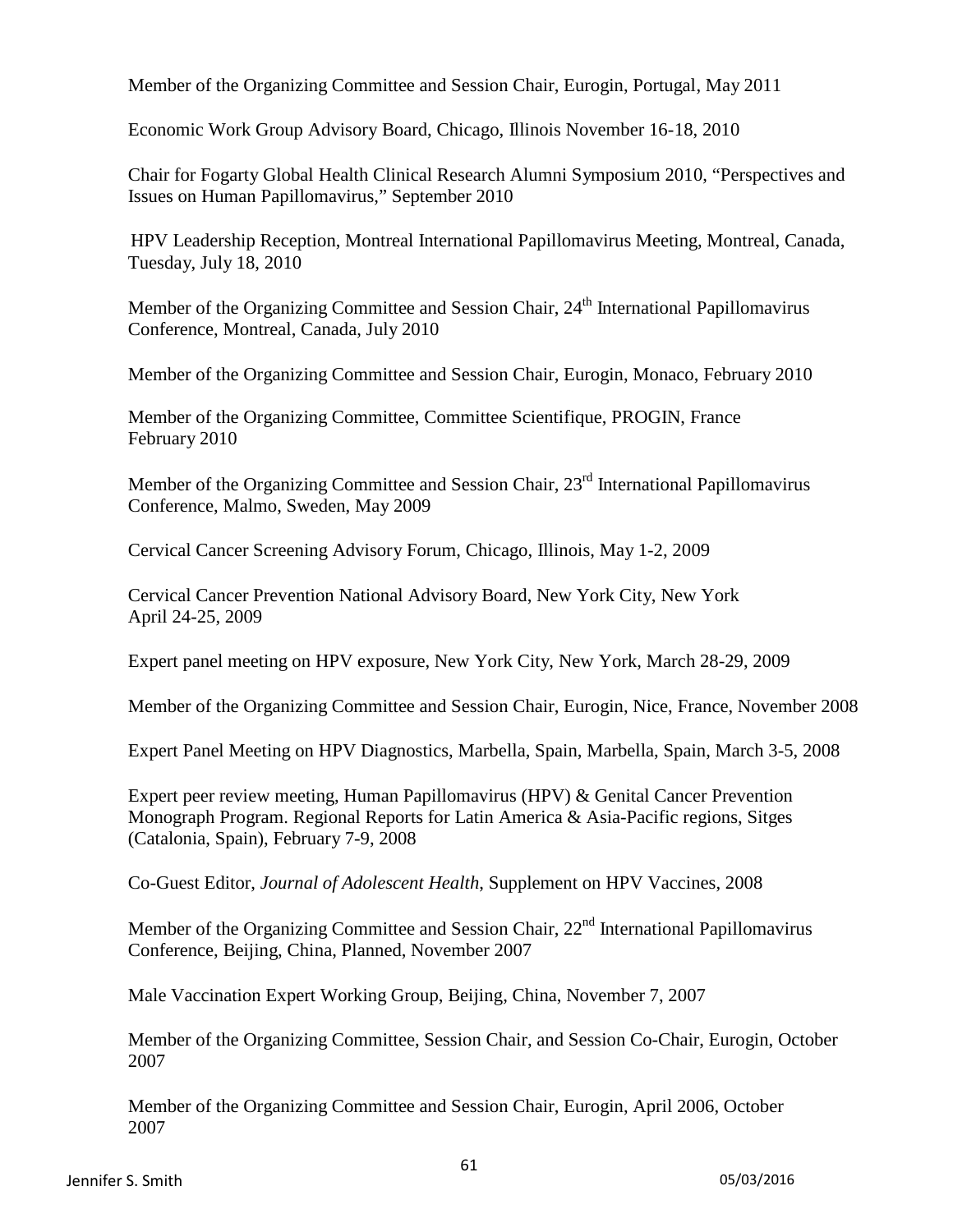Member of the Organizing Committee and Session Chair, Eurogin, Portugal, May 2011

Economic Work Group Advisory Board, Chicago, Illinois November 16-18, 2010

Chair for Fogarty Global Health Clinical Research Alumni Symposium 2010, "Perspectives and Issues on Human Papillomavirus," September 2010

HPV Leadership Reception, Montreal International Papillomavirus Meeting, Montreal, Canada, Tuesday, July 18, 2010

Member of the Organizing Committee and Session Chair, 24th International Papillomavirus Conference, Montreal, Canada, July 2010

Member of the Organizing Committee and Session Chair, Eurogin, Monaco, February 2010

Member of the Organizing Committee, Committee Scientifique, PROGIN, France February 2010

Member of the Organizing Committee and Session Chair, 23rd International Papillomavirus Conference, Malmo, Sweden, May 2009

Cervical Cancer Screening Advisory Forum, Chicago, Illinois, May 1-2, 2009

Cervical Cancer Prevention National Advisory Board, New York City, New York April 24-25, 2009

Expert panel meeting on HPV exposure, New York City, New York, March 28-29, 2009

Member of the Organizing Committee and Session Chair, Eurogin, Nice, France, November 2008

Expert Panel Meeting on HPV Diagnostics, Marbella, Spain, Marbella, Spain, March 3-5, 2008

Expert peer review meeting, Human Papillomavirus (HPV) & Genital Cancer Prevention Monograph Program. Regional Reports for Latin America & Asia-Pacific regions, Sitges (Catalonia, Spain), February 7-9, 2008

Co-Guest Editor, *Journal of Adolescent Health*, Supplement on HPV Vaccines, 2008

Member of the Organizing Committee and Session Chair, 22nd International Papillomavirus Conference, Beijing, China, Planned, November 2007

Male Vaccination Expert Working Group, Beijing, China, November 7, 2007

Member of the Organizing Committee, Session Chair, and Session Co-Chair, Eurogin, October 2007

Member of the Organizing Committee and Session Chair, Eurogin, April 2006, October 2007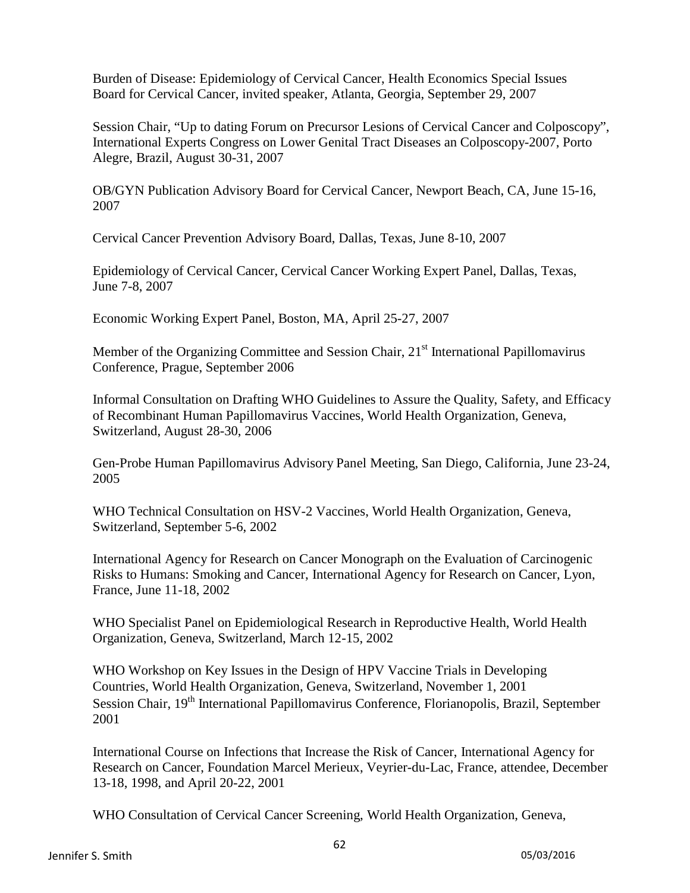Burden of Disease: Epidemiology of Cervical Cancer, Health Economics Special Issues Board for Cervical Cancer, invited speaker, Atlanta, Georgia, September 29, 2007

Session Chair, "Up to dating Forum on Precursor Lesions of Cervical Cancer and Colposcopy", International Experts Congress on Lower Genital Tract Diseases an Colposcopy-2007, Porto Alegre, Brazil, August 30-31, 2007

OB/GYN Publication Advisory Board for Cervical Cancer, Newport Beach, CA, June 15-16, 2007

Cervical Cancer Prevention Advisory Board, Dallas, Texas, June 8-10, 2007

Epidemiology of Cervical Cancer, Cervical Cancer Working Expert Panel, Dallas, Texas, June 7-8, 2007

Economic Working Expert Panel, Boston, MA, April 25-27, 2007

Member of the Organizing Committee and Session Chair, 21st International Papillomavirus Conference, Prague, September 2006

Informal Consultation on Drafting WHO Guidelines to Assure the Quality, Safety, and Efficacy of Recombinant Human Papillomavirus Vaccines, World Health Organization, Geneva, Switzerland, August 28-30, 2006

Gen-Probe Human Papillomavirus Advisory Panel Meeting, San Diego, California, June 23-24, 2005

WHO Technical Consultation on HSV-2 Vaccines, World Health Organization, Geneva, Switzerland, September 5-6, 2002

International Agency for Research on Cancer Monograph on the Evaluation of Carcinogenic Risks to Humans: Smoking and Cancer, International Agency for Research on Cancer, Lyon, France, June 11-18, 2002

WHO Specialist Panel on Epidemiological Research in Reproductive Health, World Health Organization, Geneva, Switzerland, March 12-15, 2002

WHO Workshop on Key Issues in the Design of HPV Vaccine Trials in Developing Countries, World Health Organization, Geneva, Switzerland, November 1, 2001

Session Chair, 19th International Papillomavirus Conference, Florianopolis, Brazil, September 2001

International Course on Infections that Increase the Risk of Cancer, International Agency for Research on Cancer, Foundation Marcel Merieux, Veyrier-du-Lac, France, attendee, December 13-18, 1998, and April 20-22, 2001

WHO Consultation of Cervical Cancer Screening, World Health Organization, Geneva,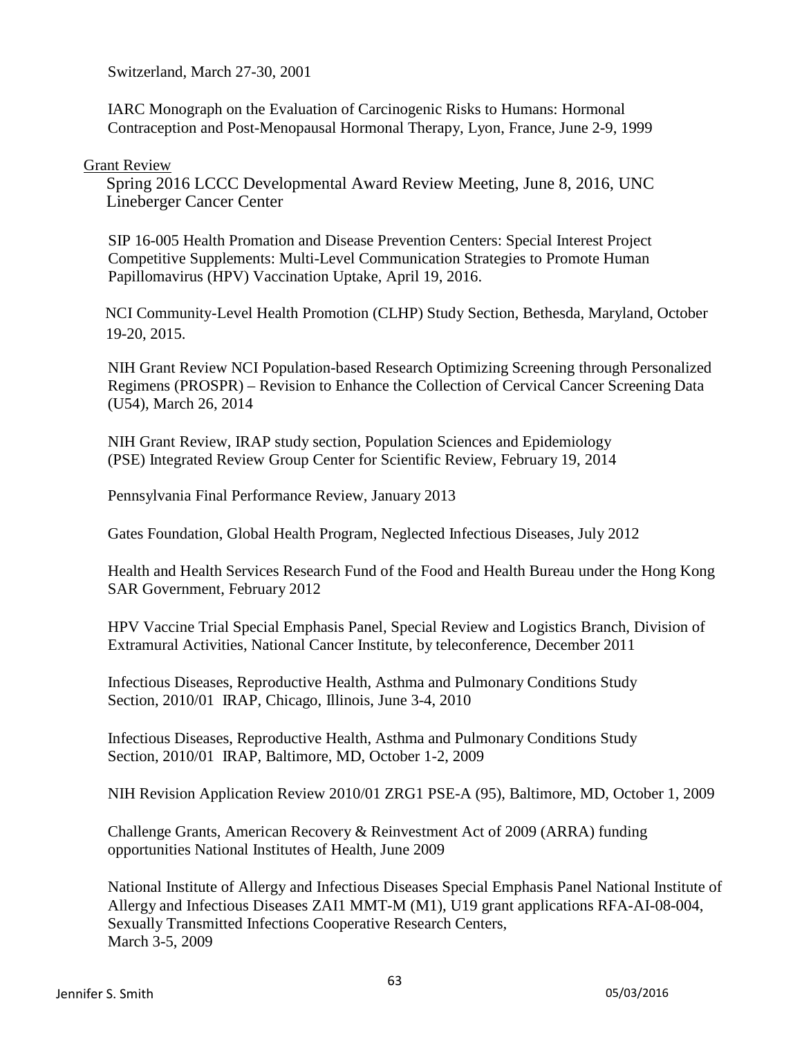Switzerland, March 27-30, 2001

IARC Monograph on the Evaluation of Carcinogenic Risks to Humans: Hormonal Contraception and Post-Menopausal Hormonal Therapy, Lyon, France, June 2-9, 1999

<u>Grant Review</u>

Spring 2016 LCCC Developmental Award Review Meeting, June 8, 2016, UNC Lineberger Cancer Center

SIP 16-005 Health Promation and Disease Prevention Centers: Special Interest Project Competitive Supplements: Multi-Level Communication Strategies to Promote Human Papillomavirus (HPV) Vaccination Uptake, April 19, 2016.

NCI Community-Level Health Promotion (CLHP) Study Section, Bethesda, Maryland, October 19-20, 2015.

NIH Grant Review NCI Population-based Research Optimizing Screening through Personalized Regimens (PROSPR) – Revision to Enhance the Collection of Cervical Cancer Screening Data (U54), March 26, 2014

NIH Grant Review, IRAP study section, Population Sciences and Epidemiology (PSE) Integrated Review Group Center for Scientific Review, February 19, 2014

Pennsylvania Final Performance Review, January 2013

Gates Foundation, Global Health Program, Neglected Infectious Diseases, July 2012

Health and Health Services Research Fund of the Food and Health Bureau under the Hong Kong SAR Government, February 2012

HPV Vaccine Trial Special Emphasis Panel, Special Review and Logistics Branch, Division of Extramural Activities, National Cancer Institute, by teleconference, December 2011

Infectious Diseases, Reproductive Health, Asthma and Pulmonary Conditions Study Section, 2010/01 IRAP, Chicago, Illinois, June 3-4, 2010

Infectious Diseases, Reproductive Health, Asthma and Pulmonary Conditions Study Section, 2010/01 IRAP, Baltimore, MD, October 1-2, 2009

NIH Revision Application Review 2010/01 ZRG1 PSE-A (95), Baltimore, MD, October 1, 2009

Challenge Grants, American Recovery & Reinvestment Act of 2009 (ARRA) funding opportunities National Institutes of Health, June 2009

National Institute of Allergy and Infectious Diseases Special Emphasis Panel National Institute of Allergy and Infectious Diseases ZAI1 MMT-M (M1), U19 grant applications RFA-AI-08-004, Sexually Transmitted Infections Cooperative Research Centers, March 3-5, 2009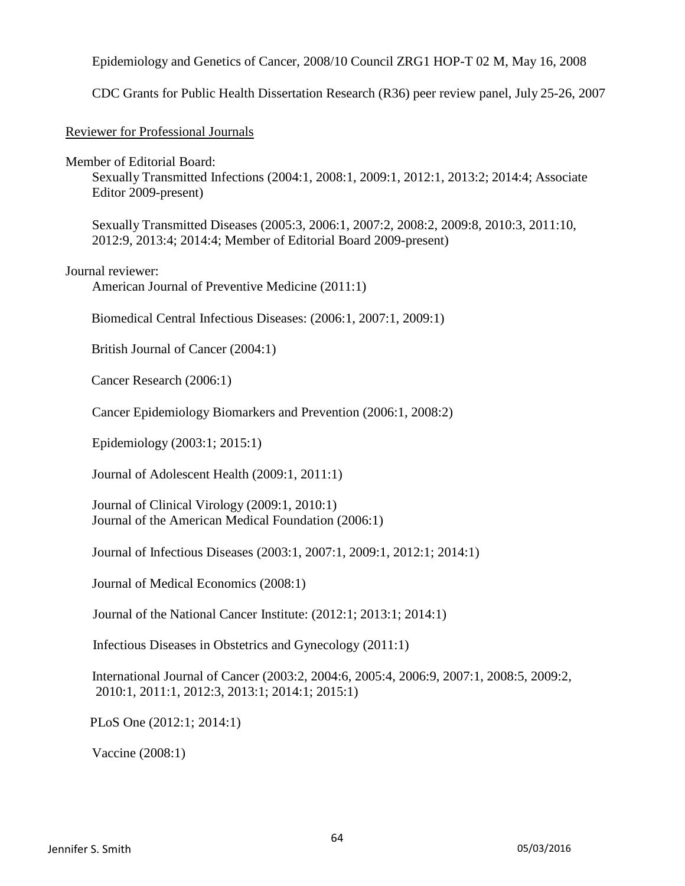Epidemiology and Genetics of Cancer, 2008/10 Council ZRG1 HOP-T 02 M, May 16, 2008

CDC Grants for Public Health Dissertation Research (R36) peer review panel, July 25-26, 2007

<u>Reviewer for Professional Journals</u>

Member of Editorial Board:

Sexually Transmitted Infections (2004:1, 2008:1, 2009:1, 2012:1, 2013:2; 2014:4; Associate Editor 2009-present)

Sexually Transmitted Diseases (2005:3, 2006:1, 2007:2, 2008:2, 2009:8, 2010:3, 2011:10, 2012:9, 2013:4; 2014:4; Member of Editorial Board 2009-present)

Journal reviewer:

American Journal of Preventive Medicine (2011:1)

Biomedical Central Infectious Diseases: (2006:1, 2007:1, 2009:1)

British Journal of Cancer (2004:1)

Cancer Research (2006:1)

Cancer Epidemiology Biomarkers and Prevention (2006:1, 2008:2)

Epidemiology (2003:1; 2015:1)

Journal of Adolescent Health (2009:1, 2011:1)

Journal of Clinical Virology (2009:1, 2010:1)
Journal of the American Medical Foundation (2006:1)

Journal of Infectious Diseases (2003:1, 2007:1, 2009:1, 2012:1; 2014:1)

Journal of Medical Economics (2008:1)

Journal of the National Cancer Institute: (2012:1; 2013:1; 2014:1)

Infectious Diseases in Obstetrics and Gynecology (2011:1)

International Journal of Cancer (2003:2, 2004:6, 2005:4, 2006:9, 2007:1, 2008:5, 2009:2, 2010:1, 2011:1, 2012:3, 2013:1; 2014:1; 2015:1)

PLoS One (2012:1; 2014:1)

Vaccine (2008:1)